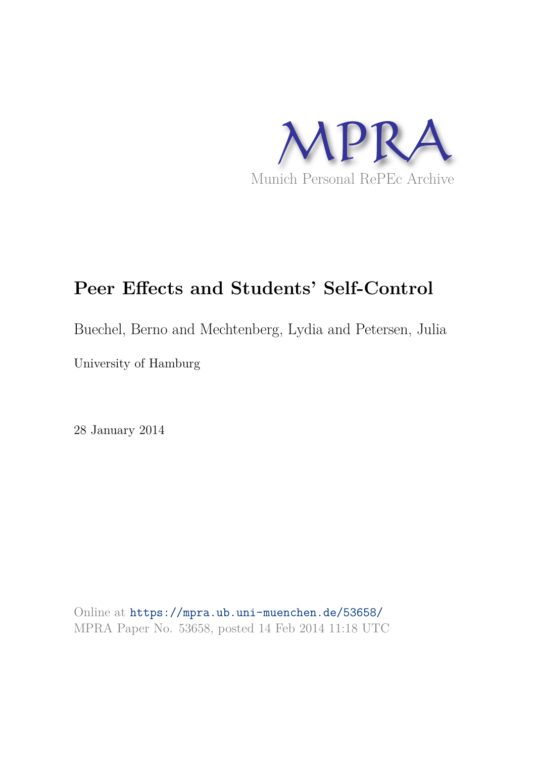MPRA

Munich Personal RePEc Archive

# Peer Effects and Students' Self-Control

Buechel, Berno and Mechtenberg, Lydia and Petersen, Julia

University of Hamburg

28 January 2014

Online at https://mpra.ub.uni-muenchen.de/53658/
MPRA Paper No. 53658, posted 14 Feb 2014 11:18 UTC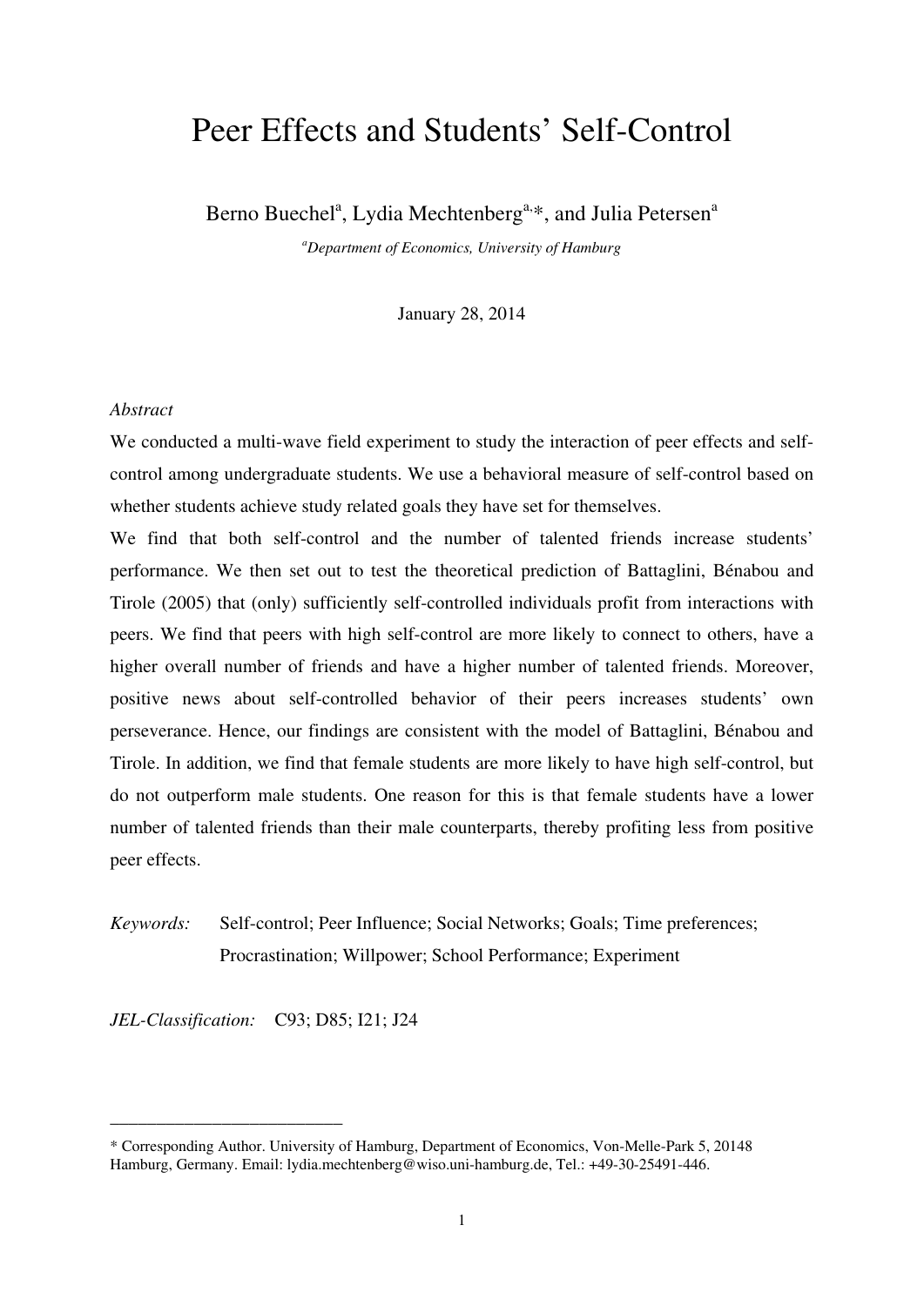# Peer Effects and Students' Self-Control

Berno Buechel[a], Lydia Mechtenberg[a,*], and Julia Petersen[a]

[a]*Department of Economics, University of Hamburg*

January 28, 2014

*Abstract*

We conducted a multi-wave field experiment to study the interaction of peer effects and self-control among undergraduate students. We use a behavioral measure of self-control based on whether students achieve study related goals they have set for themselves.

We find that both self-control and the number of talented friends increase students' performance. We then set out to test the theoretical prediction of Battaglini, Bénabou and Tirole (2005) that (only) sufficiently self-controlled individuals profit from interactions with peers. We find that peers with high self-control are more likely to connect to others, have a higher overall number of friends and have a higher number of talented friends. Moreover, positive news about self-controlled behavior of their peers increases students' own perseverance. Hence, our findings are consistent with the model of Battaglini, Bénabou and Tirole. In addition, we find that female students are more likely to have high self-control, but do not outperform male students. One reason for this is that female students have a lower number of talented friends than their male counterparts, thereby profiting less from positive peer effects.

*Keywords:* Self-control; Peer Influence; Social Networks; Goals; Time preferences; Procrastination; Willpower; School Performance; Experiment

*JEL-Classification:* C93; D85; I21; J24

---

\* Corresponding Author. University of Hamburg, Department of Economics, Von-Melle-Park 5, 20148 Hamburg, Germany. Email: lydia.mechtenberg@wiso.uni-hamburg.de, Tel.: +49-30-25491-446.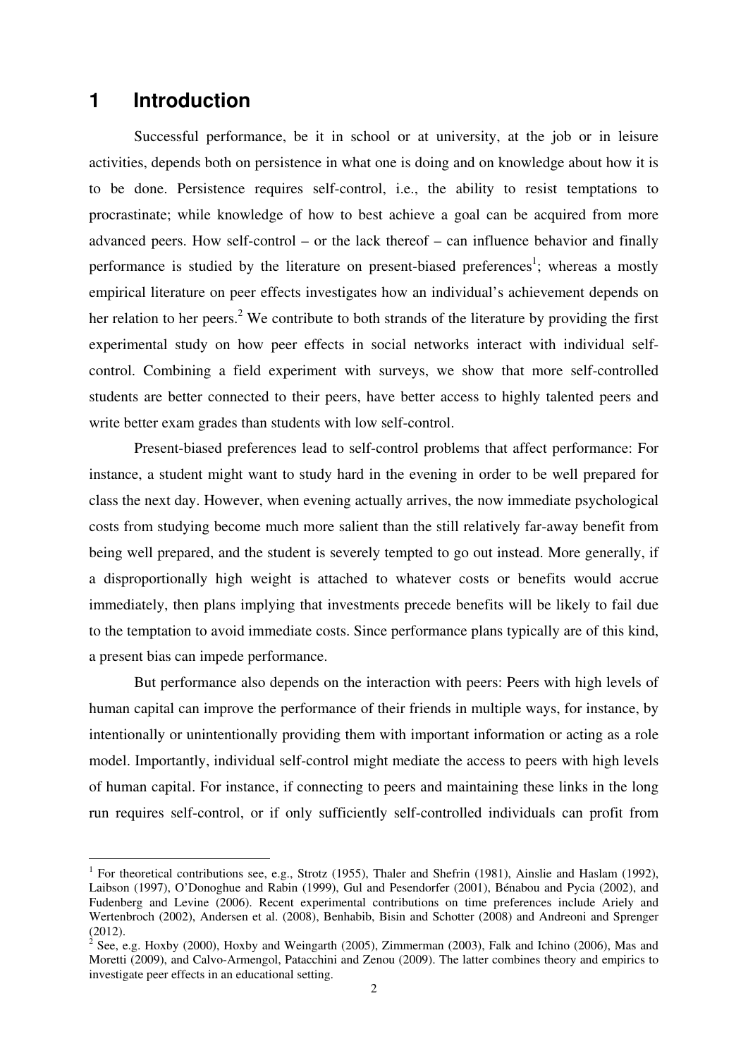# 1 Introduction

Successful performance, be it in school or at university, at the job or in leisure activities, depends both on persistence in what one is doing and on knowledge about how it is to be done. Persistence requires self-control, i.e., the ability to resist temptations to procrastinate; while knowledge of how to best achieve a goal can be acquired from more advanced peers. How self-control – or the lack thereof – can influence behavior and finally performance is studied by the literature on present-biased preferences[1]; whereas a mostly empirical literature on peer effects investigates how an individual's achievement depends on her relation to her peers.[2] We contribute to both strands of the literature by providing the first experimental study on how peer effects in social networks interact with individual self-control. Combining a field experiment with surveys, we show that more self-controlled students are better connected to their peers, have better access to highly talented peers and write better exam grades than students with low self-control.

Present-biased preferences lead to self-control problems that affect performance: For instance, a student might want to study hard in the evening in order to be well prepared for class the next day. However, when evening actually arrives, the now immediate psychological costs from studying become much more salient than the still relatively far-away benefit from being well prepared, and the student is severely tempted to go out instead. More generally, if a disproportionally high weight is attached to whatever costs or benefits would accrue immediately, then plans implying that investments precede benefits will be likely to fail due to the temptation to avoid immediate costs. Since performance plans typically are of this kind, a present bias can impede performance.

But performance also depends on the interaction with peers: Peers with high levels of human capital can improve the performance of their friends in multiple ways, for instance, by intentionally or unintentionally providing them with important information or acting as a role model. Importantly, individual self-control might mediate the access to peers with high levels of human capital. For instance, if connecting to peers and maintaining these links in the long run requires self-control, or if only sufficiently self-controlled individuals can profit from

[1] For theoretical contributions see, e.g., Strotz (1955), Thaler and Shefrin (1981), Ainslie and Haslam (1992), Laibson (1997), O'Donoghue and Rabin (1999), Gul and Pesendorfer (2001), Bénabou and Pycia (2002), and Fudenberg and Levine (2006). Recent experimental contributions on time preferences include Ariely and Wertenbroch (2002), Andersen et al. (2008), Benhabib, Bisin and Schotter (2008) and Andreoni and Sprenger (2012).

[2] See, e.g. Hoxby (2000), Hoxby and Weingarth (2005), Zimmerman (2003), Falk and Ichino (2006), Mas and Moretti (2009), and Calvo-Armengol, Patacchini and Zenou (2009). The latter combines theory and empirics to investigate peer effects in an educational setting.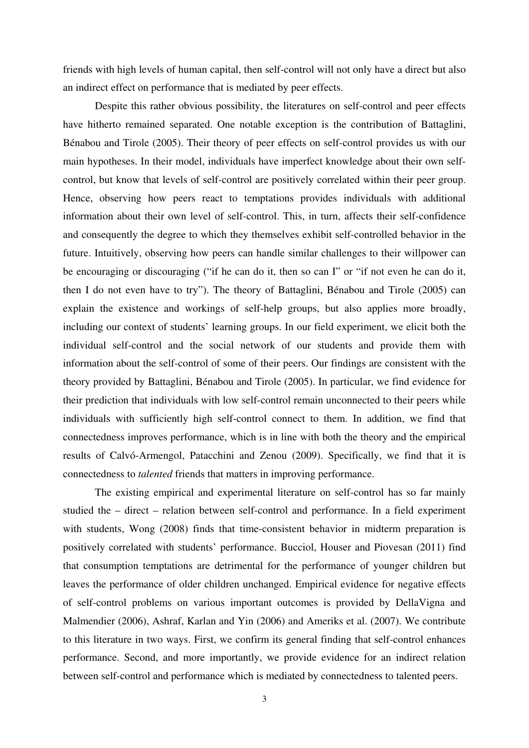friends with high levels of human capital, then self-control will not only have a direct but also an indirect effect on performance that is mediated by peer effects.

Despite this rather obvious possibility, the literatures on self-control and peer effects have hitherto remained separated. One notable exception is the contribution of Battaglini, Bénabou and Tirole (2005). Their theory of peer effects on self-control provides us with our main hypotheses. In their model, individuals have imperfect knowledge about their own self-control, but know that levels of self-control are positively correlated within their peer group. Hence, observing how peers react to temptations provides individuals with additional information about their own level of self-control. This, in turn, affects their self-confidence and consequently the degree to which they themselves exhibit self-controlled behavior in the future. Intuitively, observing how peers can handle similar challenges to their willpower can be encouraging or discouraging ("if he can do it, then so can I" or "if not even he can do it, then I do not even have to try"). The theory of Battaglini, Bénabou and Tirole (2005) can explain the existence and workings of self-help groups, but also applies more broadly, including our context of students' learning groups. In our field experiment, we elicit both the individual self-control and the social network of our students and provide them with information about the self-control of some of their peers. Our findings are consistent with the theory provided by Battaglini, Bénabou and Tirole (2005). In particular, we find evidence for their prediction that individuals with low self-control remain unconnected to their peers while individuals with sufficiently high self-control connect to them. In addition, we find that connectedness improves performance, which is in line with both the theory and the empirical results of Calvó-Armengol, Patacchini and Zenou (2009). Specifically, we find that it is connectedness to *talented* friends that matters in improving performance.

The existing empirical and experimental literature on self-control has so far mainly studied the – direct – relation between self-control and performance. In a field experiment with students, Wong (2008) finds that time-consistent behavior in midterm preparation is positively correlated with students' performance. Bucciol, Houser and Piovesan (2011) find that consumption temptations are detrimental for the performance of younger children but leaves the performance of older children unchanged. Empirical evidence for negative effects of self-control problems on various important outcomes is provided by DellaVigna and Malmendier (2006), Ashraf, Karlan and Yin (2006) and Ameriks et al. (2007). We contribute to this literature in two ways. First, we confirm its general finding that self-control enhances performance. Second, and more importantly, we provide evidence for an indirect relation between self-control and performance which is mediated by connectedness to talented peers.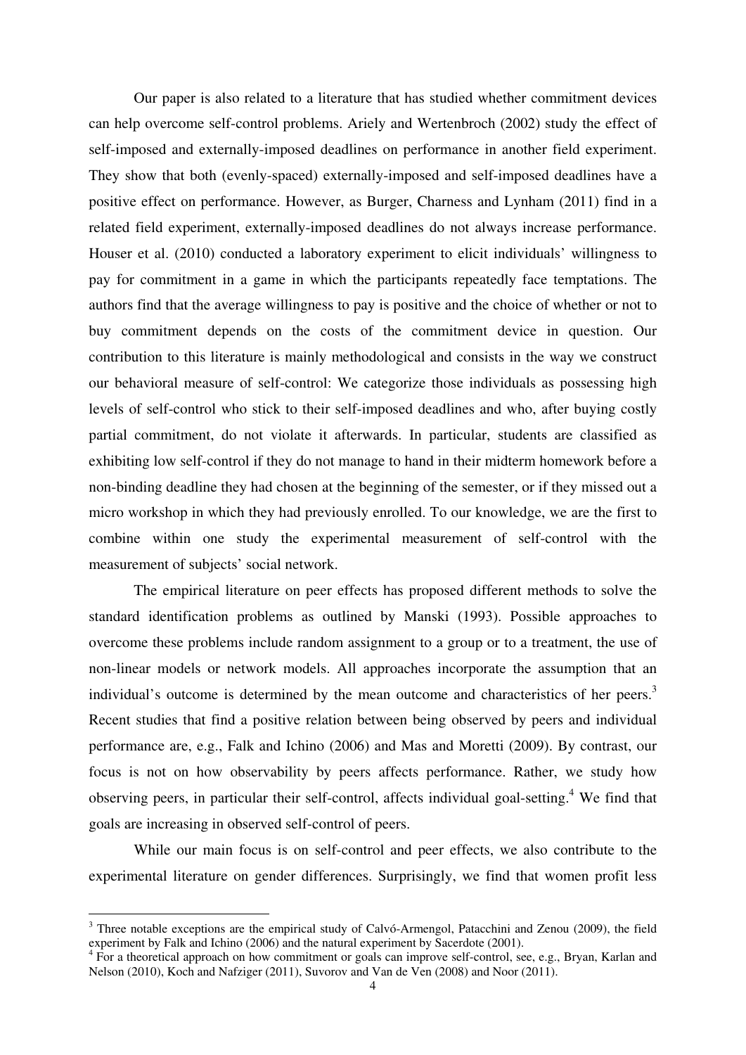Our paper is also related to a literature that has studied whether commitment devices can help overcome self-control problems. Ariely and Wertenbroch (2002) study the effect of self-imposed and externally-imposed deadlines on performance in another field experiment. They show that both (evenly-spaced) externally-imposed and self-imposed deadlines have a positive effect on performance. However, as Burger, Charness and Lynham (2011) find in a related field experiment, externally-imposed deadlines do not always increase performance. Houser et al. (2010) conducted a laboratory experiment to elicit individuals' willingness to pay for commitment in a game in which the participants repeatedly face temptations. The authors find that the average willingness to pay is positive and the choice of whether or not to buy commitment depends on the costs of the commitment device in question. Our contribution to this literature is mainly methodological and consists in the way we construct our behavioral measure of self-control: We categorize those individuals as possessing high levels of self-control who stick to their self-imposed deadlines and who, after buying costly partial commitment, do not violate it afterwards. In particular, students are classified as exhibiting low self-control if they do not manage to hand in their midterm homework before a non-binding deadline they had chosen at the beginning of the semester, or if they missed out a micro workshop in which they had previously enrolled. To our knowledge, we are the first to combine within one study the experimental measurement of self-control with the measurement of subjects' social network.

The empirical literature on peer effects has proposed different methods to solve the standard identification problems as outlined by Manski (1993). Possible approaches to overcome these problems include random assignment to a group or to a treatment, the use of non-linear models or network models. All approaches incorporate the assumption that an individual's outcome is determined by the mean outcome and characteristics of her peers.[3] Recent studies that find a positive relation between being observed by peers and individual performance are, e.g., Falk and Ichino (2006) and Mas and Moretti (2009). By contrast, our focus is not on how observability by peers affects performance. Rather, we study how observing peers, in particular their self-control, affects individual goal-setting.[4] We find that goals are increasing in observed self-control of peers.

While our main focus is on self-control and peer effects, we also contribute to the experimental literature on gender differences. Surprisingly, we find that women profit less

---

[3] Three notable exceptions are the empirical study of Calvó-Armengol, Patacchini and Zenou (2009), the field experiment by Falk and Ichino (2006) and the natural experiment by Sacerdote (2001).

[4] For a theoretical approach on how commitment or goals can improve self-control, see, e.g., Bryan, Karlan and Nelson (2010), Koch and Nafziger (2011), Suvorov and Van de Ven (2008) and Noor (2011).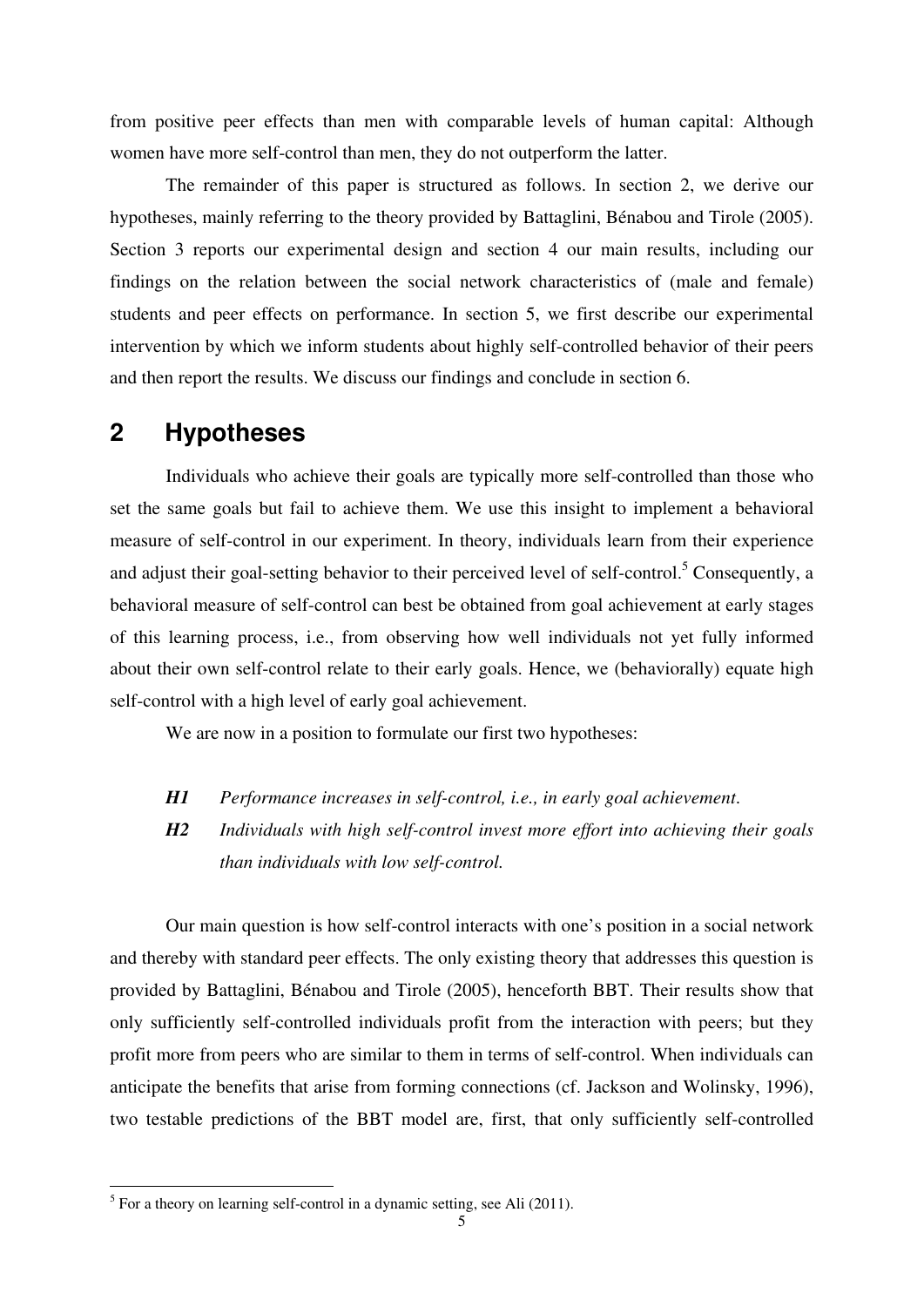from positive peer effects than men with comparable levels of human capital: Although women have more self-control than men, they do not outperform the latter.

The remainder of this paper is structured as follows. In section 2, we derive our hypotheses, mainly referring to the theory provided by Battaglini, Bénabou and Tirole (2005). Section 3 reports our experimental design and section 4 our main results, including our findings on the relation between the social network characteristics of (male and female) students and peer effects on performance. In section 5, we first describe our experimental intervention by which we inform students about highly self-controlled behavior of their peers and then report the results. We discuss our findings and conclude in section 6.

## 2 Hypotheses

Individuals who achieve their goals are typically more self-controlled than those who set the same goals but fail to achieve them. We use this insight to implement a behavioral measure of self-control in our experiment. In theory, individuals learn from their experience and adjust their goal-setting behavior to their perceived level of self-control.[5] Consequently, a behavioral measure of self-control can best be obtained from goal achievement at early stages of this learning process, i.e., from observing how well individuals not yet fully informed about their own self-control relate to their early goals. Hence, we (behaviorally) equate high self-control with a high level of early goal achievement.

We are now in a position to formulate our first two hypotheses:

***H1*** *Performance increases in self-control, i.e., in early goal achievement.*

***H2*** *Individuals with high self-control invest more effort into achieving their goals than individuals with low self-control.*

Our main question is how self-control interacts with one's position in a social network and thereby with standard peer effects. The only existing theory that addresses this question is provided by Battaglini, Bénabou and Tirole (2005), henceforth BBT. Their results show that only sufficiently self-controlled individuals profit from the interaction with peers; but they profit more from peers who are similar to them in terms of self-control. When individuals can anticipate the benefits that arise from forming connections (cf. Jackson and Wolinsky, 1996), two testable predictions of the BBT model are, first, that only sufficiently self-controlled

[5] For a theory on learning self-control in a dynamic setting, see Ali (2011).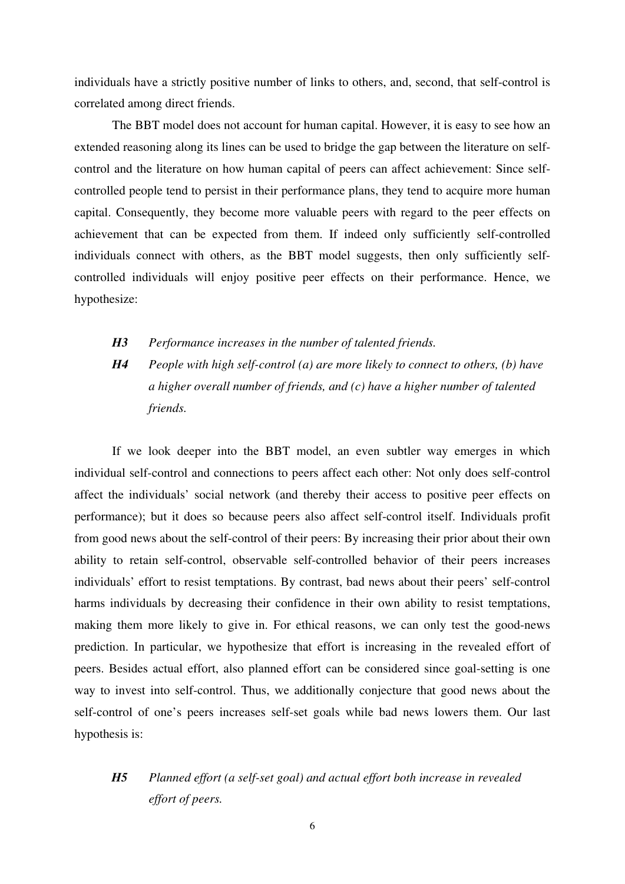individuals have a strictly positive number of links to others, and, second, that self-control is correlated among direct friends.

The BBT model does not account for human capital. However, it is easy to see how an extended reasoning along its lines can be used to bridge the gap between the literature on self-control and the literature on how human capital of peers can affect achievement: Since self-controlled people tend to persist in their performance plans, they tend to acquire more human capital. Consequently, they become more valuable peers with regard to the peer effects on achievement that can be expected from them. If indeed only sufficiently self-controlled individuals connect with others, as the BBT model suggests, then only sufficiently self-controlled individuals will enjoy positive peer effects on their performance. Hence, we hypothesize:

***H3*** *Performance increases in the number of talented friends.*

***H4*** *People with high self-control (a) are more likely to connect to others, (b) have a higher overall number of friends, and (c) have a higher number of talented friends.*

If we look deeper into the BBT model, an even subtler way emerges in which individual self-control and connections to peers affect each other: Not only does self-control affect the individuals' social network (and thereby their access to positive peer effects on performance); but it does so because peers also affect self-control itself. Individuals profit from good news about the self-control of their peers: By increasing their prior about their own ability to retain self-control, observable self-controlled behavior of their peers increases individuals' effort to resist temptations. By contrast, bad news about their peers' self-control harms individuals by decreasing their confidence in their own ability to resist temptations, making them more likely to give in. For ethical reasons, we can only test the good-news prediction. In particular, we hypothesize that effort is increasing in the revealed effort of peers. Besides actual effort, also planned effort can be considered since goal-setting is one way to invest into self-control. Thus, we additionally conjecture that good news about the self-control of one's peers increases self-set goals while bad news lowers them. Our last hypothesis is:

***H5*** *Planned effort (a self-set goal) and actual effort both increase in revealed effort of peers.*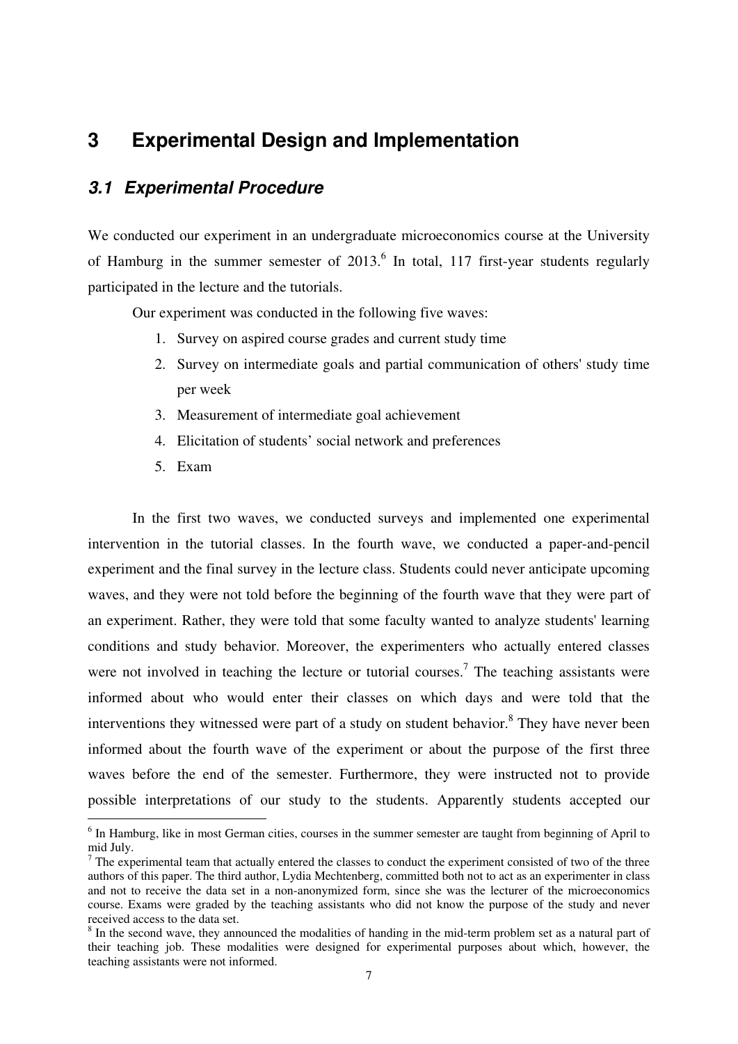# 3 Experimental Design and Implementation

## 3.1 Experimental Procedure

We conducted our experiment in an undergraduate microeconomics course at the University of Hamburg in the summer semester of 2013.[6] In total, 117 first-year students regularly participated in the lecture and the tutorials.

Our experiment was conducted in the following five waves:

1. Survey on aspired course grades and current study time
2. Survey on intermediate goals and partial communication of others' study time per week
3. Measurement of intermediate goal achievement
4. Elicitation of students' social network and preferences
5. Exam

In the first two waves, we conducted surveys and implemented one experimental intervention in the tutorial classes. In the fourth wave, we conducted a paper-and-pencil experiment and the final survey in the lecture class. Students could never anticipate upcoming waves, and they were not told before the beginning of the fourth wave that they were part of an experiment. Rather, they were told that some faculty wanted to analyze students' learning conditions and study behavior. Moreover, the experimenters who actually entered classes were not involved in teaching the lecture or tutorial courses.[7] The teaching assistants were informed about who would enter their classes on which days and were told that the interventions they witnessed were part of a study on student behavior.[8] They have never been informed about the fourth wave of the experiment or about the purpose of the first three waves before the end of the semester. Furthermore, they were instructed not to provide possible interpretations of our study to the students. Apparently students accepted our

---

[6] In Hamburg, like in most German cities, courses in the summer semester are taught from beginning of April to mid July.

[7] The experimental team that actually entered the classes to conduct the experiment consisted of two of the three authors of this paper. The third author, Lydia Mechtenberg, committed both not to act as an experimenter in class and not to receive the data set in a non-anonymized form, since she was the lecturer of the microeconomics course. Exams were graded by the teaching assistants who did not know the purpose of the study and never received access to the data set.

[8] In the second wave, they announced the modalities of handing in the mid-term problem set as a natural part of their teaching job. These modalities were designed for experimental purposes about which, however, the teaching assistants were not informed.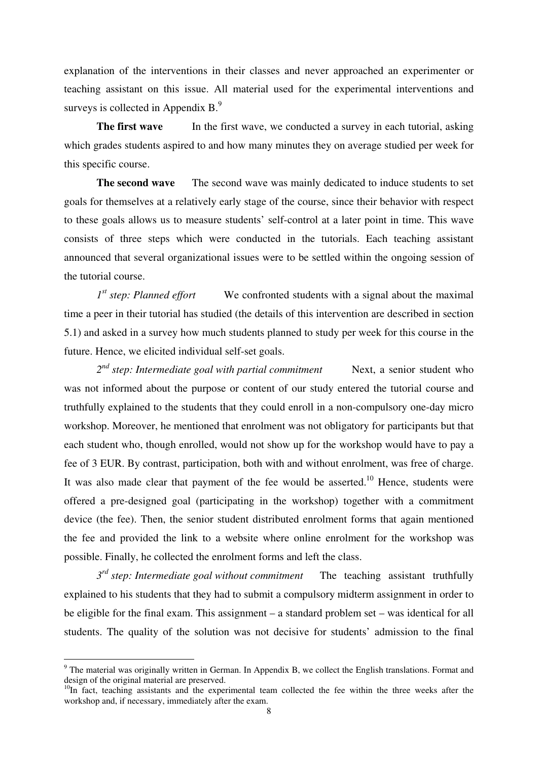explanation of the interventions in their classes and never approached an experimenter or teaching assistant on this issue. All material used for the experimental interventions and surveys is collected in Appendix B.[9]

**The first wave** In the first wave, we conducted a survey in each tutorial, asking which grades students aspired to and how many minutes they on average studied per week for this specific course.

**The second wave** The second wave was mainly dedicated to induce students to set goals for themselves at a relatively early stage of the course, since their behavior with respect to these goals allows us to measure students' self-control at a later point in time. This wave consists of three steps which were conducted in the tutorials. Each teaching assistant announced that several organizational issues were to be settled within the ongoing session of the tutorial course.

*1st step: Planned effort* We confronted students with a signal about the maximal time a peer in their tutorial has studied (the details of this intervention are described in section 5.1) and asked in a survey how much students planned to study per week for this course in the future. Hence, we elicited individual self-set goals.

*2nd step: Intermediate goal with partial commitment* Next, a senior student who was not informed about the purpose or content of our study entered the tutorial course and truthfully explained to the students that they could enroll in a non-compulsory one-day micro workshop. Moreover, he mentioned that enrolment was not obligatory for participants but that each student who, though enrolled, would not show up for the workshop would have to pay a fee of 3 EUR. By contrast, participation, both with and without enrolment, was free of charge. It was also made clear that payment of the fee would be asserted.[10] Hence, students were offered a pre-designed goal (participating in the workshop) together with a commitment device (the fee). Then, the senior student distributed enrolment forms that again mentioned the fee and provided the link to a website where online enrolment for the workshop was possible. Finally, he collected the enrolment forms and left the class.

*3rd step: Intermediate goal without commitment* The teaching assistant truthfully explained to his students that they had to submit a compulsory midterm assignment in order to be eligible for the final exam. This assignment – a standard problem set – was identical for all students. The quality of the solution was not decisive for students' admission to the final

---

[9] The material was originally written in German. In Appendix B, we collect the English translations. Format and design of the original material are preserved.

[10] In fact, teaching assistants and the experimental team collected the fee within the three weeks after the workshop and, if necessary, immediately after the exam.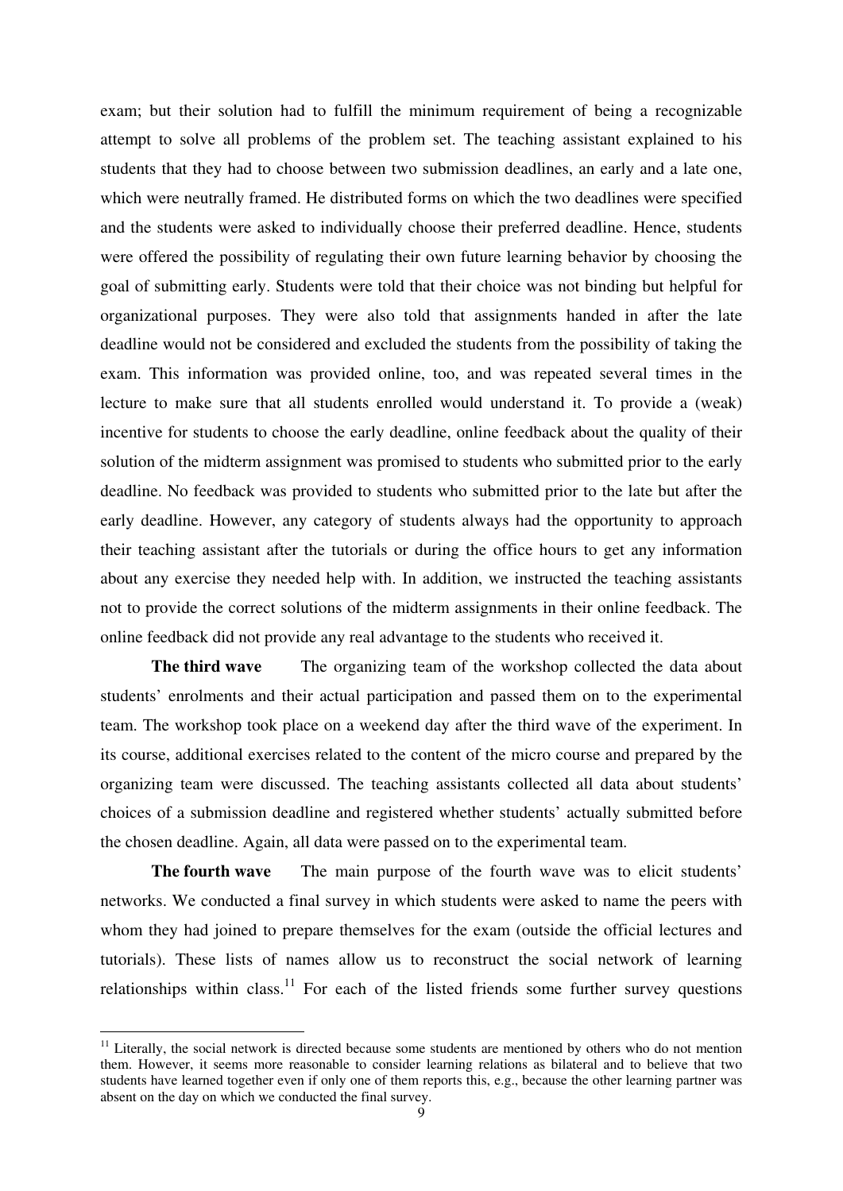exam; but their solution had to fulfill the minimum requirement of being a recognizable attempt to solve all problems of the problem set. The teaching assistant explained to his students that they had to choose between two submission deadlines, an early and a late one, which were neutrally framed. He distributed forms on which the two deadlines were specified and the students were asked to individually choose their preferred deadline. Hence, students were offered the possibility of regulating their own future learning behavior by choosing the goal of submitting early. Students were told that their choice was not binding but helpful for organizational purposes. They were also told that assignments handed in after the late deadline would not be considered and excluded the students from the possibility of taking the exam. This information was provided online, too, and was repeated several times in the lecture to make sure that all students enrolled would understand it. To provide a (weak) incentive for students to choose the early deadline, online feedback about the quality of their solution of the midterm assignment was promised to students who submitted prior to the early deadline. No feedback was provided to students who submitted prior to the late but after the early deadline. However, any category of students always had the opportunity to approach their teaching assistant after the tutorials or during the office hours to get any information about any exercise they needed help with. In addition, we instructed the teaching assistants not to provide the correct solutions of the midterm assignments in their online feedback. The online feedback did not provide any real advantage to the students who received it.

**The third wave** The organizing team of the workshop collected the data about students' enrolments and their actual participation and passed them on to the experimental team. The workshop took place on a weekend day after the third wave of the experiment. In its course, additional exercises related to the content of the micro course and prepared by the organizing team were discussed. The teaching assistants collected all data about students' choices of a submission deadline and registered whether students' actually submitted before the chosen deadline. Again, all data were passed on to the experimental team.

**The fourth wave** The main purpose of the fourth wave was to elicit students' networks. We conducted a final survey in which students were asked to name the peers with whom they had joined to prepare themselves for the exam (outside the official lectures and tutorials). These lists of names allow us to reconstruct the social network of learning relationships within class.[11] For each of the listed friends some further survey questions

[11] Literally, the social network is directed because some students are mentioned by others who do not mention them. However, it seems more reasonable to consider learning relations as bilateral and to believe that two students have learned together even if only one of them reports this, e.g., because the other learning partner was absent on the day on which we conducted the final survey.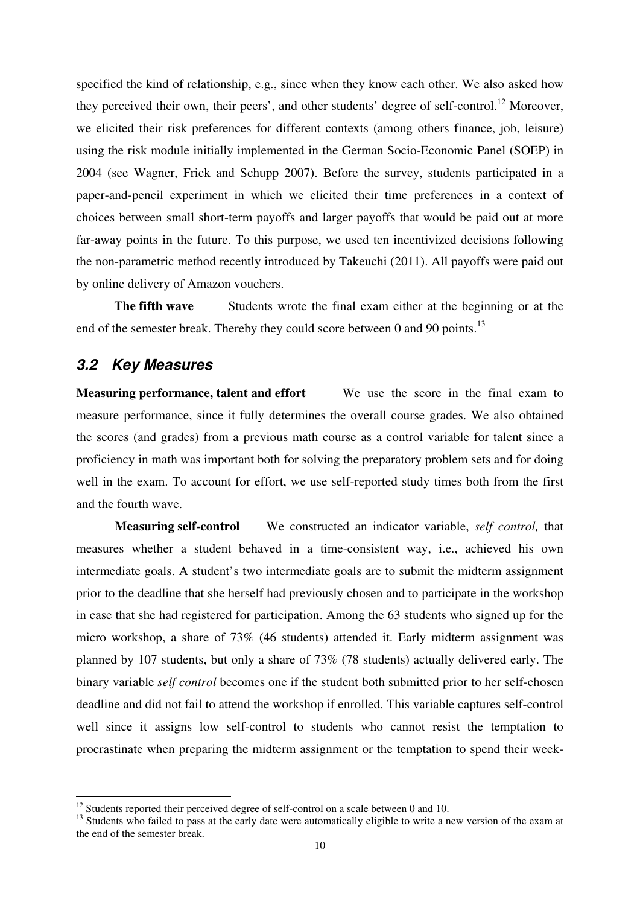specified the kind of relationship, e.g., since when they know each other. We also asked how they perceived their own, their peers', and other students' degree of self-control.[12] Moreover, we elicited their risk preferences for different contexts (among others finance, job, leisure) using the risk module initially implemented in the German Socio-Economic Panel (SOEP) in 2004 (see Wagner, Frick and Schupp 2007). Before the survey, students participated in a paper-and-pencil experiment in which we elicited their time preferences in a context of choices between small short-term payoffs and larger payoffs that would be paid out at more far-away points in the future. To this purpose, we used ten incentivized decisions following the non-parametric method recently introduced by Takeuchi (2011). All payoffs were paid out by online delivery of Amazon vouchers.

**The fifth wave** Students wrote the final exam either at the beginning or at the end of the semester break. Thereby they could score between 0 and 90 points.[13]

## *3.2 Key Measures*

**Measuring performance, talent and effort** We use the score in the final exam to measure performance, since it fully determines the overall course grades. We also obtained the scores (and grades) from a previous math course as a control variable for talent since a proficiency in math was important both for solving the preparatory problem sets and for doing well in the exam. To account for effort, we use self-reported study times both from the first and the fourth wave.

**Measuring self-control** We constructed an indicator variable, *self control,* that measures whether a student behaved in a time-consistent way, i.e., achieved his own intermediate goals. A student's two intermediate goals are to submit the midterm assignment prior to the deadline that she herself had previously chosen and to participate in the workshop in case that she had registered for participation. Among the 63 students who signed up for the micro workshop, a share of 73% (46 students) attended it. Early midterm assignment was planned by 107 students, but only a share of 73% (78 students) actually delivered early. The binary variable *self control* becomes one if the student both submitted prior to her self-chosen deadline and did not fail to attend the workshop if enrolled. This variable captures self-control well since it assigns low self-control to students who cannot resist the temptation to procrastinate when preparing the midterm assignment or the temptation to spend their week-

[12] Students reported their perceived degree of self-control on a scale between 0 and 10.

[13] Students who failed to pass at the early date were automatically eligible to write a new version of the exam at the end of the semester break.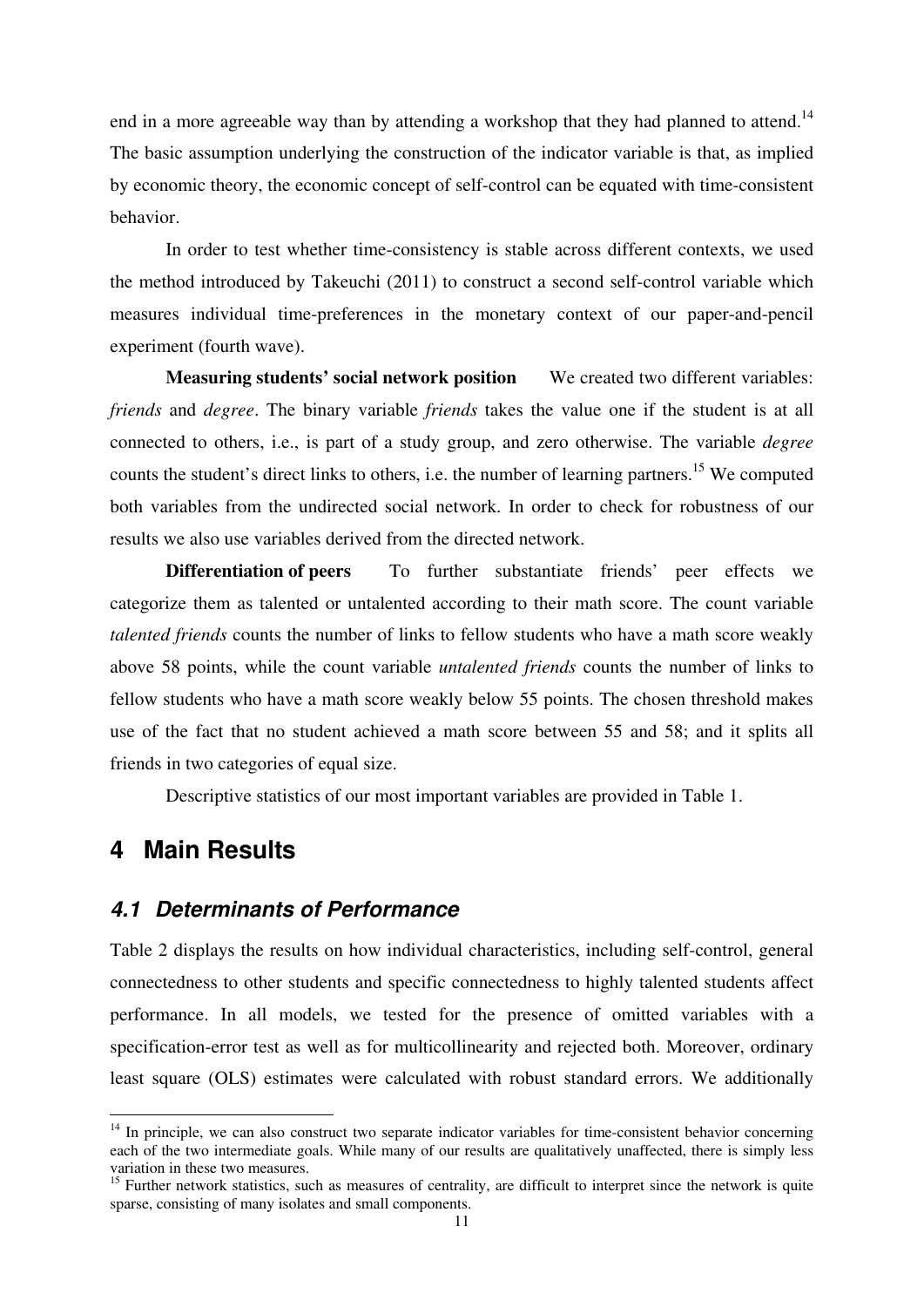end in a more agreeable way than by attending a workshop that they had planned to attend.[14] The basic assumption underlying the construction of the indicator variable is that, as implied by economic theory, the economic concept of self-control can be equated with time-consistent behavior.

In order to test whether time-consistency is stable across different contexts, we used the method introduced by Takeuchi (2011) to construct a second self-control variable which measures individual time-preferences in the monetary context of our paper-and-pencil experiment (fourth wave).

**Measuring students' social network position** We created two different variables: *friends* and *degree*. The binary variable *friends* takes the value one if the student is at all connected to others, i.e., is part of a study group, and zero otherwise. The variable *degree* counts the student's direct links to others, i.e. the number of learning partners.[15] We computed both variables from the undirected social network. In order to check for robustness of our results we also use variables derived from the directed network.

**Differentiation of peers** To further substantiate friends' peer effects we categorize them as talented or untalented according to their math score. The count variable *talented friends* counts the number of links to fellow students who have a math score weakly above 58 points, while the count variable *untalented friends* counts the number of links to fellow students who have a math score weakly below 55 points. The chosen threshold makes use of the fact that no student achieved a math score between 55 and 58; and it splits all friends in two categories of equal size.

Descriptive statistics of our most important variables are provided in Table 1.

# 4 Main Results

## 4.1 Determinants of Performance

Table 2 displays the results on how individual characteristics, including self-control, general connectedness to other students and specific connectedness to highly talented students affect performance. In all models, we tested for the presence of omitted variables with a specification-error test as well as for multicollinearity and rejected both. Moreover, ordinary least square (OLS) estimates were calculated with robust standard errors. We additionally

---

[14] In principle, we can also construct two separate indicator variables for time-consistent behavior concerning each of the two intermediate goals. While many of our results are qualitatively unaffected, there is simply less variation in these two measures.

[15] Further network statistics, such as measures of centrality, are difficult to interpret since the network is quite sparse, consisting of many isolates and small components.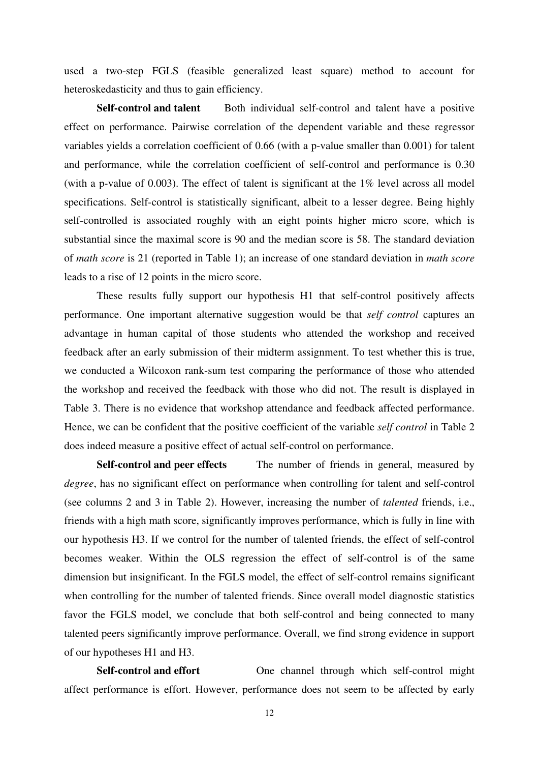used a two-step FGLS (feasible generalized least square) method to account for heteroskedasticity and thus to gain efficiency.

**Self-control and talent** Both individual self-control and talent have a positive effect on performance. Pairwise correlation of the dependent variable and these regressor variables yields a correlation coefficient of 0.66 (with a p-value smaller than 0.001) for talent and performance, while the correlation coefficient of self-control and performance is 0.30 (with a p-value of 0.003). The effect of talent is significant at the 1% level across all model specifications. Self-control is statistically significant, albeit to a lesser degree. Being highly self-controlled is associated roughly with an eight points higher micro score, which is substantial since the maximal score is 90 and the median score is 58. The standard deviation of *math score* is 21 (reported in Table 1); an increase of one standard deviation in *math score* leads to a rise of 12 points in the micro score.

These results fully support our hypothesis H1 that self-control positively affects performance. One important alternative suggestion would be that *self control* captures an advantage in human capital of those students who attended the workshop and received feedback after an early submission of their midterm assignment. To test whether this is true, we conducted a Wilcoxon rank-sum test comparing the performance of those who attended the workshop and received the feedback with those who did not. The result is displayed in Table 3. There is no evidence that workshop attendance and feedback affected performance. Hence, we can be confident that the positive coefficient of the variable *self control* in Table 2 does indeed measure a positive effect of actual self-control on performance.

**Self-control and peer effects** The number of friends in general, measured by *degree*, has no significant effect on performance when controlling for talent and self-control (see columns 2 and 3 in Table 2). However, increasing the number of *talented* friends, i.e., friends with a high math score, significantly improves performance, which is fully in line with our hypothesis H3. If we control for the number of talented friends, the effect of self-control becomes weaker. Within the OLS regression the effect of self-control is of the same dimension but insignificant. In the FGLS model, the effect of self-control remains significant when controlling for the number of talented friends. Since overall model diagnostic statistics favor the FGLS model, we conclude that both self-control and being connected to many talented peers significantly improve performance. Overall, we find strong evidence in support of our hypotheses H1 and H3.

**Self-control and effort** One channel through which self-control might affect performance is effort. However, performance does not seem to be affected by early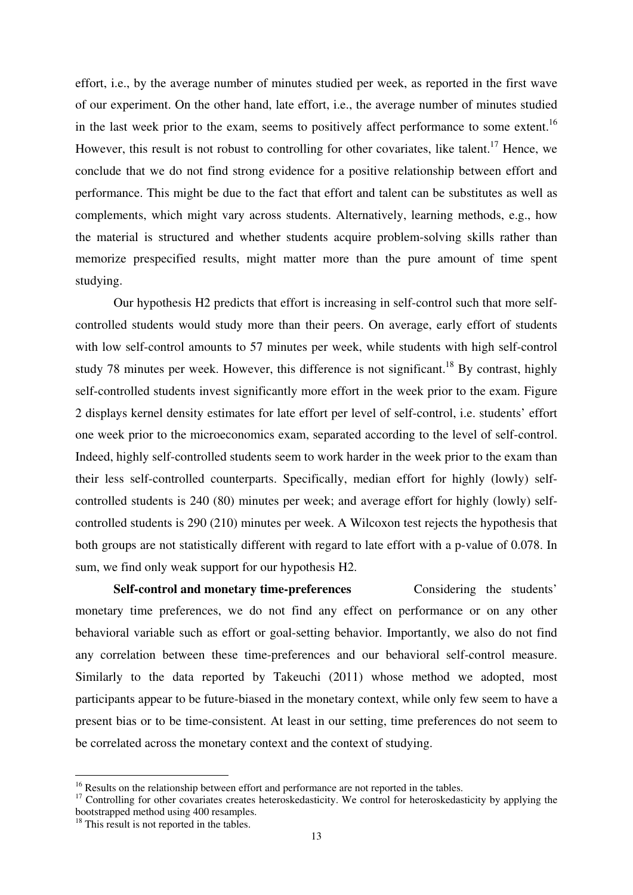effort, i.e., by the average number of minutes studied per week, as reported in the first wave of our experiment. On the other hand, late effort, i.e., the average number of minutes studied in the last week prior to the exam, seems to positively affect performance to some extent.[16] However, this result is not robust to controlling for other covariates, like talent.[17] Hence, we conclude that we do not find strong evidence for a positive relationship between effort and performance. This might be due to the fact that effort and talent can be substitutes as well as complements, which might vary across students. Alternatively, learning methods, e.g., how the material is structured and whether students acquire problem-solving skills rather than memorize prespecified results, might matter more than the pure amount of time spent studying.

Our hypothesis H2 predicts that effort is increasing in self-control such that more self-controlled students would study more than their peers. On average, early effort of students with low self-control amounts to 57 minutes per week, while students with high self-control study 78 minutes per week. However, this difference is not significant.[18] By contrast, highly self-controlled students invest significantly more effort in the week prior to the exam. Figure 2 displays kernel density estimates for late effort per level of self-control, i.e. students' effort one week prior to the microeconomics exam, separated according to the level of self-control. Indeed, highly self-controlled students seem to work harder in the week prior to the exam than their less self-controlled counterparts. Specifically, median effort for highly (lowly) self-controlled students is 240 (80) minutes per week; and average effort for highly (lowly) self-controlled students is 290 (210) minutes per week. A Wilcoxon test rejects the hypothesis that both groups are not statistically different with regard to late effort with a p-value of 0.078. In sum, we find only weak support for our hypothesis H2.

**Self-control and monetary time-preferences** Considering the students' monetary time preferences, we do not find any effect on performance or on any other behavioral variable such as effort or goal-setting behavior. Importantly, we also do not find any correlation between these time-preferences and our behavioral self-control measure. Similarly to the data reported by Takeuchi (2011) whose method we adopted, most participants appear to be future-biased in the monetary context, while only few seem to have a present bias or to be time-consistent. At least in our setting, time preferences do not seem to be correlated across the monetary context and the context of studying.

[16] Results on the relationship between effort and performance are not reported in the tables.

[17] Controlling for other covariates creates heteroskedasticity. We control for heteroskedasticity by applying the bootstrapped method using 400 resamples.

[18] This result is not reported in the tables.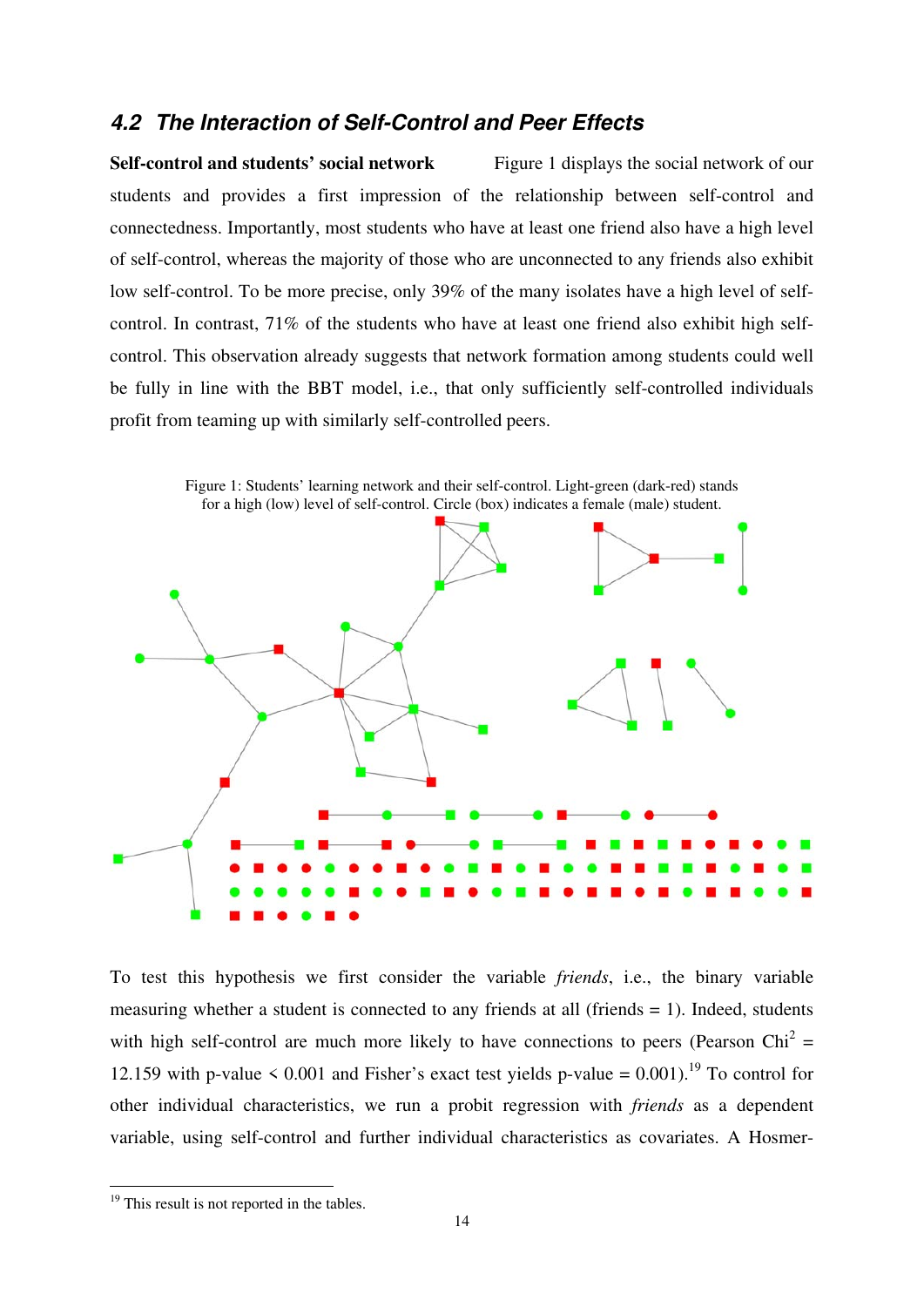### 4.2 The Interaction of Self-Control and Peer Effects

**Self-control and students' social network** Figure 1 displays the social network of our students and provides a first impression of the relationship between self-control and connectedness. Importantly, most students who have at least one friend also have a high level of self-control, whereas the majority of those who are unconnected to any friends also exhibit low self-control. To be more precise, only 39% of the many isolates have a high level of self-control. In contrast, 71% of the students who have at least one friend also exhibit high self-control. This observation already suggests that network formation among students could well be fully in line with the BBT model, i.e., that only sufficiently self-controlled individuals profit from teaming up with similarly self-controlled peers.

Figure 1: Students' learning network and their self-control. Light-green (dark-red) stands for a high (low) level of self-control. Circle (box) indicates a female (male) student.

To test this hypothesis we first consider the variable *friends*, i.e., the binary variable measuring whether a student is connected to any friends at all (friends = 1). Indeed, students with high self-control are much more likely to have connections to peers (Pearson $Chi^2$ = 12.159 with p-value < 0.001 and Fisher's exact test yields p-value = 0.001).[19] To control for other individual characteristics, we run a probit regression with *friends* as a dependent variable, using self-control and further individual characteristics as covariates. A Hosmer-

[19] This result is not reported in the tables.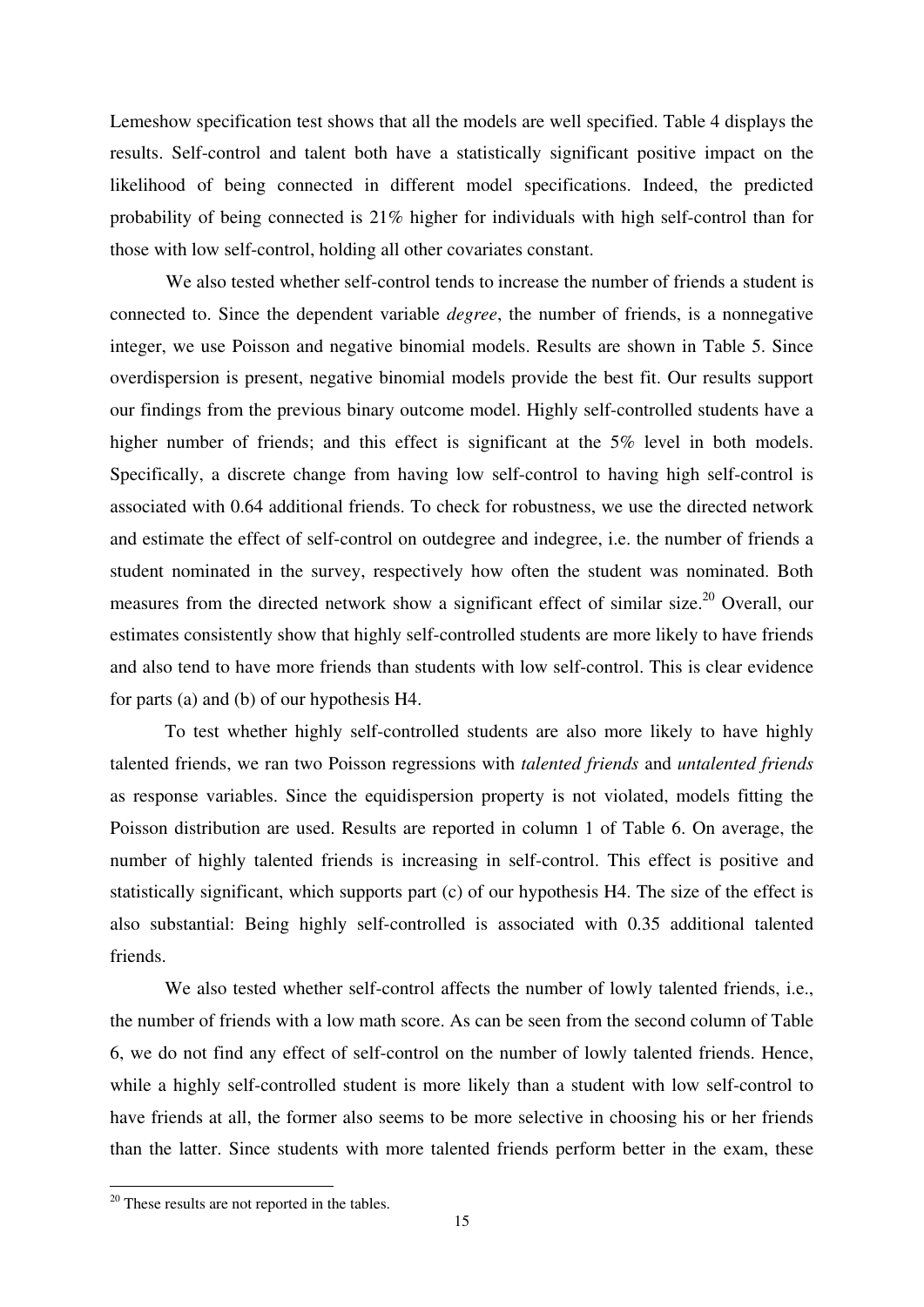Lemeshow specification test shows that all the models are well specified. Table 4 displays the results. Self-control and talent both have a statistically significant positive impact on the likelihood of being connected in different model specifications. Indeed, the predicted probability of being connected is 21% higher for individuals with high self-control than for those with low self-control, holding all other covariates constant.

We also tested whether self-control tends to increase the number of friends a student is connected to. Since the dependent variable *degree*, the number of friends, is a nonnegative integer, we use Poisson and negative binomial models. Results are shown in Table 5. Since overdispersion is present, negative binomial models provide the best fit. Our results support our findings from the previous binary outcome model. Highly self-controlled students have a higher number of friends; and this effect is significant at the 5% level in both models. Specifically, a discrete change from having low self-control to having high self-control is associated with 0.64 additional friends. To check for robustness, we use the directed network and estimate the effect of self-control on outdegree and indegree, i.e. the number of friends a student nominated in the survey, respectively how often the student was nominated. Both measures from the directed network show a significant effect of similar size.[20] Overall, our estimates consistently show that highly self-controlled students are more likely to have friends and also tend to have more friends than students with low self-control. This is clear evidence for parts (a) and (b) of our hypothesis H4.

To test whether highly self-controlled students are also more likely to have highly talented friends, we ran two Poisson regressions with *talented friends* and *untalented friends* as response variables. Since the equidispersion property is not violated, models fitting the Poisson distribution are used. Results are reported in column 1 of Table 6. On average, the number of highly talented friends is increasing in self-control. This effect is positive and statistically significant, which supports part (c) of our hypothesis H4. The size of the effect is also substantial: Being highly self-controlled is associated with 0.35 additional talented friends.

We also tested whether self-control affects the number of lowly talented friends, i.e., the number of friends with a low math score. As can be seen from the second column of Table 6, we do not find any effect of self-control on the number of lowly talented friends. Hence, while a highly self-controlled student is more likely than a student with low self-control to have friends at all, the former also seems to be more selective in choosing his or her friends than the latter. Since students with more talented friends perform better in the exam, these

---

[20] These results are not reported in the tables.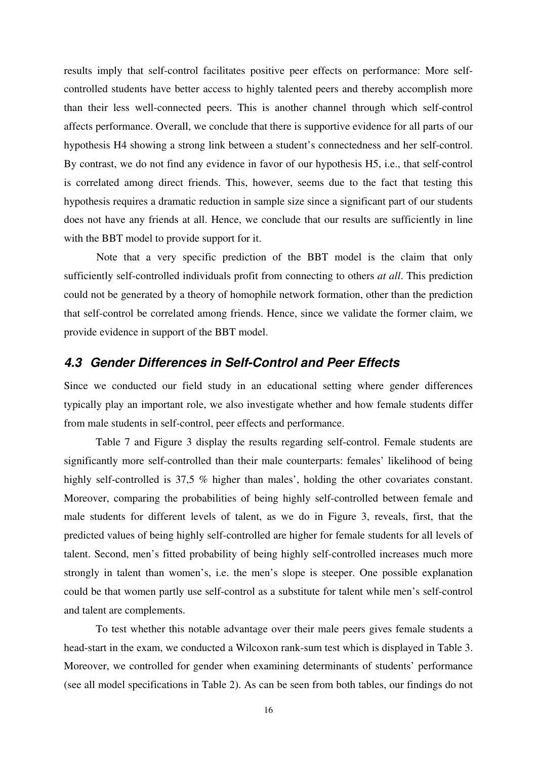results imply that self-control facilitates positive peer effects on performance: More self-controlled students have better access to highly talented peers and thereby accomplish more than their less well-connected peers. This is another channel through which self-control affects performance. Overall, we conclude that there is supportive evidence for all parts of our hypothesis H4 showing a strong link between a student's connectedness and her self-control. By contrast, we do not find any evidence in favor of our hypothesis H5, i.e., that self-control is correlated among direct friends. This, however, seems due to the fact that testing this hypothesis requires a dramatic reduction in sample size since a significant part of our students does not have any friends at all. Hence, we conclude that our results are sufficiently in line with the BBT model to provide support for it.

Note that a very specific prediction of the BBT model is the claim that only sufficiently self-controlled individuals profit from connecting to others *at all*. This prediction could not be generated by a theory of homophile network formation, other than the prediction that self-control be correlated among friends. Hence, since we validate the former claim, we provide evidence in support of the BBT model.

### *4.3 Gender Differences in Self-Control and Peer Effects*

Since we conducted our field study in an educational setting where gender differences typically play an important role, we also investigate whether and how female students differ from male students in self-control, peer effects and performance.

Table 7 and Figure 3 display the results regarding self-control. Female students are significantly more self-controlled than their male counterparts: females' likelihood of being highly self-controlled is 37,5 % higher than males', holding the other covariates constant. Moreover, comparing the probabilities of being highly self-controlled between female and male students for different levels of talent, as we do in Figure 3, reveals, first, that the predicted values of being highly self-controlled are higher for female students for all levels of talent. Second, men's fitted probability of being highly self-controlled increases much more strongly in talent than women's, i.e. the men's slope is steeper. One possible explanation could be that women partly use self-control as a substitute for talent while men's self-control and talent are complements.

To test whether this notable advantage over their male peers gives female students a head-start in the exam, we conducted a Wilcoxon rank-sum test which is displayed in Table 3. Moreover, we controlled for gender when examining determinants of students' performance (see all model specifications in Table 2). As can be seen from both tables, our findings do not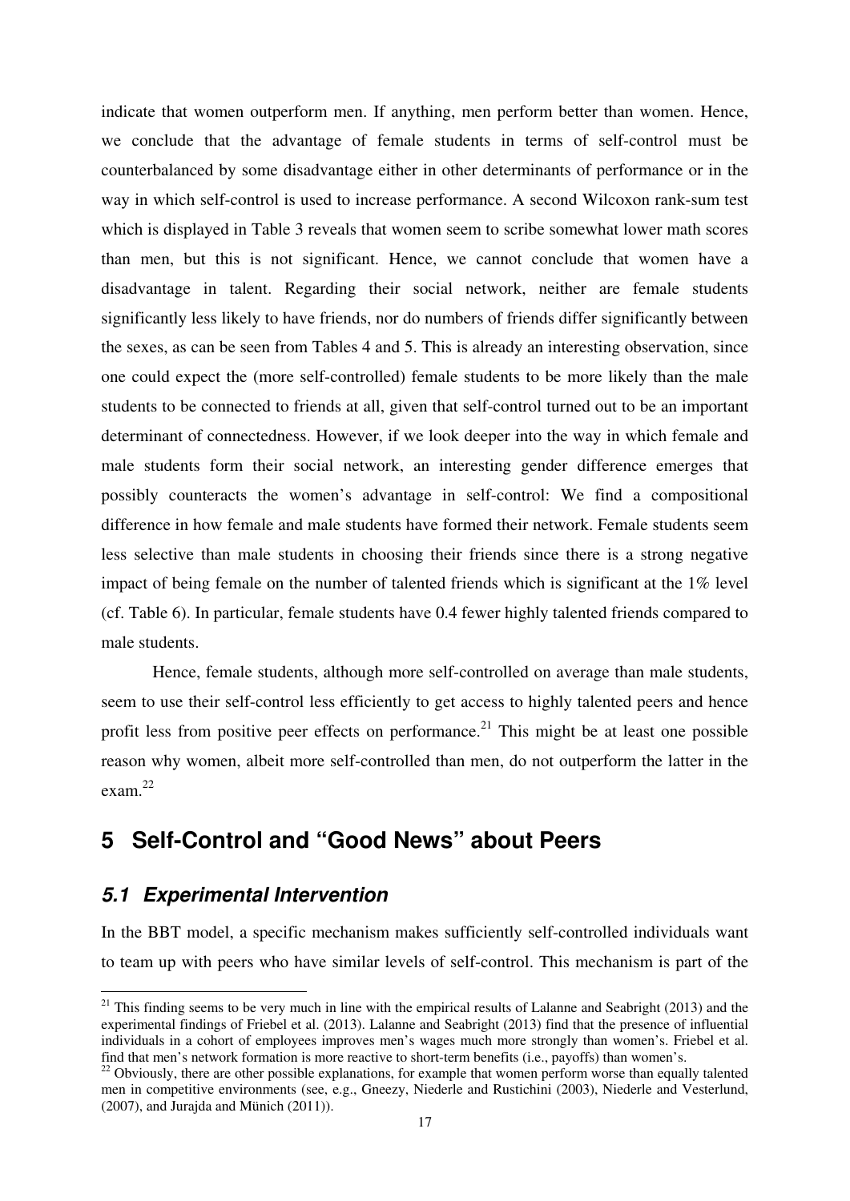indicate that women outperform men. If anything, men perform better than women. Hence, we conclude that the advantage of female students in terms of self-control must be counterbalanced by some disadvantage either in other determinants of performance or in the way in which self-control is used to increase performance. A second Wilcoxon rank-sum test which is displayed in Table 3 reveals that women seem to scribe somewhat lower math scores than men, but this is not significant. Hence, we cannot conclude that women have a disadvantage in talent. Regarding their social network, neither are female students significantly less likely to have friends, nor do numbers of friends differ significantly between the sexes, as can be seen from Tables 4 and 5. This is already an interesting observation, since one could expect the (more self-controlled) female students to be more likely than the male students to be connected to friends at all, given that self-control turned out to be an important determinant of connectedness. However, if we look deeper into the way in which female and male students form their social network, an interesting gender difference emerges that possibly counteracts the women's advantage in self-control: We find a compositional difference in how female and male students have formed their network. Female students seem less selective than male students in choosing their friends since there is a strong negative impact of being female on the number of talented friends which is significant at the 1% level (cf. Table 6). In particular, female students have 0.4 fewer highly talented friends compared to male students.

Hence, female students, although more self-controlled on average than male students, seem to use their self-control less efficiently to get access to highly talented peers and hence profit less from positive peer effects on performance.[21] This might be at least one possible reason why women, albeit more self-controlled than men, do not outperform the latter in the exam.[22]

# 5 Self-Control and "Good News" about Peers

## 5.1 Experimental Intervention

In the BBT model, a specific mechanism makes sufficiently self-controlled individuals want to team up with peers who have similar levels of self-control. This mechanism is part of the

[21] This finding seems to be very much in line with the empirical results of Lalanne and Seabright (2013) and the experimental findings of Friebel et al. (2013). Lalanne and Seabright (2013) find that the presence of influential individuals in a cohort of employees improves men's wages much more strongly than women's. Friebel et al. find that men's network formation is more reactive to short-term benefits (i.e., payoffs) than women's.

[22] Obviously, there are other possible explanations, for example that women perform worse than equally talented men in competitive environments (see, e.g., Gneezy, Niederle and Rustichini (2003), Niederle and Vesterlund, (2007), and Jurajda and Münich (2011)).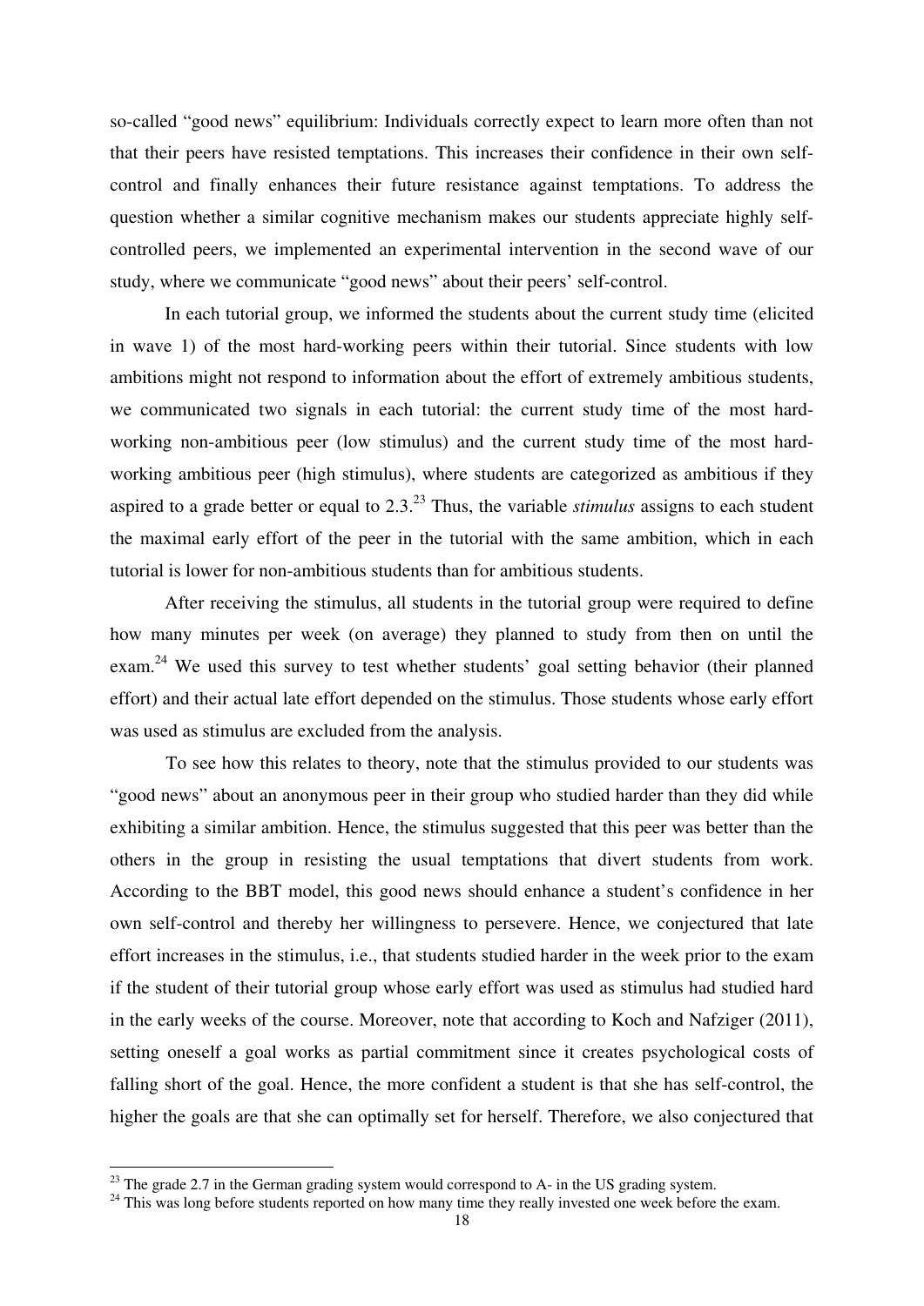so-called "good news" equilibrium: Individuals correctly expect to learn more often than not that their peers have resisted temptations. This increases their confidence in their own self-control and finally enhances their future resistance against temptations. To address the question whether a similar cognitive mechanism makes our students appreciate highly self-controlled peers, we implemented an experimental intervention in the second wave of our study, where we communicate "good news" about their peers' self-control.

In each tutorial group, we informed the students about the current study time (elicited in wave 1) of the most hard-working peers within their tutorial. Since students with low ambitions might not respond to information about the effort of extremely ambitious students, we communicated two signals in each tutorial: the current study time of the most hard-working non-ambitious peer (low stimulus) and the current study time of the most hard-working ambitious peer (high stimulus), where students are categorized as ambitious if they aspired to a grade better or equal to 2.3.[23] Thus, the variable *stimulus* assigns to each student the maximal early effort of the peer in the tutorial with the same ambition, which in each tutorial is lower for non-ambitious students than for ambitious students.

After receiving the stimulus, all students in the tutorial group were required to define how many minutes per week (on average) they planned to study from then on until the exam.[24] We used this survey to test whether students' goal setting behavior (their planned effort) and their actual late effort depended on the stimulus. Those students whose early effort was used as stimulus are excluded from the analysis.

To see how this relates to theory, note that the stimulus provided to our students was "good news" about an anonymous peer in their group who studied harder than they did while exhibiting a similar ambition. Hence, the stimulus suggested that this peer was better than the others in the group in resisting the usual temptations that divert students from work. According to the BBT model, this good news should enhance a student's confidence in her own self-control and thereby her willingness to persevere. Hence, we conjectured that late effort increases in the stimulus, i.e., that students studied harder in the week prior to the exam if the student of their tutorial group whose early effort was used as stimulus had studied hard in the early weeks of the course. Moreover, note that according to Koch and Nafziger (2011), setting oneself a goal works as partial commitment since it creates psychological costs of falling short of the goal. Hence, the more confident a student is that she has self-control, the higher the goals are that she can optimally set for herself. Therefore, we also conjectured that

[23] The grade 2.7 in the German grading system would correspond to A- in the US grading system.

[24] This was long before students reported on how many time they really invested one week before the exam.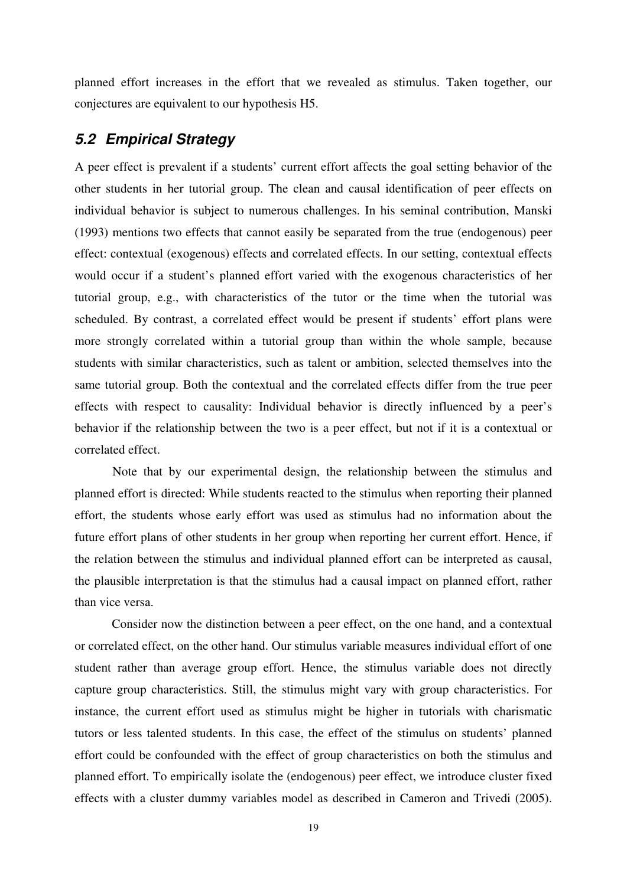planned effort increases in the effort that we revealed as stimulus. Taken together, our conjectures are equivalent to our hypothesis H5.

## *5.2 Empirical Strategy*

A peer effect is prevalent if a students' current effort affects the goal setting behavior of the other students in her tutorial group. The clean and causal identification of peer effects on individual behavior is subject to numerous challenges. In his seminal contribution, Manski (1993) mentions two effects that cannot easily be separated from the true (endogenous) peer effect: contextual (exogenous) effects and correlated effects. In our setting, contextual effects would occur if a student's planned effort varied with the exogenous characteristics of her tutorial group, e.g., with characteristics of the tutor or the time when the tutorial was scheduled. By contrast, a correlated effect would be present if students' effort plans were more strongly correlated within a tutorial group than within the whole sample, because students with similar characteristics, such as talent or ambition, selected themselves into the same tutorial group. Both the contextual and the correlated effects differ from the true peer effects with respect to causality: Individual behavior is directly influenced by a peer's behavior if the relationship between the two is a peer effect, but not if it is a contextual or correlated effect.

Note that by our experimental design, the relationship between the stimulus and planned effort is directed: While students reacted to the stimulus when reporting their planned effort, the students whose early effort was used as stimulus had no information about the future effort plans of other students in her group when reporting her current effort. Hence, if the relation between the stimulus and individual planned effort can be interpreted as causal, the plausible interpretation is that the stimulus had a causal impact on planned effort, rather than vice versa.

Consider now the distinction between a peer effect, on the one hand, and a contextual or correlated effect, on the other hand. Our stimulus variable measures individual effort of one student rather than average group effort. Hence, the stimulus variable does not directly capture group characteristics. Still, the stimulus might vary with group characteristics. For instance, the current effort used as stimulus might be higher in tutorials with charismatic tutors or less talented students. In this case, the effect of the stimulus on students' planned effort could be confounded with the effect of group characteristics on both the stimulus and planned effort. To empirically isolate the (endogenous) peer effect, we introduce cluster fixed effects with a cluster dummy variables model as described in Cameron and Trivedi (2005).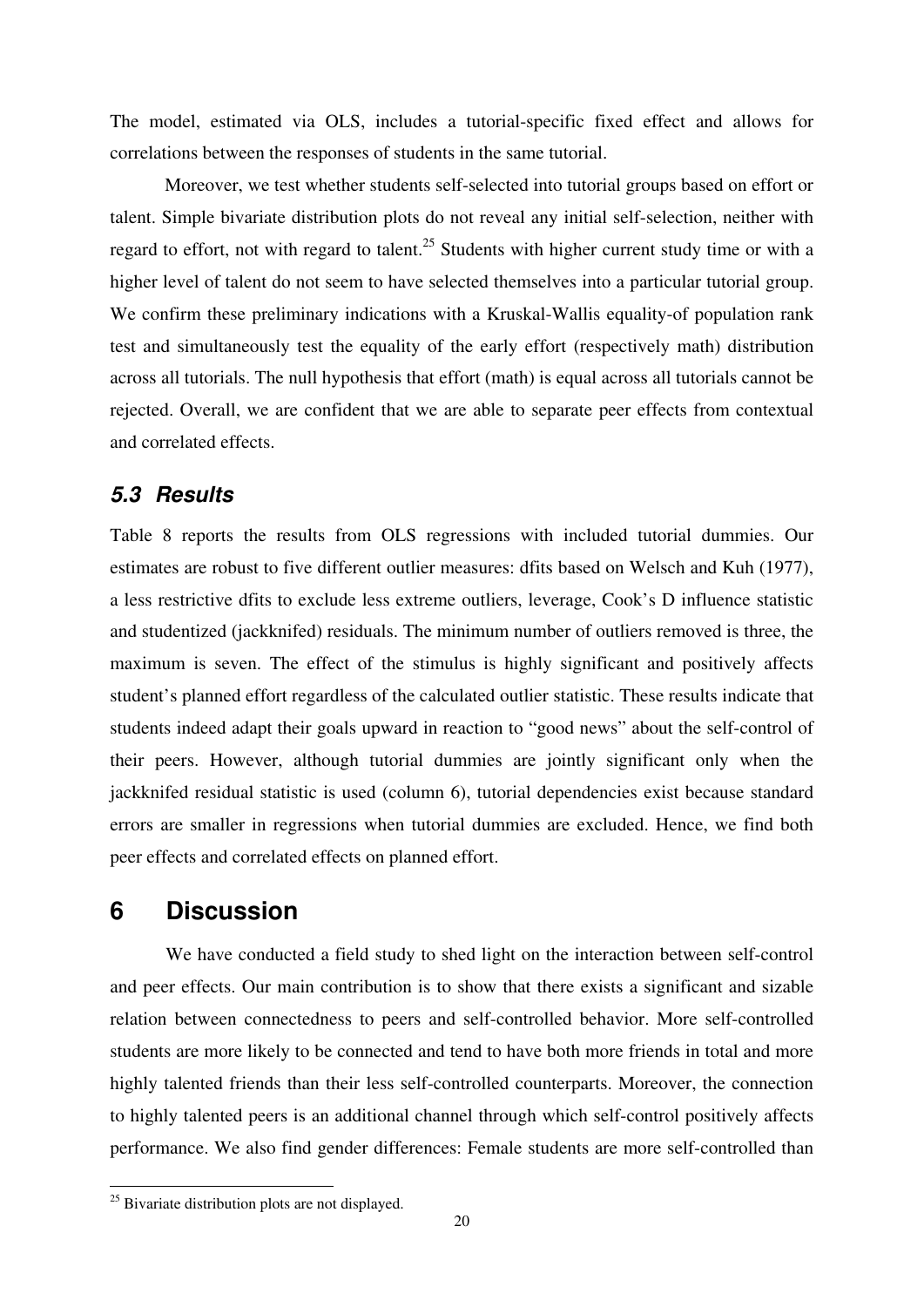The model, estimated via OLS, includes a tutorial-specific fixed effect and allows for correlations between the responses of students in the same tutorial.

Moreover, we test whether students self-selected into tutorial groups based on effort or talent. Simple bivariate distribution plots do not reveal any initial self-selection, neither with regard to effort, not with regard to talent.[25] Students with higher current study time or with a higher level of talent do not seem to have selected themselves into a particular tutorial group. We confirm these preliminary indications with a Kruskal-Wallis equality-of population rank test and simultaneously test the equality of the early effort (respectively math) distribution across all tutorials. The null hypothesis that effort (math) is equal across all tutorials cannot be rejected. Overall, we are confident that we are able to separate peer effects from contextual and correlated effects.

### 5.3 Results

Table 8 reports the results from OLS regressions with included tutorial dummies. Our estimates are robust to five different outlier measures: dfits based on Welsch and Kuh (1977), a less restrictive dfits to exclude less extreme outliers, leverage, Cook's D influence statistic and studentized (jackknifed) residuals. The minimum number of outliers removed is three, the maximum is seven. The effect of the stimulus is highly significant and positively affects student's planned effort regardless of the calculated outlier statistic. These results indicate that students indeed adapt their goals upward in reaction to "good news" about the self-control of their peers. However, although tutorial dummies are jointly significant only when the jackknifed residual statistic is used (column 6), tutorial dependencies exist because standard errors are smaller in regressions when tutorial dummies are excluded. Hence, we find both peer effects and correlated effects on planned effort.

## 6 Discussion

We have conducted a field study to shed light on the interaction between self-control and peer effects. Our main contribution is to show that there exists a significant and sizable relation between connectedness to peers and self-controlled behavior. More self-controlled students are more likely to be connected and tend to have both more friends in total and more highly talented friends than their less self-controlled counterparts. Moreover, the connection to highly talented peers is an additional channel through which self-control positively affects performance. We also find gender differences: Female students are more self-controlled than

[25] Bivariate distribution plots are not displayed.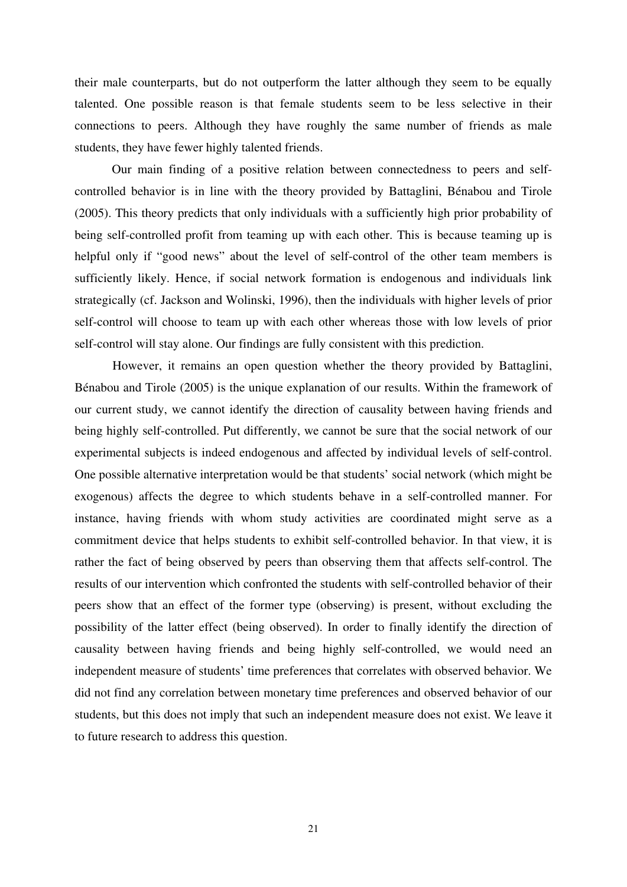their male counterparts, but do not outperform the latter although they seem to be equally talented. One possible reason is that female students seem to be less selective in their connections to peers. Although they have roughly the same number of friends as male students, they have fewer highly talented friends.

Our main finding of a positive relation between connectedness to peers and self-controlled behavior is in line with the theory provided by Battaglini, Bénabou and Tirole (2005). This theory predicts that only individuals with a sufficiently high prior probability of being self-controlled profit from teaming up with each other. This is because teaming up is helpful only if "good news" about the level of self-control of the other team members is sufficiently likely. Hence, if social network formation is endogenous and individuals link strategically (cf. Jackson and Wolinski, 1996), then the individuals with higher levels of prior self-control will choose to team up with each other whereas those with low levels of prior self-control will stay alone. Our findings are fully consistent with this prediction.

However, it remains an open question whether the theory provided by Battaglini, Bénabou and Tirole (2005) is the unique explanation of our results. Within the framework of our current study, we cannot identify the direction of causality between having friends and being highly self-controlled. Put differently, we cannot be sure that the social network of our experimental subjects is indeed endogenous and affected by individual levels of self-control. One possible alternative interpretation would be that students' social network (which might be exogenous) affects the degree to which students behave in a self-controlled manner. For instance, having friends with whom study activities are coordinated might serve as a commitment device that helps students to exhibit self-controlled behavior. In that view, it is rather the fact of being observed by peers than observing them that affects self-control. The results of our intervention which confronted the students with self-controlled behavior of their peers show that an effect of the former type (observing) is present, without excluding the possibility of the latter effect (being observed). In order to finally identify the direction of causality between having friends and being highly self-controlled, we would need an independent measure of students' time preferences that correlates with observed behavior. We did not find any correlation between monetary time preferences and observed behavior of our students, but this does not imply that such an independent measure does not exist. We leave it to future research to address this question.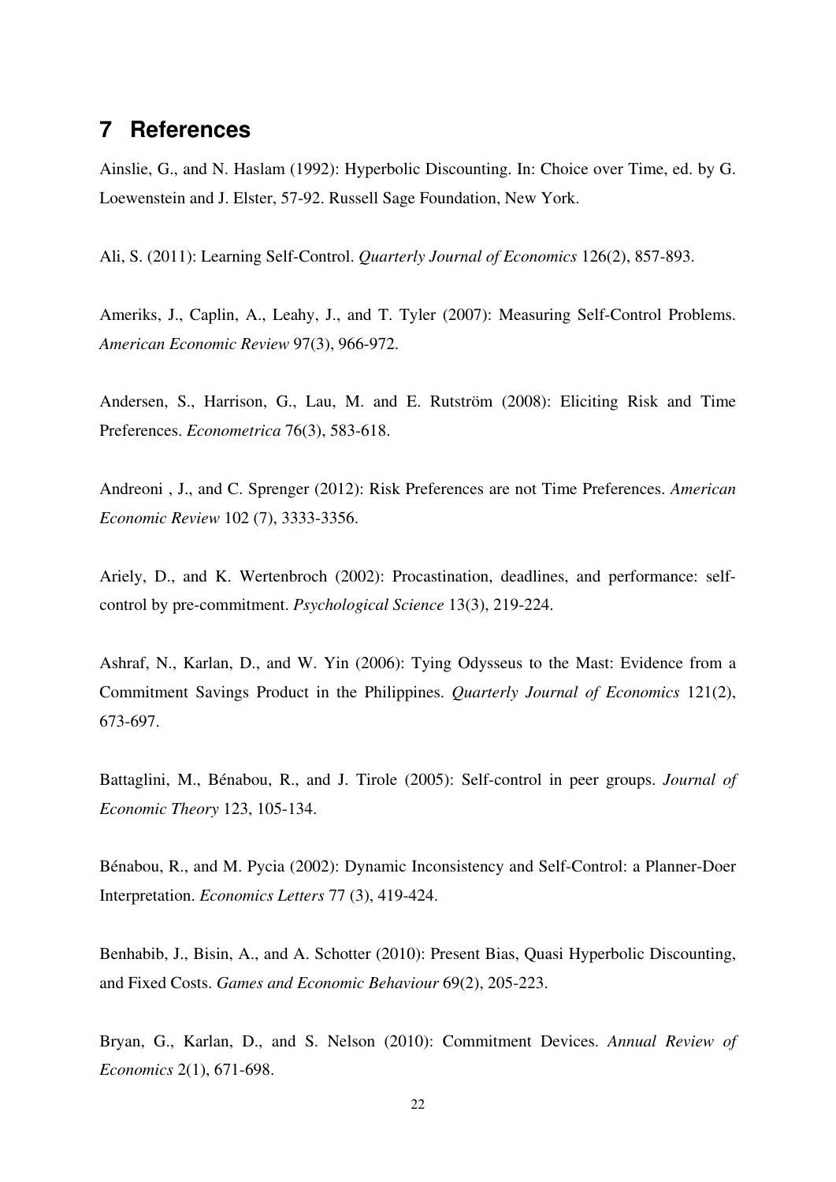# 7 References

Ainslie, G., and N. Haslam (1992): Hyperbolic Discounting. In: Choice over Time, ed. by G. Loewenstein and J. Elster, 57-92. Russell Sage Foundation, New York.

Ali, S. (2011): Learning Self-Control. *Quarterly Journal of Economics* 126(2), 857-893.

Ameriks, J., Caplin, A., Leahy, J., and T. Tyler (2007): Measuring Self-Control Problems. *American Economic Review* 97(3), 966-972.

Andersen, S., Harrison, G., Lau, M. and E. Rutström (2008): Eliciting Risk and Time Preferences. *Econometrica* 76(3), 583-618.

Andreoni , J., and C. Sprenger (2012): Risk Preferences are not Time Preferences. *American Economic Review* 102 (7), 3333-3356.

Ariely, D., and K. Wertenbroch (2002): Procastination, deadlines, and performance: self-control by pre-commitment. *Psychological Science* 13(3), 219-224.

Ashraf, N., Karlan, D., and W. Yin (2006): Tying Odysseus to the Mast: Evidence from a Commitment Savings Product in the Philippines. *Quarterly Journal of Economics* 121(2), 673-697.

Battaglini, M., Bénabou, R., and J. Tirole (2005): Self-control in peer groups. *Journal of Economic Theory* 123, 105-134.

Bénabou, R., and M. Pycia (2002): Dynamic Inconsistency and Self-Control: a Planner-Doer Interpretation. *Economics Letters* 77 (3), 419-424.

Benhabib, J., Bisin, A., and A. Schotter (2010): Present Bias, Quasi Hyperbolic Discounting, and Fixed Costs. *Games and Economic Behaviour* 69(2), 205-223.

Bryan, G., Karlan, D., and S. Nelson (2010): Commitment Devices. *Annual Review of Economics* 2(1), 671-698.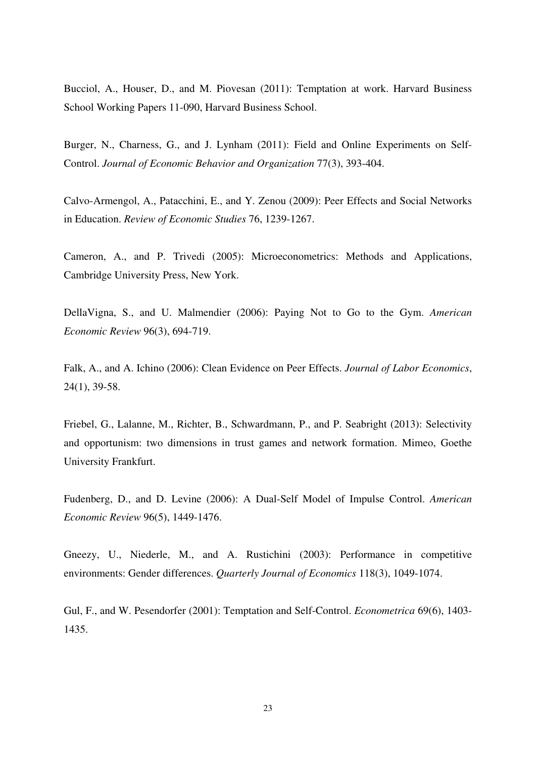Bucciol, A., Houser, D., and M. Piovesan (2011): Temptation at work. Harvard Business School Working Papers 11-090, Harvard Business School.

Burger, N., Charness, G., and J. Lynham (2011): Field and Online Experiments on Self-Control. *Journal of Economic Behavior and Organization* 77(3), 393-404.

Calvo-Armengol, A., Patacchini, E., and Y. Zenou (2009): Peer Effects and Social Networks in Education. *Review of Economic Studies* 76, 1239-1267.

Cameron, A., and P. Trivedi (2005): Microeconometrics: Methods and Applications, Cambridge University Press, New York.

DellaVigna, S., and U. Malmendier (2006): Paying Not to Go to the Gym. *American Economic Review* 96(3), 694-719.

Falk, A., and A. Ichino (2006): Clean Evidence on Peer Effects. *Journal of Labor Economics*, 24(1), 39-58.

Friebel, G., Lalanne, M., Richter, B., Schwardmann, P., and P. Seabright (2013): Selectivity and opportunism: two dimensions in trust games and network formation. Mimeo, Goethe University Frankfurt.

Fudenberg, D., and D. Levine (2006): A Dual-Self Model of Impulse Control. *American Economic Review* 96(5), 1449-1476.

Gneezy, U., Niederle, M., and A. Rustichini (2003): Performance in competitive environments: Gender differences. *Quarterly Journal of Economics* 118(3), 1049-1074.

Gul, F., and W. Pesendorfer (2001): Temptation and Self-Control. *Econometrica* 69(6), 1403-1435.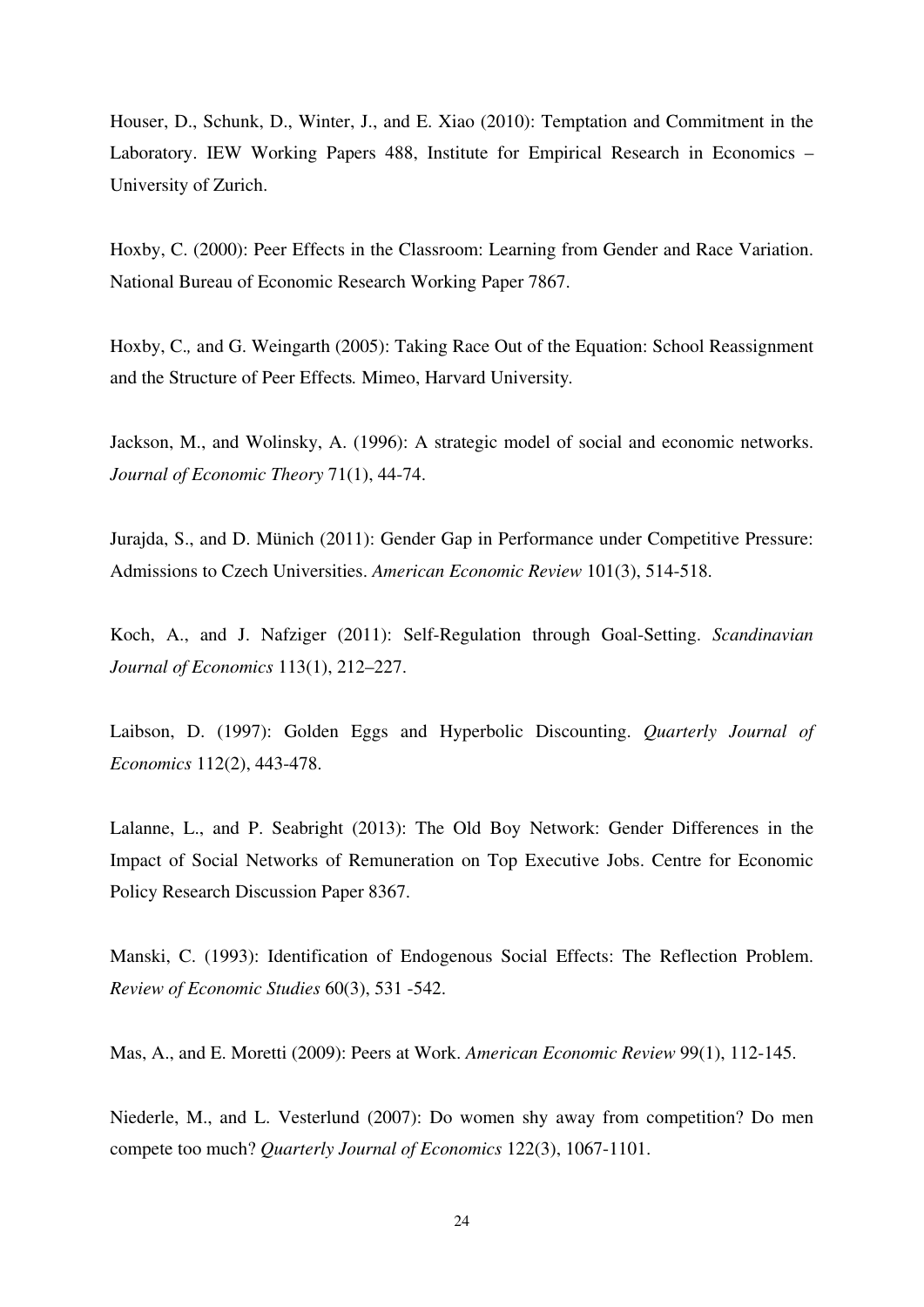Houser, D., Schunk, D., Winter, J., and E. Xiao (2010): Temptation and Commitment in the Laboratory. IEW Working Papers 488, Institute for Empirical Research in Economics – University of Zurich.

Hoxby, C. (2000): Peer Effects in the Classroom: Learning from Gender and Race Variation. National Bureau of Economic Research Working Paper 7867.

Hoxby, C., and G. Weingarth (2005): Taking Race Out of the Equation: School Reassignment and the Structure of Peer Effects. Mimeo, Harvard University.

Jackson, M., and Wolinsky, A. (1996): A strategic model of social and economic networks. *Journal of Economic Theory* 71(1), 44-74.

Jurajda, S., and D. Münich (2011): Gender Gap in Performance under Competitive Pressure: Admissions to Czech Universities. *American Economic Review* 101(3), 514-518.

Koch, A., and J. Nafziger (2011): Self-Regulation through Goal-Setting. *Scandinavian Journal of Economics* 113(1), 212–227.

Laibson, D. (1997): Golden Eggs and Hyperbolic Discounting. *Quarterly Journal of Economics* 112(2), 443-478.

Lalanne, L., and P. Seabright (2013): The Old Boy Network: Gender Differences in the Impact of Social Networks of Remuneration on Top Executive Jobs. Centre for Economic Policy Research Discussion Paper 8367.

Manski, C. (1993): Identification of Endogenous Social Effects: The Reflection Problem. *Review of Economic Studies* 60(3), 531 -542.

Mas, A., and E. Moretti (2009): Peers at Work. *American Economic Review* 99(1), 112-145.

Niederle, M., and L. Vesterlund (2007): Do women shy away from competition? Do men compete too much? *Quarterly Journal of Economics* 122(3), 1067-1101.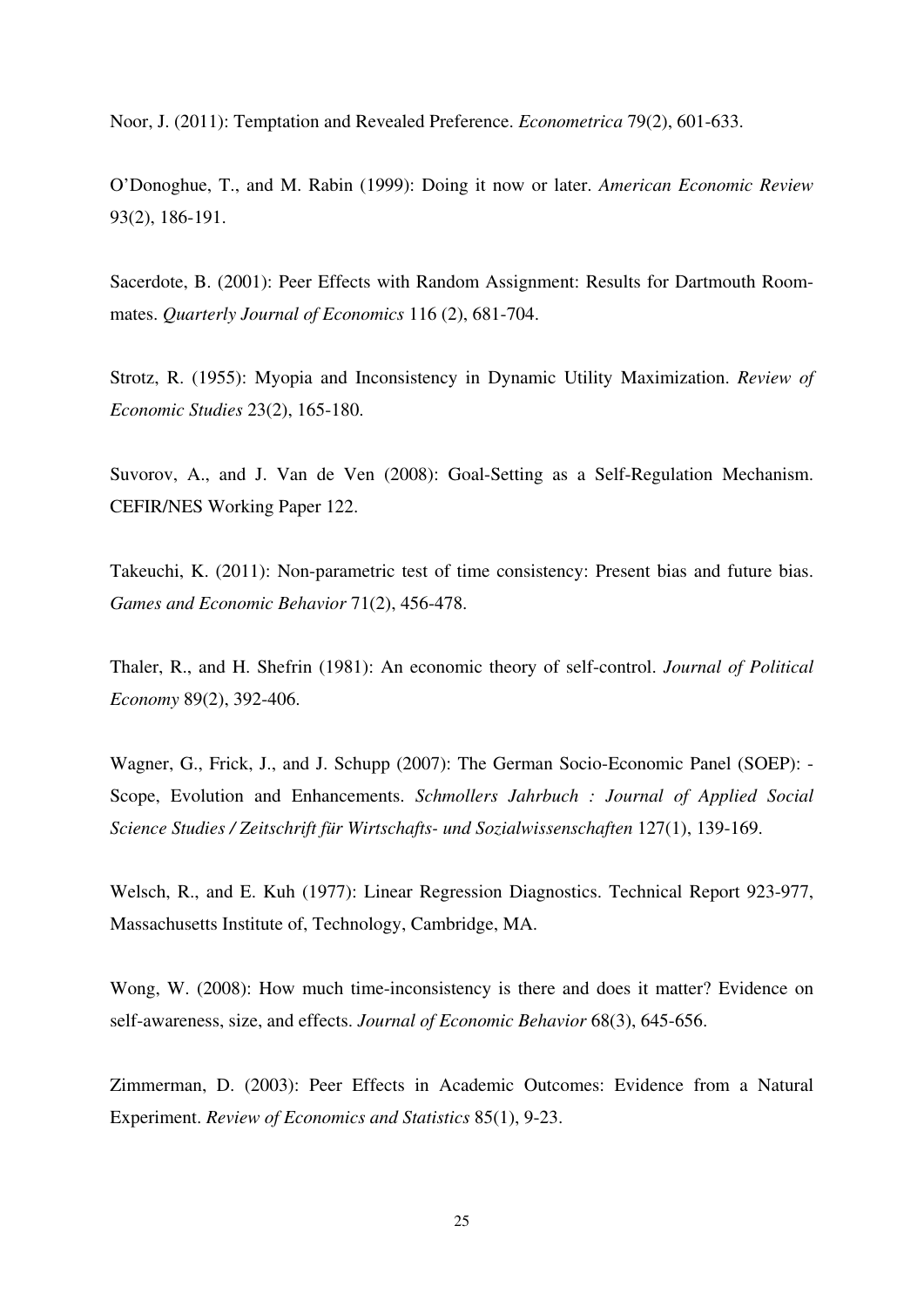Noor, J. (2011): Temptation and Revealed Preference. *Econometrica* 79(2), 601-633.

O'Donoghue, T., and M. Rabin (1999): Doing it now or later. *American Economic Review* 93(2), 186-191.

Sacerdote, B. (2001): Peer Effects with Random Assignment: Results for Dartmouth Roommates. *Quarterly Journal of Economics* 116 (2), 681-704.

Strotz, R. (1955): Myopia and Inconsistency in Dynamic Utility Maximization. *Review of Economic Studies* 23(2), 165-180.

Suvorov, A., and J. Van de Ven (2008): Goal-Setting as a Self-Regulation Mechanism. CEFIR/NES Working Paper 122.

Takeuchi, K. (2011): Non-parametric test of time consistency: Present bias and future bias. *Games and Economic Behavior* 71(2), 456-478.

Thaler, R., and H. Shefrin (1981): An economic theory of self-control. *Journal of Political Economy* 89(2), 392-406.

Wagner, G., Frick, J., and J. Schupp (2007): The German Socio-Economic Panel (SOEP): - Scope, Evolution and Enhancements. *Schmollers Jahrbuch : Journal of Applied Social Science Studies / Zeitschrift für Wirtschafts- und Sozialwissenschaften* 127(1), 139-169.

Welsch, R., and E. Kuh (1977): Linear Regression Diagnostics. Technical Report 923-977, Massachusetts Institute of, Technology, Cambridge, MA.

Wong, W. (2008): How much time-inconsistency is there and does it matter? Evidence on self-awareness, size, and effects. *Journal of Economic Behavior* 68(3), 645-656.

Zimmerman, D. (2003): Peer Effects in Academic Outcomes: Evidence from a Natural Experiment. *Review of Economics and Statistics* 85(1), 9-23.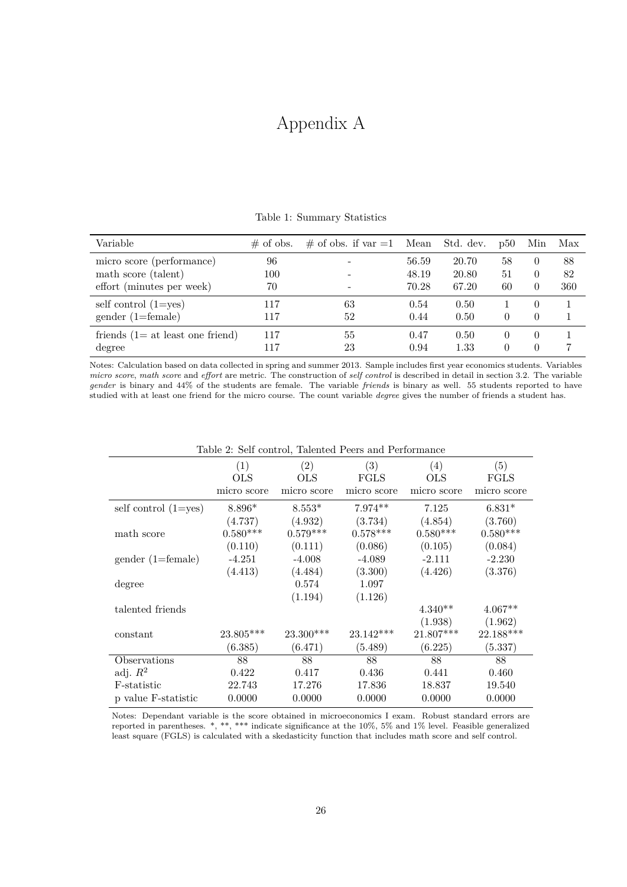# Appendix A

Table 1: Summary Statistics

| Variable | # of obs. | # of obs. if var =1 | Mean | Std. dev. | p50 | Min | Max |
|---|---|---|---|---|---|---|---|
| micro score (performance) | 96 | - | 56.59 | 20.70 | 58 | 0 | 88 |
| math score (talent) | 100 | - | 48.19 | 20.80 | 51 | 0 | 82 |
| effort (minutes per week) | 70 | - | 70.28 | 67.20 | 60 | 0 | 360 |
| self control (1=yes) | 117 | 63 | 0.54 | 0.50 | 1 | 0 | 1 |
| gender (1=female) | 117 | 52 | 0.44 | 0.50 | 0 | 0 | 1 |
| friends (1= at least one friend) | 117 | 55 | 0.47 | 0.50 | 0 | 0 | 1 |
| degree | 117 | 23 | 0.94 | 1.33 | 0 | 0 | 7 |

Notes: Calculation based on data collected in spring and summer 2013. Sample includes first year economics students. Variables *micro score*, *math score* and *effort* are metric. The construction of *self control* is described in detail in section 3.2. The variable *gender* is binary and 44% of the students are female. The variable *friends* is binary as well. 55 students reported to have studied with at least one friend for the micro course. The count variable *degree* gives the number of friends a student has.

Table 2: Self control, Talented Peers and Performance

| | (1) | (2) | (3) | (4) | (5) |
|---|---|---|---|---|---|
| | OLS | OLS | FGLS | OLS | FGLS |
| | micro score | micro score | micro score | micro score | micro score |
| self control (1=yes) | 8.896* | 8.553* | 7.974** | 7.125 | 6.831* |
| | (4.737) | (4.932) | (3.734) | (4.854) | (3.760) |
| math score | 0.580*** | 0.579*** | 0.578*** | 0.580*** | 0.580*** |
| | (0.110) | (0.111) | (0.086) | (0.105) | (0.084) |
| gender (1=female) | -4.251 | -4.008 | -4.089 | -2.111 | -2.230 |
| | (4.413) | (4.484) | (3.300) | (4.426) | (3.376) |
| degree | | 0.574 | 1.097 | | |
| | | (1.194) | (1.126) | | |
| talented friends | | | | 4.340** | 4.067** |
| | | | | (1.938) | (1.962) |
| constant | 23.805*** | 23.300*** | 23.142*** | 21.807*** | 22.188*** |
| | (6.385) | (6.471) | (5.489) | (6.225) | (5.337) |
| Observations | 88 | 88 | 88 | 88 | 88 |
| adj. $R^2$ | 0.422 | 0.417 | 0.436 | 0.441 | 0.460 |
| F-statistic | 22.743 | 17.276 | 17.836 | 18.837 | 19.540 |
| p value F-statistic | 0.0000 | 0.0000 | 0.0000 | 0.0000 | 0.0000 |

Notes: Dependant variable is the score obtained in microeconomics I exam. Robust standard errors are reported in parentheses. *, **, *** indicate significance at the 10%, 5% and 1% level. Feasible generalized least square (FGLS) is calculated with a skedasticity function that includes math score and self control.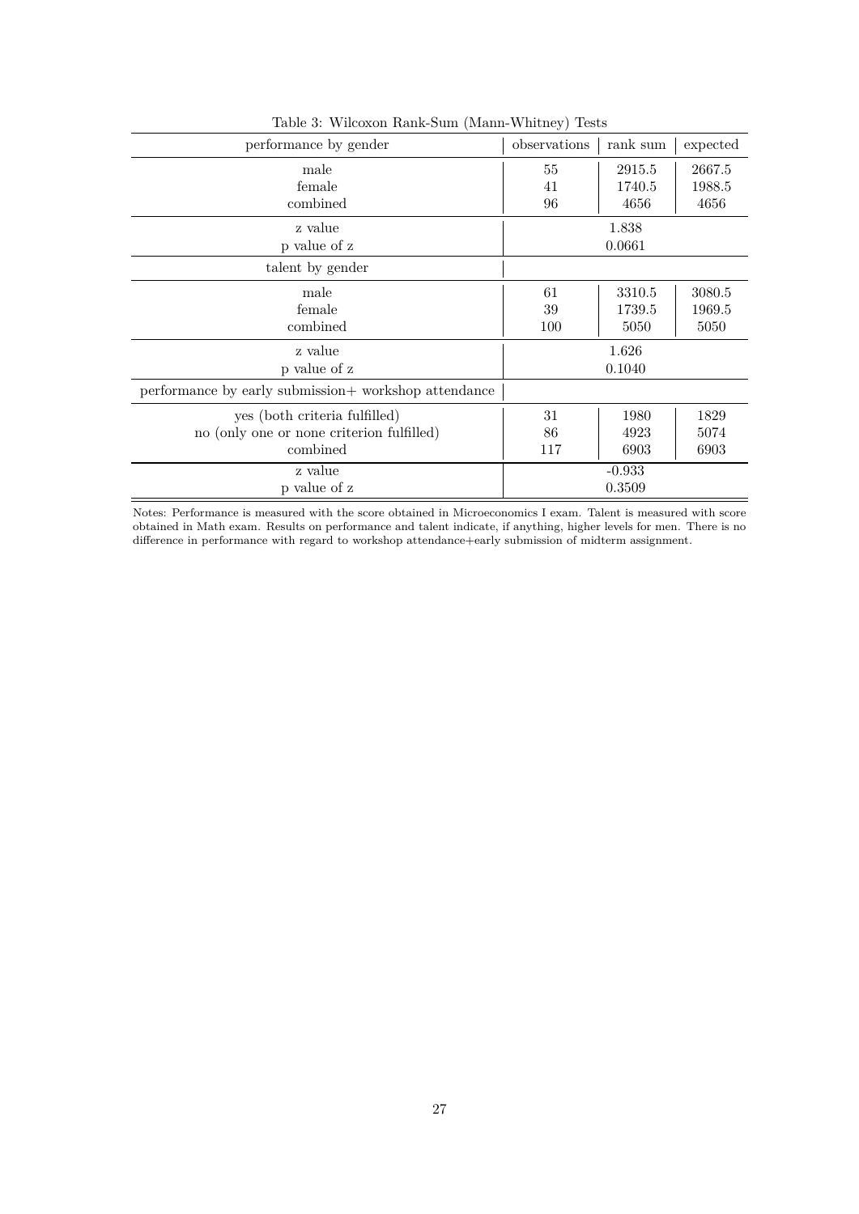Table 3: Wilcoxon Rank-Sum (Mann-Whitney) Tests

| performance by gender | observations | rank sum | expected |
|---|---|---|---|
| male | 55 | 2915.5 | 2667.5 |
| female | 41 | 1740.5 | 1988.5 |
| combined | 96 | 4656 | 4656 |
| z value | | 1.838 | |
| p value of z | | 0.0661 | |
| talent by gender | | | |
| male | 61 | 3310.5 | 3080.5 |
| female | 39 | 1739.5 | 1969.5 |
| combined | 100 | 5050 | 5050 |
| z value | | 1.626 | |
| p value of z | | 0.1040 | |
| performance by early submission+ workshop attendance | | | |
| yes (both criteria fulfilled) | 31 | 1980 | 1829 |
| no (only one or none criterion fulfilled) | 86 | 4923 | 5074 |
| combined | 117 | 6903 | 6903 |
| z value | | -0.933 | |
| p value of z | | 0.3509 | |

Notes: Performance is measured with the score obtained in Microeconomics I exam. Talent is measured with score obtained in Math exam. Results on performance and talent indicate, if anything, higher levels for men. There is no difference in performance with regard to workshop attendance+early submission of midterm assignment.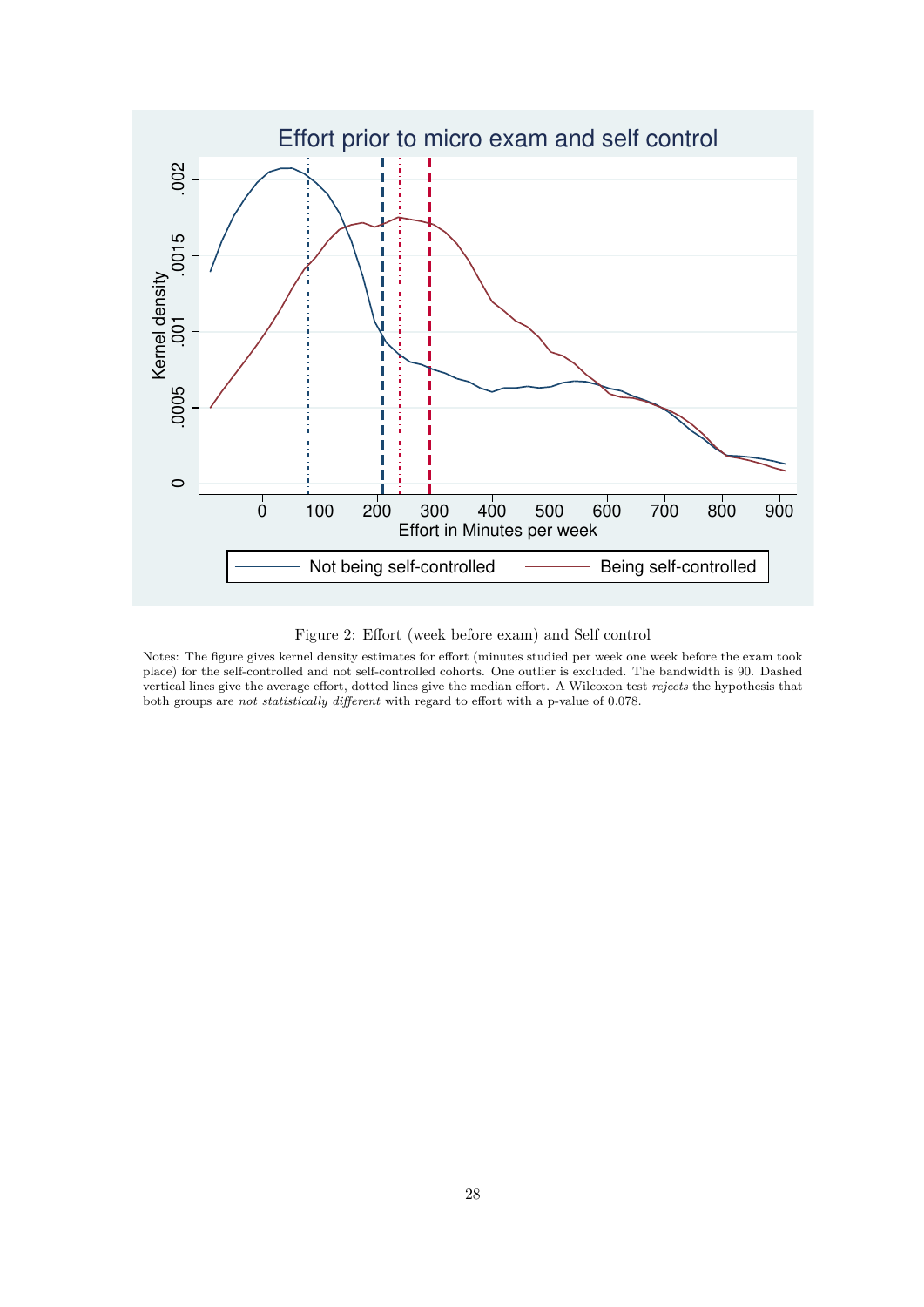Figure 2: Effort (week before exam) and Self control

Notes: The figure gives kernel density estimates for effort (minutes studied per week one week before the exam took place) for the self-controlled and not self-controlled cohorts. One outlier is excluded. The bandwidth is 90. Dashed vertical lines give the average effort, dotted lines give the median effort. A Wilcoxon test *rejects* the hypothesis that both groups are *not statistically different* with regard to effort with a p-value of 0.078.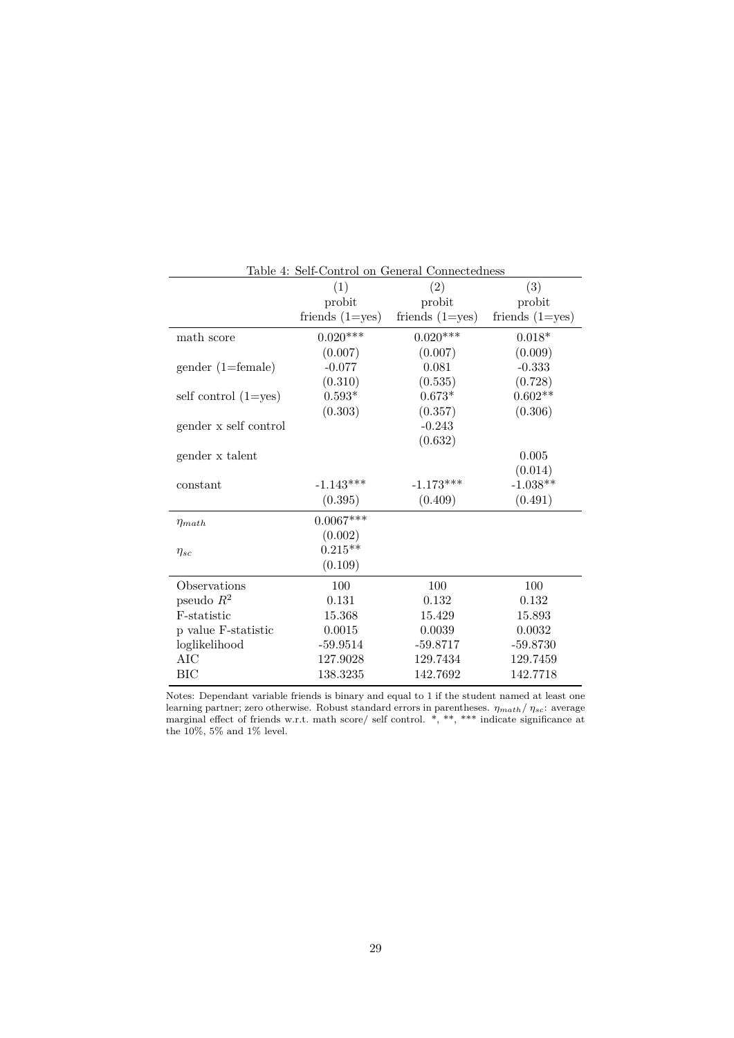Table 4: Self-Control on General Connectedness

| | (1) | (2) | (3) |
|---|---|---|---|
| | probit | probit | probit |
| | friends (1=yes) | friends (1=yes) | friends (1=yes) |
| math score | 0.020*** | 0.020*** | 0.018* |
| | (0.007) | (0.007) | (0.009) |
| gender (1=female) | -0.077 | 0.081 | -0.333 |
| | (0.310) | (0.535) | (0.728) |
| self control (1=yes) | 0.593* | 0.673* | 0.602** |
| | (0.303) | (0.357) | (0.306) |
| gender x self control | | -0.243 | |
| | | (0.632) | |
| gender x talent | | | 0.005 |
| | | | (0.014) |
| constant | -1.143*** | -1.173*** | -1.038** |
| | (0.395) | (0.409) | (0.491) |
| $\eta_{math}$ | 0.0067*** | | |
| | (0.002) | | |
| $\eta_{sc}$ | 0.215** | | |
| | (0.109) | | |
| Observations | 100 | 100 | 100 |
| pseudo $R^2$ | 0.131 | 0.132 | 0.132 |
| F-statistic | 15.368 | 15.429 | 15.893 |
| p value F-statistic | 0.0015 | 0.0039 | 0.0032 |
| loglikelihood | -59.9514 | -59.8717 | -59.8730 |
| AIC | 127.9028 | 129.7434 | 129.7459 |
| BIC | 138.3235 | 142.7692 | 142.7718 |

Notes: Dependant variable friends is binary and equal to 1 if the student named at least one learning partner; zero otherwise. Robust standard errors in parentheses. $\eta_{math}$/ $\eta_{sc}$: average marginal effect of friends w.r.t. math score/ self control. *, **, *** indicate significance at the 10%, 5% and 1% level.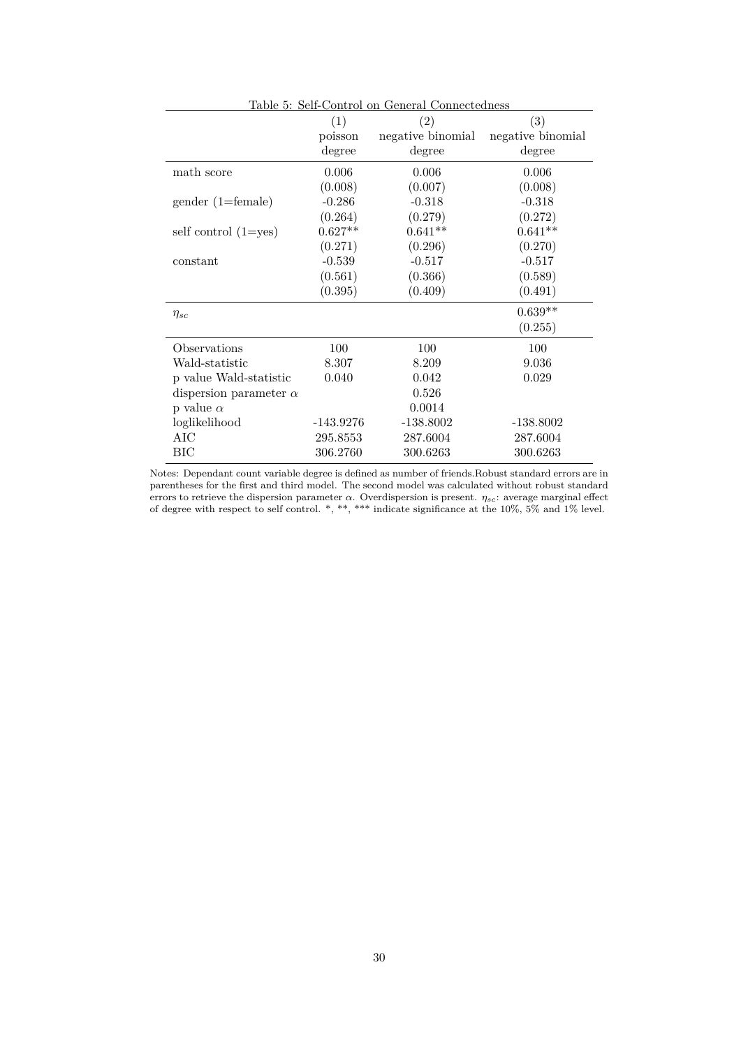Table 5: Self-Control on General Connectedness

| | (1) | (2) | (3) |
|---|---|---|---|
| | poisson | negative binomial | negative binomial |
| | degree | degree | degree |
| math score | 0.006 | 0.006 | 0.006 |
| | (0.008) | (0.007) | (0.008) |
| gender (1=female) | -0.286 | -0.318 | -0.318 |
| | (0.264) | (0.279) | (0.272) |
| self control (1=yes) | 0.627** | 0.641** | 0.641** |
| | (0.271) | (0.296) | (0.270) |
| constant | -0.539 | -0.517 | -0.517 |
| | (0.561) | (0.366) | (0.589) |
| | (0.395) | (0.409) | (0.491) |
| $\eta_{sc}$ | | | 0.639** |
| | | | (0.255) |
| Observations | 100 | 100 | 100 |
| Wald-statistic | 8.307 | 8.209 | 9.036 |
| p value Wald-statistic | 0.040 | 0.042 | 0.029 |
| dispersion parameter $\alpha$ | | 0.526 | |
| p value $\alpha$ | | 0.0014 | |
| loglikelihood | -143.9276 | -138.8002 | -138.8002 |
| AIC | 295.8553 | 287.6004 | 287.6004 |
| BIC | 306.2760 | 300.6263 | 300.6263 |

Notes: Dependant count variable degree is defined as number of friends.Robust standard errors are in parentheses for the first and third model. The second model was calculated without robust standard errors to retrieve the dispersion parameter $\alpha$. Overdispersion is present. $\eta_{sc}$: average marginal effect of degree with respect to self control. *, **, *** indicate significance at the 10%, 5% and 1% level.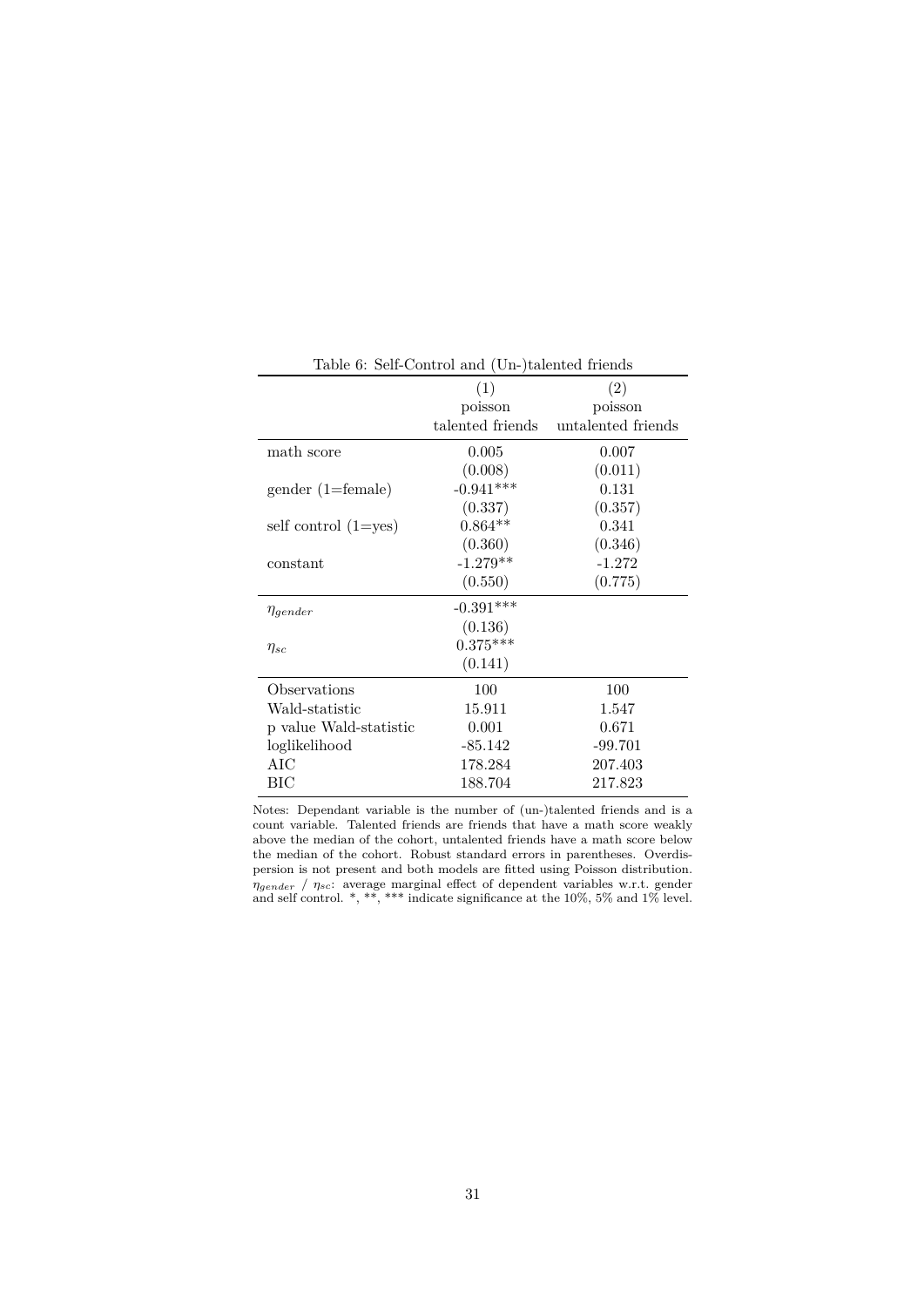Table 6: Self-Control and (Un-)talented friends

| | (1) | (2) |
|---|---|---|
| | poisson | poisson |
| | talented friends | untalented friends |
| math score | 0.005 | 0.007 |
| | (0.008) | (0.011) |
| gender (1=female) | -0.941*** | 0.131 |
| | (0.337) | (0.357) |
| self control (1=yes) | 0.864** | 0.341 |
| | (0.360) | (0.346) |
| constant | -1.279** | -1.272 |
| | (0.550) | (0.775) |
| $\eta_{gender}$ | -0.391*** | |
| | (0.136) | |
| $\eta_{sc}$ | 0.375*** | |
| | (0.141) | |
| Observations | 100 | 100 |
| Wald-statistic | 15.911 | 1.547 |
| p value Wald-statistic | 0.001 | 0.671 |
| loglikelihood | -85.142 | -99.701 |
| AIC | 178.284 | 207.403 |
| BIC | 188.704 | 217.823 |

Notes: Dependant variable is the number of (un-)talented friends and is a count variable. Talented friends are friends that have a math score weakly above the median of the cohort, untalented friends have a math score below the median of the cohort. Robust standard errors in parentheses. Overdispersion is not present and both models are fitted using Poisson distribution. $\eta_{gender}$ / $\eta_{sc}$: average marginal effect of dependent variables w.r.t. gender and self control. *, **, *** indicate significance at the 10%, 5% and 1% level.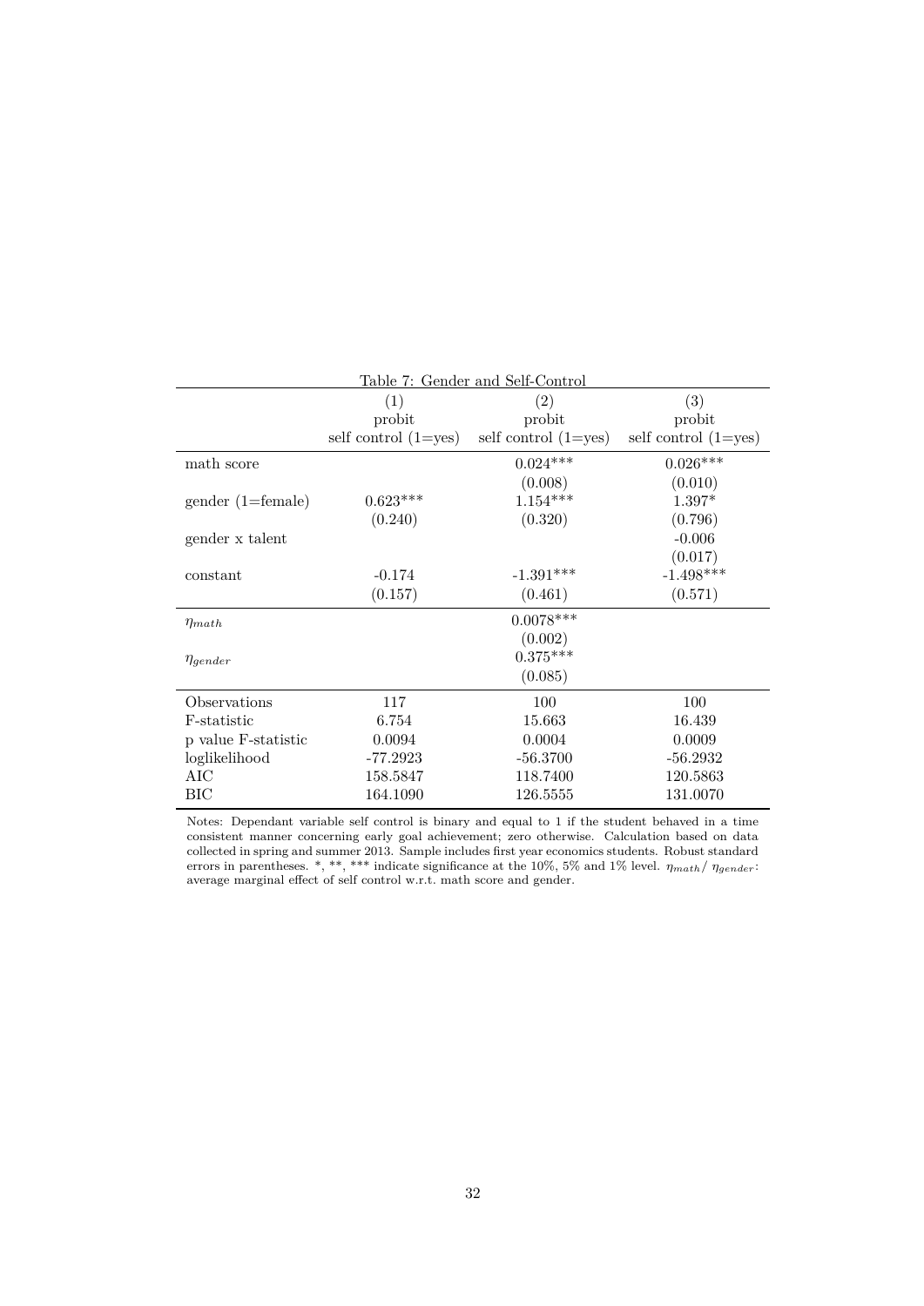Table 7: Gender and Self-Control

| | (1) | (2) | (3) |
|---|---|---|---|
| | probit | probit | probit |
| | self control (1=yes) | self control (1=yes) | self control (1=yes) |
| math score | | 0.024*** | 0.026*** |
| | | (0.008) | (0.010) |
| gender (1=female) | 0.623*** | 1.154*** | 1.397* |
| | (0.240) | (0.320) | (0.796) |
| gender x talent | | | -0.006 |
| | | | (0.017) |
| constant | -0.174 | -1.391*** | -1.498*** |
| | (0.157) | (0.461) | (0.571) |
| $\eta_{math}$ | | 0.0078*** | |
| | | (0.002) | |
| $\eta_{gender}$ | | 0.375*** | |
| | | (0.085) | |
| Observations | 117 | 100 | 100 |
| F-statistic | 6.754 | 15.663 | 16.439 |
| p value F-statistic | 0.0094 | 0.0004 | 0.0009 |
| loglikelihood | -77.2923 | -56.3700 | -56.2932 |
| AIC | 158.5847 | 118.7400 | 120.5863 |
| BIC | 164.1090 | 126.5555 | 131.0070 |

Notes: Dependant variable self control is binary and equal to 1 if the student behaved in a time consistent manner concerning early goal achievement; zero otherwise. Calculation based on data collected in spring and summer 2013. Sample includes first year economics students. Robust standard errors in parentheses. *, **, *** indicate significance at the 10%, 5% and 1% level. $\eta_{math}$/ $\eta_{gender}$: average marginal effect of self control w.r.t. math score and gender.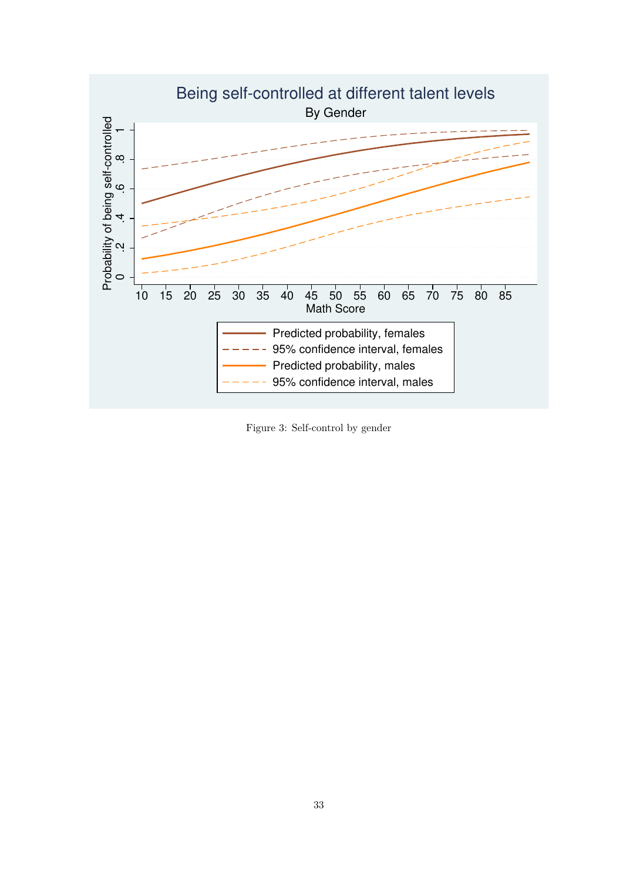Figure 3: Self-control by gender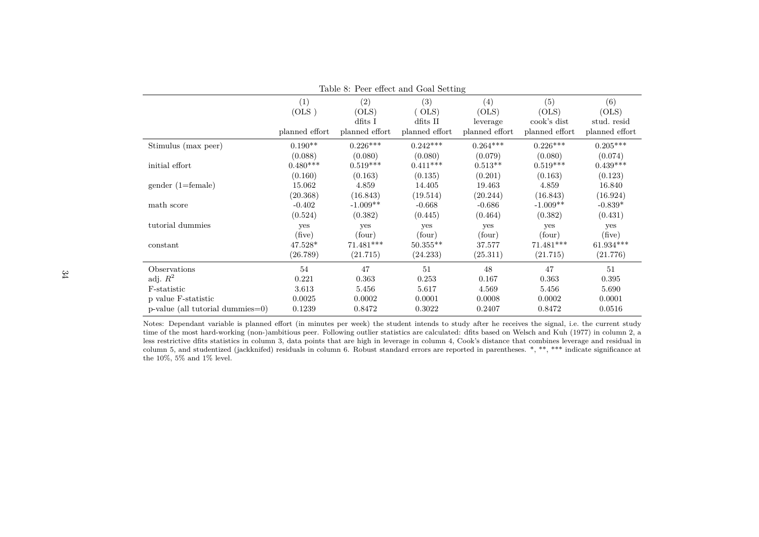Table 8: Peer effect and Goal Setting

| | (1) | (2) | (3) | (4) | (5) | (6) |
|---|---|---|---|---|---|---|
| | (OLS ) | (OLS) | ( OLS) | (OLS) | (OLS) | (OLS) |
| | | dfits I | dfits II | leverage | cook's dist | stud. resid |
| | planned effort | planned effort | planned effort | planned effort | planned effort | planned effort |
| Stimulus (max peer) | 0.190** | 0.226*** | 0.242*** | 0.264*** | 0.226*** | 0.205*** |
| | (0.088) | (0.080) | (0.080) | (0.079) | (0.080) | (0.074) |
| initial effort | 0.480*** | 0.519*** | 0.411*** | 0.513** | 0.519*** | 0.439*** |
| | (0.160) | (0.163) | (0.135) | (0.201) | (0.163) | (0.123) |
| gender (1=female) | 15.062 | 4.859 | 14.405 | 19.463 | 4.859 | 16.840 |
| | (20.368) | (16.843) | (19.514) | (20.244) | (16.843) | (16.924) |
| math score | -0.402 | -1.009** | -0.668 | -0.686 | -1.009** | -0.839* |
| | (0.524) | (0.382) | (0.445) | (0.464) | (0.382) | (0.431) |
| tutorial dummies | yes | yes | yes | yes | yes | yes |
| | (five) | (four) | (four) | (four) | (four) | (five) |
| constant | 47.528* | 71.481*** | 50.355** | 37.577 | 71.481*** | 61.934*** |
| | (26.789) | (21.715) | (24.233) | (25.311) | (21.715) | (21.776) |
| Observations | 54 | 47 | 51 | 48 | 47 | 51 |
| adj. $R^2$ | 0.221 | 0.363 | 0.253 | 0.167 | 0.363 | 0.395 |
| F-statistic | 3.613 | 5.456 | 5.617 | 4.569 | 5.456 | 5.690 |
| p value F-statistic | 0.0025 | 0.0002 | 0.0001 | 0.0008 | 0.0002 | 0.0001 |
| p-value (all tutorial dummies=0) | 0.1239 | 0.8472 | 0.3022 | 0.2407 | 0.8472 | 0.0516 |

Notes: Dependant variable is planned effort (in minutes per week) the student intends to study after he receives the signal, i.e. the current study time of the most hard-working (non-)ambitious peer. Following outlier statistics are calculated: dfits based on Welsch and Kuh (1977) in column 2, a less restrictive dfits statistics in column 3, data points that are high in leverage in column 4, Cook's distance that combines leverage and residual in column 5, and studentized (jackknifed) residuals in column 6. Robust standard errors are reported in parentheses. *, **, *** indicate significance at the 10%, 5% and 1% level.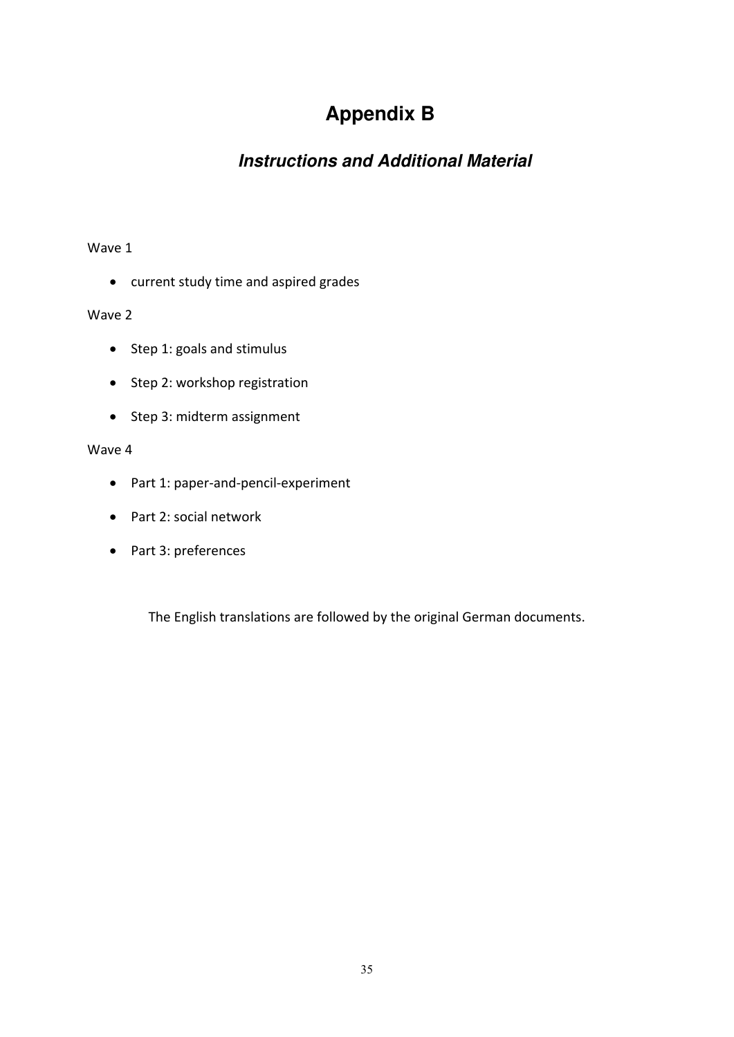# Appendix B

## *Instructions and Additional Material*

Wave 1

- current study time and aspired grades

Wave 2

- Step 1: goals and stimulus
- Step 2: workshop registration
- Step 3: midterm assignment

Wave 4

- Part 1: paper-and-pencil-experiment
- Part 2: social network
- Part 3: preferences

The English translations are followed by the original German documents.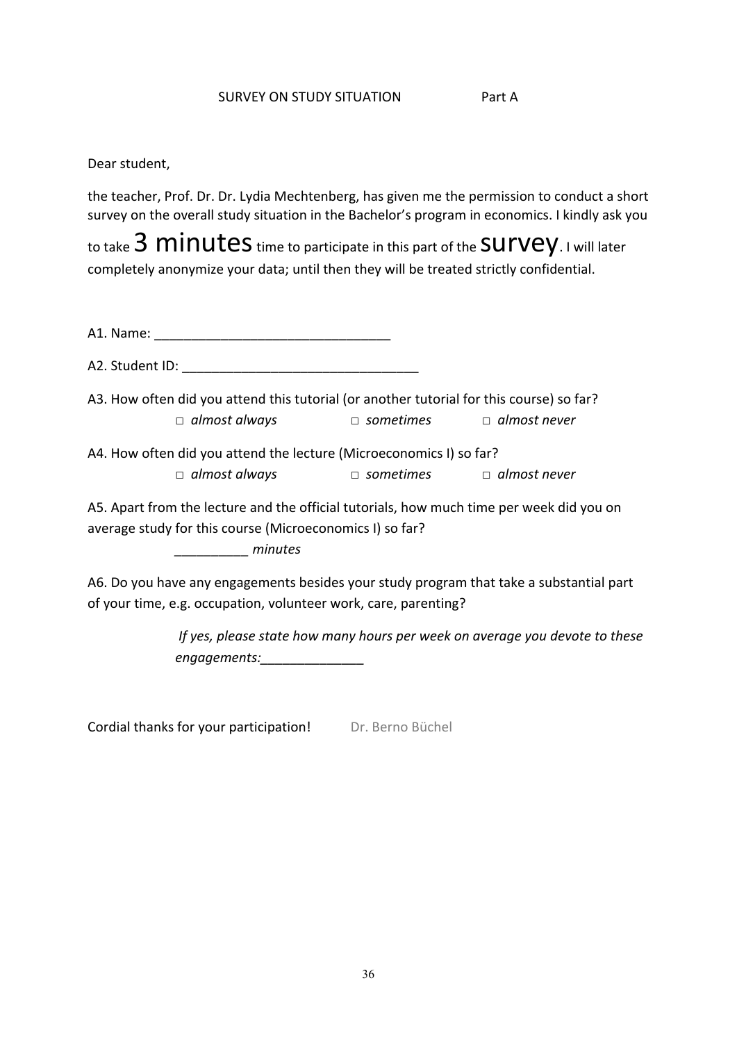SURVEY ON STUDY SITUATION  Part A

Dear student,

the teacher, Prof. Dr. Dr. Lydia Mechtenberg, has given me the permission to conduct a short survey on the overall study situation in the Bachelor's program in economics. I kindly ask you to take 3 minutes time to participate in this part of the survey. I will later completely anonymize your data; until then they will be treated strictly confidential.

A1. Name: _________________________________

A2. Student ID: _________________________________

A3. How often did you attend this tutorial (or another tutorial for this course) so far?

□ *almost always*  □ *sometimes*  □ *almost never*

A4. How often did you attend the lecture (Microeconomics I) so far?

□ *almost always*  □ *sometimes*  □ *almost never*

A5. Apart from the lecture and the official tutorials, how much time per week did you on average study for this course (Microeconomics I) so far?

__________ *minutes*

A6. Do you have any engagements besides your study program that take a substantial part of your time, e.g. occupation, volunteer work, care, parenting?

*If yes, please state how many hours per week on average you devote to these engagements:*______________

Cordial thanks for your participation!  Dr. Berno Büchel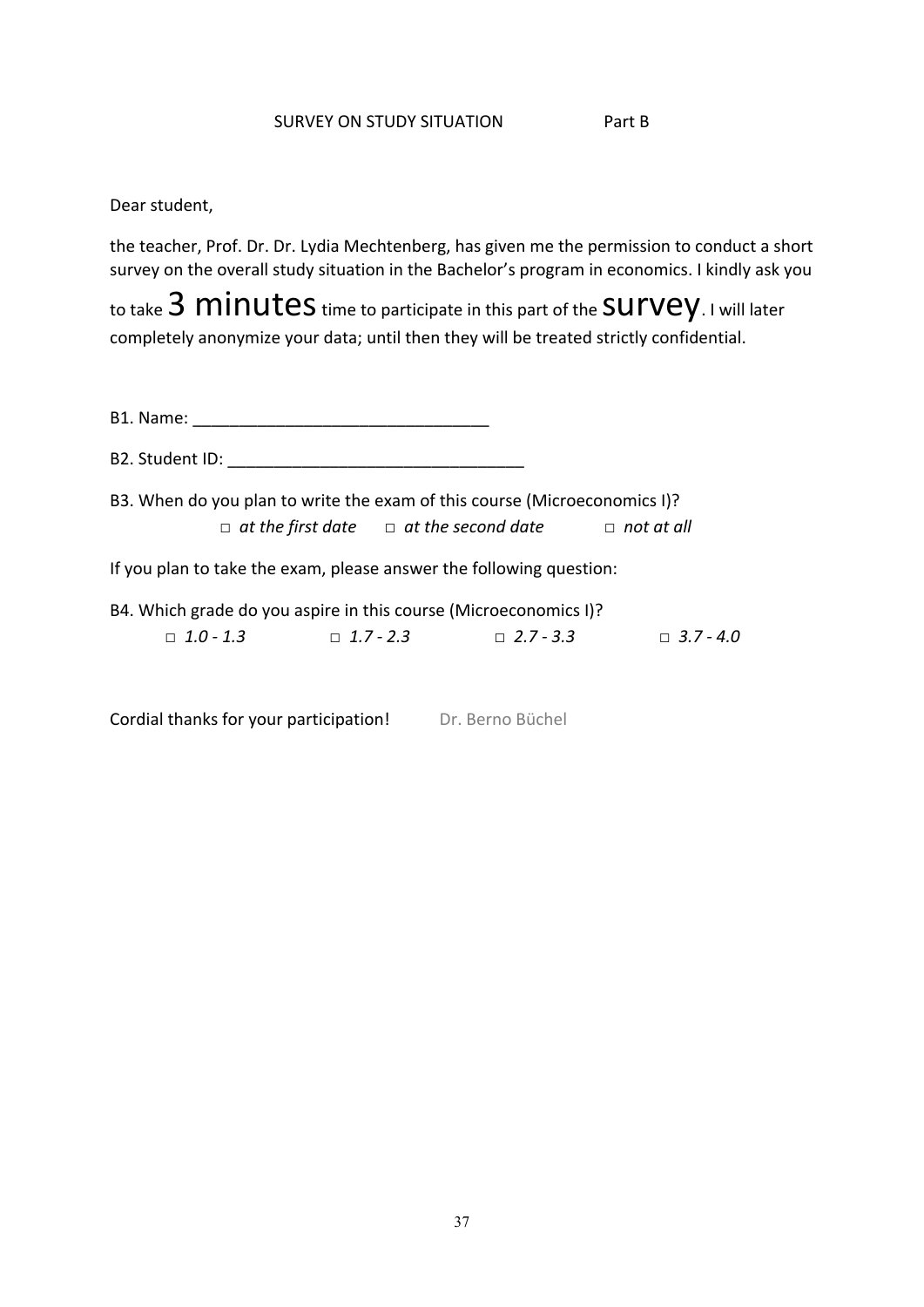SURVEY ON STUDY SITUATION Part B

Dear student,

the teacher, Prof. Dr. Dr. Lydia Mechtenberg, has given me the permission to conduct a short survey on the overall study situation in the Bachelor's program in economics. I kindly ask you to take **3 minutes** time to participate in this part of the **survey**. I will later completely anonymize your data; until then they will be treated strictly confidential.

B1. Name: ________________________________

B2. Student ID: ________________________________

B3. When do you plan to write the exam of this course (Microeconomics I)?

□ *at the first date* □ *at the second date* □ *not at all*

If you plan to take the exam, please answer the following question:

B4. Which grade do you aspire in this course (Microeconomics I)?

□ *1.0 - 1.3* □ *1.7 - 2.3* □ *2.7 - 3.3* □ *3.7 - 4.0*

Cordial thanks for your participation! Dr. Berno Büchel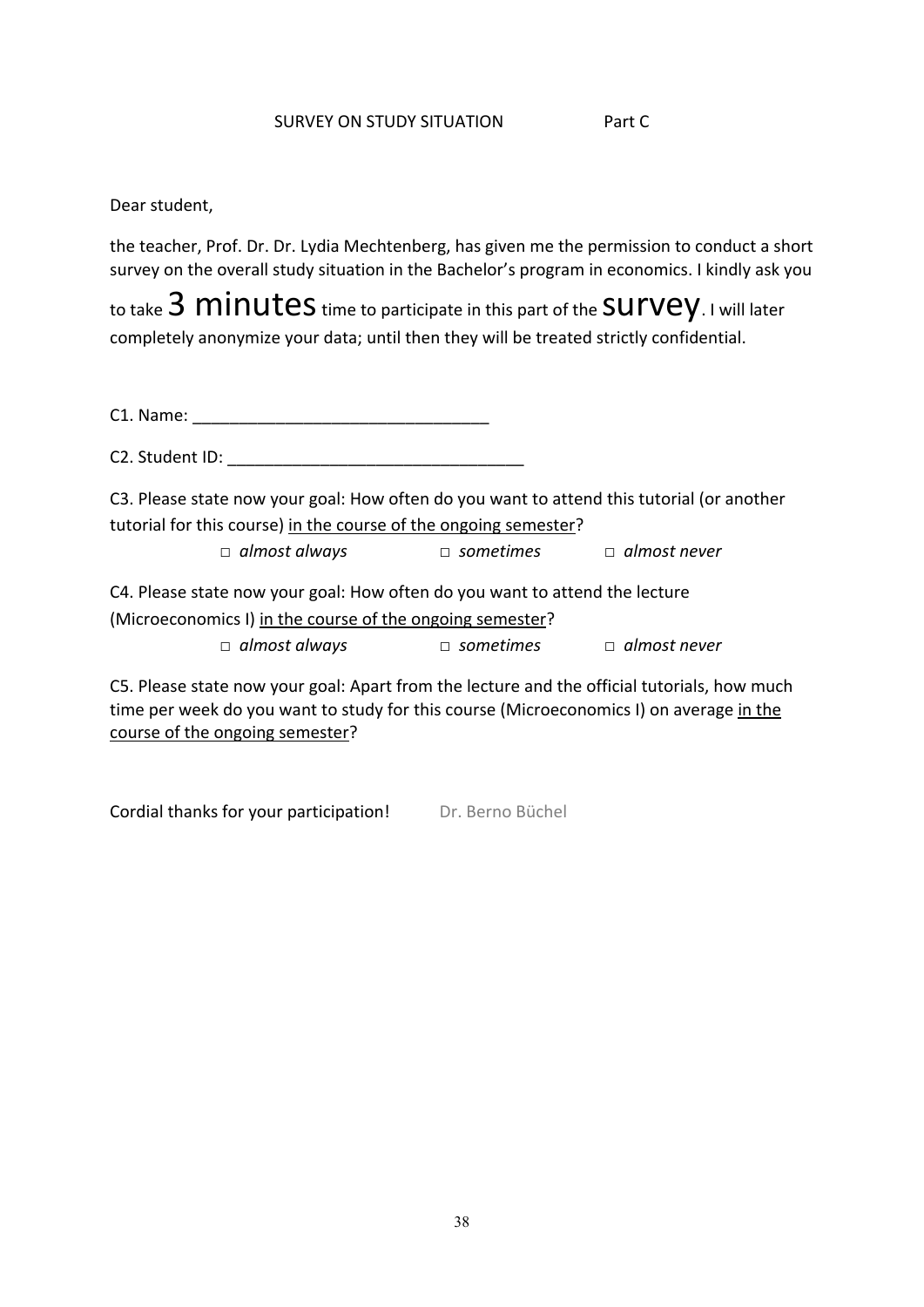SURVEY ON STUDY SITUATION Part C

Dear student,

the teacher, Prof. Dr. Dr. Lydia Mechtenberg, has given me the permission to conduct a short survey on the overall study situation in the Bachelor's program in economics. I kindly ask you to take **3 minutes** time to participate in this part of the **survey**. I will later completely anonymize your data; until then they will be treated strictly confidential.

C1. Name: ________________________________

C2. Student ID: ________________________________

C3. Please state now your goal: How often do you want to attend this tutorial (or another tutorial for this course) <u>in the course of the ongoing semester</u>?

□ *almost always* □ *sometimes* □ *almost never*

C4. Please state now your goal: How often do you want to attend the lecture (Microeconomics I) <u>in the course of the ongoing semester</u>?

□ *almost always* □ *sometimes* □ *almost never*

C5. Please state now your goal: Apart from the lecture and the official tutorials, how much time per week do you want to study for this course (Microeconomics I) on average <u>in the course of the ongoing semester</u>?

Cordial thanks for your participation! Dr. Berno Büchel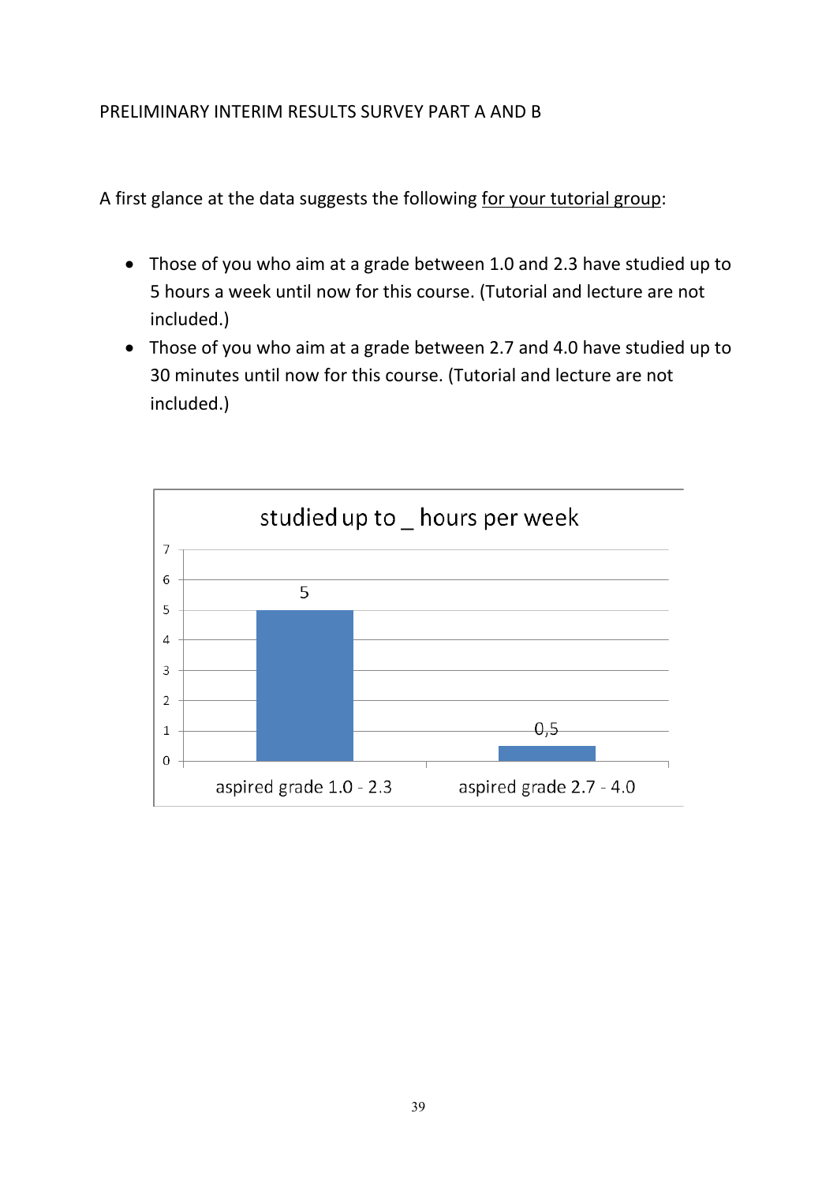PRELIMINARY INTERIM RESULTS SURVEY PART A AND B

A first glance at the data suggests the following <u>for your tutorial group</u>:

- Those of you who aim at a grade between 1.0 and 2.3 have studied up to 5 hours a week until now for this course. (Tutorial and lecture are not included.)
- Those of you who aim at a grade between 2.7 and 4.0 have studied up to 30 minutes until now for this course. (Tutorial and lecture are not included.)

studied up to _ hours per week

| | studied up to _ hours per week |
|---|---|
| aspired grade 1.0 - 2.3 | 5 |
| aspired grade 2.7 - 4.0 | 0,5 |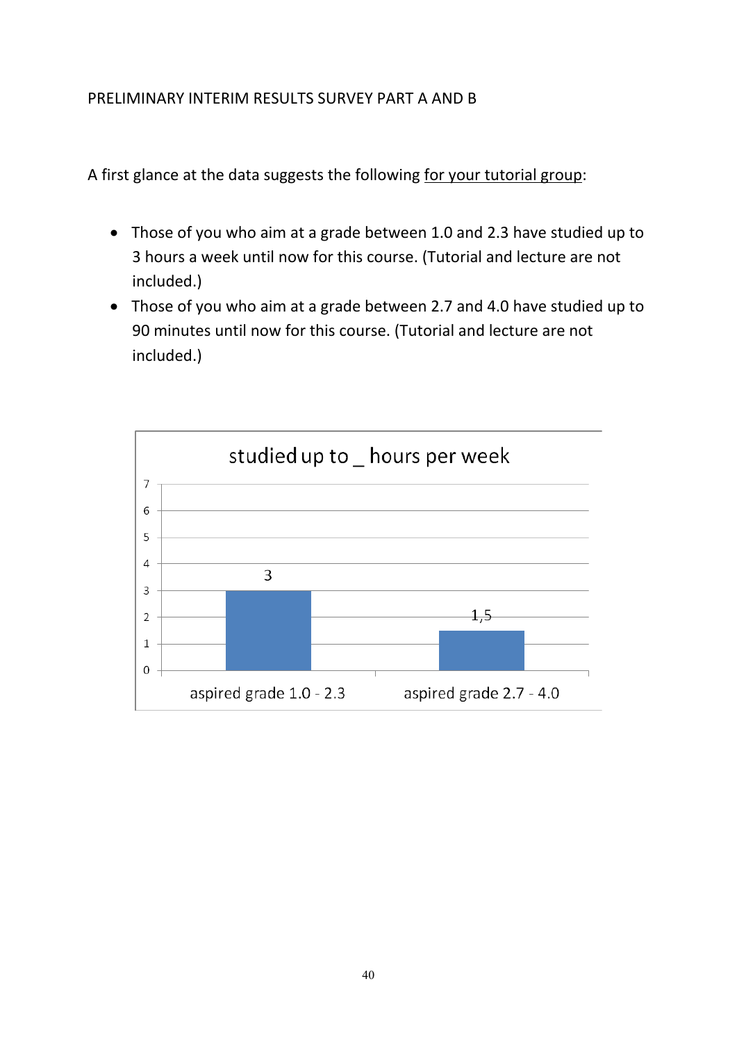PRELIMINARY INTERIM RESULTS SURVEY PART A AND B

A first glance at the data suggests the following <u>for your tutorial group</u>:

- Those of you who aim at a grade between 1.0 and 2.3 have studied up to 3 hours a week until now for this course. (Tutorial and lecture are not included.)
- Those of you who aim at a grade between 2.7 and 4.0 have studied up to 90 minutes until now for this course. (Tutorial and lecture are not included.)

studied up to _ hours per week

| | studied up to _ hours per week |
|---|---|
| aspired grade 1.0 - 2.3 | 3 |
| aspired grade 2.7 - 4.0 | 1,5 |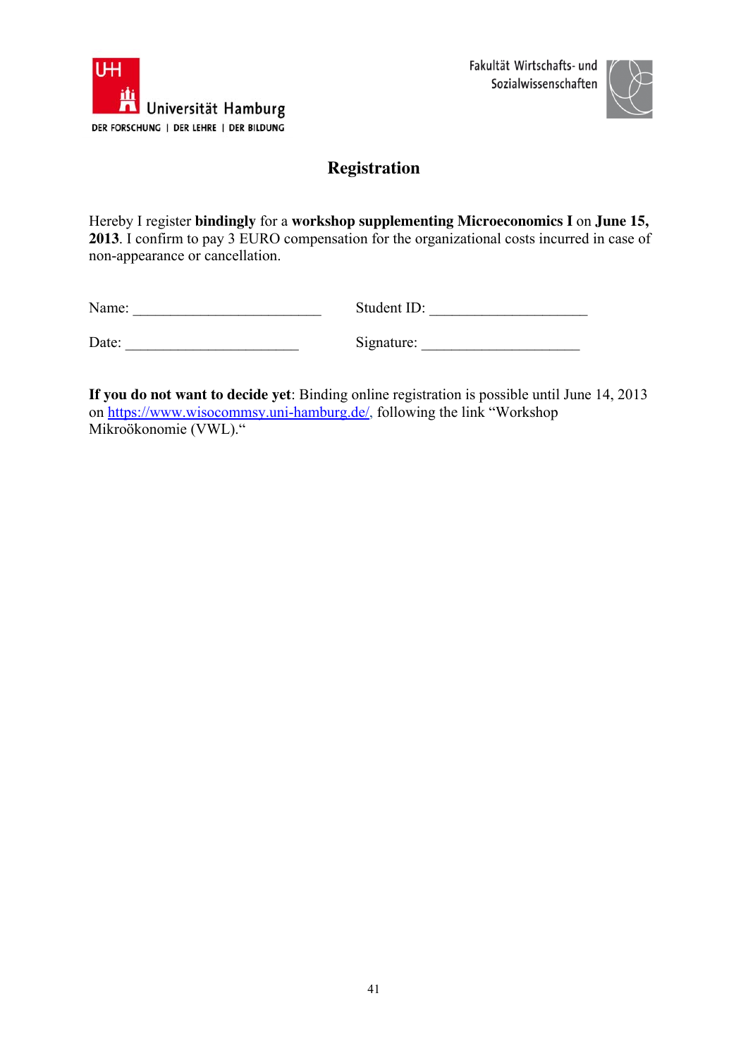Universität Hamburg

DER FORSCHUNG | DER LEHRE | DER BILDUNG

Fakultät Wirtschafts- und Sozialwissenschaften

# Registration

Hereby I register **bindingly** for a **workshop supplementing Microeconomics I** on **June 15, 2013**. I confirm to pay 3 EURO compensation for the organizational costs incurred in case of non-appearance or cancellation.

Name: ___________________________ Student ID: ______________________

Date: ________________________ Signature: ______________________

**If you do not want to decide yet**: Binding online registration is possible until June 14, 2013 on https://www.wisocommsy.uni-hamburg.de/, following the link "Workshop Mikroökonomie (VWL)."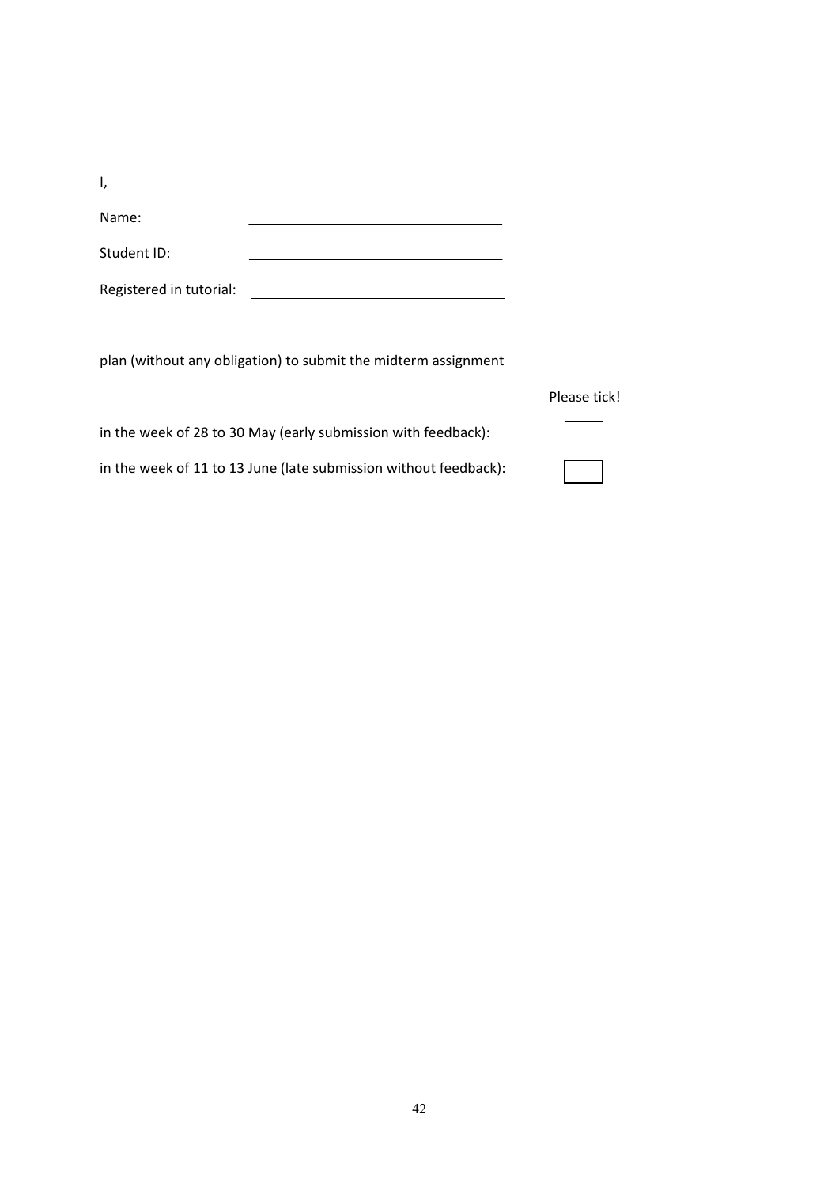I,

Name: ______________________________

Student ID: ______________________________

Registered in tutorial: ______________________________

plan (without any obligation) to submit the midterm assignment

| | Please tick! |
| --- | --- |
| in the week of 28 to 30 May (early submission with feedback): | ☐ |
| in the week of 11 to 13 June (late submission without feedback): | ☐ |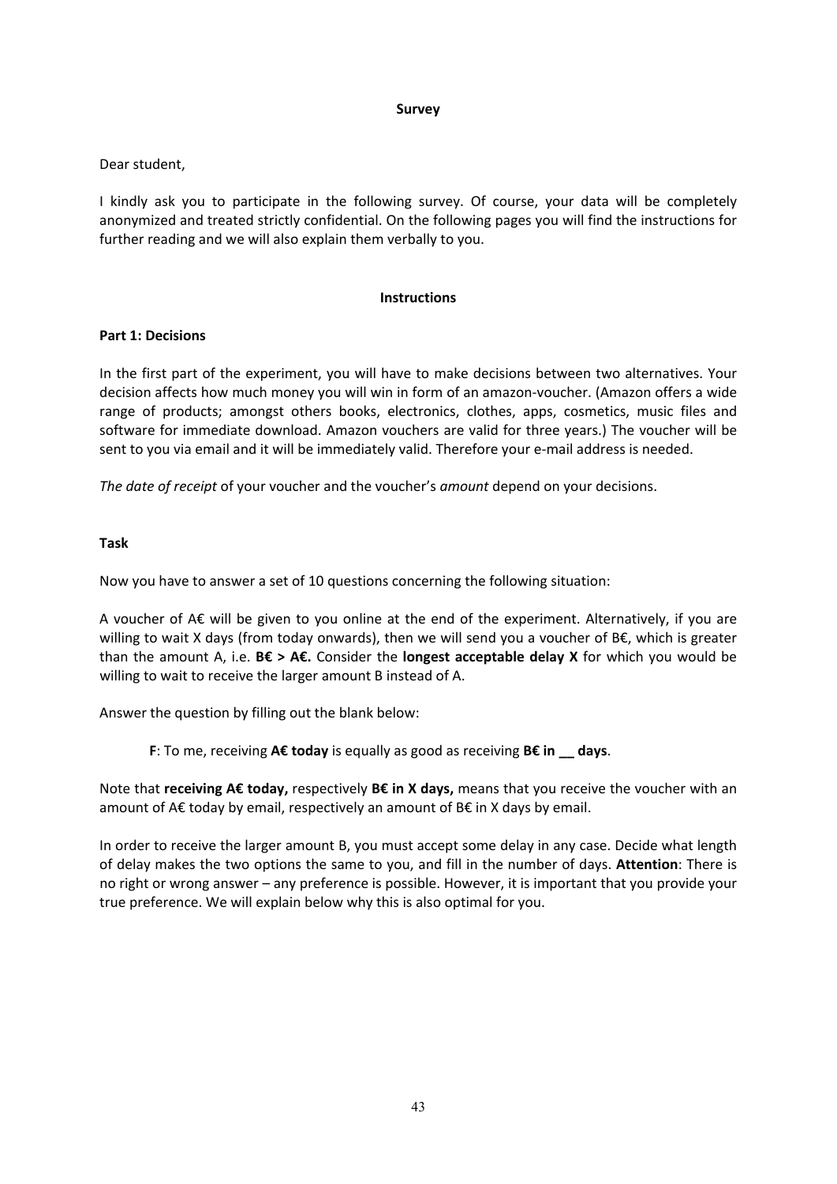**Survey**

Dear student,

I kindly ask you to participate in the following survey. Of course, your data will be completely anonymized and treated strictly confidential. On the following pages you will find the instructions for further reading and we will also explain them verbally to you.

**Instructions**

**Part 1: Decisions**

In the first part of the experiment, you will have to make decisions between two alternatives. Your decision affects how much money you will win in form of an amazon-voucher. (Amazon offers a wide range of products; amongst others books, electronics, clothes, apps, cosmetics, music files and software for immediate download. Amazon vouchers are valid for three years.) The voucher will be sent to you via email and it will be immediately valid. Therefore your e-mail address is needed.

*The date of receipt* of your voucher and the voucher's *amount* depend on your decisions.

**Task**

Now you have to answer a set of 10 questions concerning the following situation:

A voucher of A€ will be given to you online at the end of the experiment. Alternatively, if you are willing to wait X days (from today onwards), then we will send you a voucher of B€, which is greater than the amount A, i.e. **B€ > A€.** Consider the **longest acceptable delay X** for which you would be willing to wait to receive the larger amount B instead of A.

Answer the question by filling out the blank below:

> **F**: To me, receiving **A€ today** is equally as good as receiving **B€ in __ days**.

Note that **receiving A€ today,** respectively **B€ in X days,** means that you receive the voucher with an amount of A€ today by email, respectively an amount of B€ in X days by email.

In order to receive the larger amount B, you must accept some delay in any case. Decide what length of delay makes the two options the same to you, and fill in the number of days. **Attention**: There is no right or wrong answer – any preference is possible. However, it is important that you provide your true preference. We will explain below why this is also optimal for you.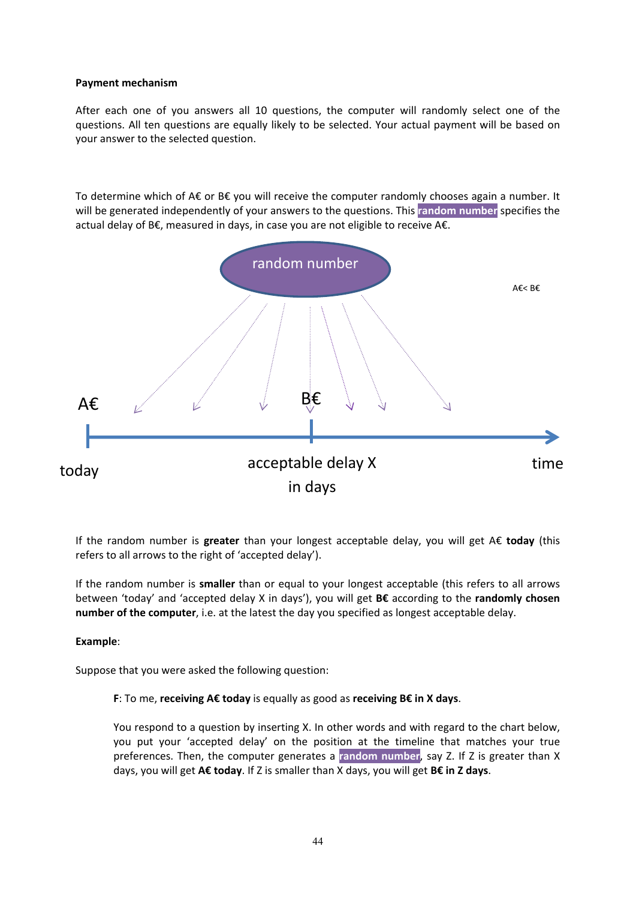**Payment mechanism**

After each one of you answers all 10 questions, the computer will randomly select one of the questions. All ten questions are equally likely to be selected. Your actual payment will be based on your answer to the selected question.

To determine which of A€ or B€ you will receive the computer randomly chooses again a number. It will be generated independently of your answers to the questions. This **random number** specifies the actual delay of B€, measured in days, in case you are not eligible to receive A€.

random number

A€< B€

A€ B€

today acceptable delay X in days time

If the random number is **greater** than your longest acceptable delay, you will get A€ **today** (this refers to all arrows to the right of 'accepted delay').

If the random number is **smaller** than or equal to your longest acceptable (this refers to all arrows between 'today' and 'accepted delay X in days'), you will get **B€** according to the **randomly chosen number of the computer**, i.e. at the latest the day you specified as longest acceptable delay.

**Example**:

Suppose that you were asked the following question:

> **F**: To me, **receiving A€ today** is equally as good as **receiving B€ in X days**.
>
> You respond to a question by inserting X. In other words and with regard to the chart below, you put your 'accepted delay' on the position at the timeline that matches your true preferences. Then, the computer generates a **random number**, say Z. If Z is greater than X days, you will get **A€ today**. If Z is smaller than X days, you will get **B€ in Z days**.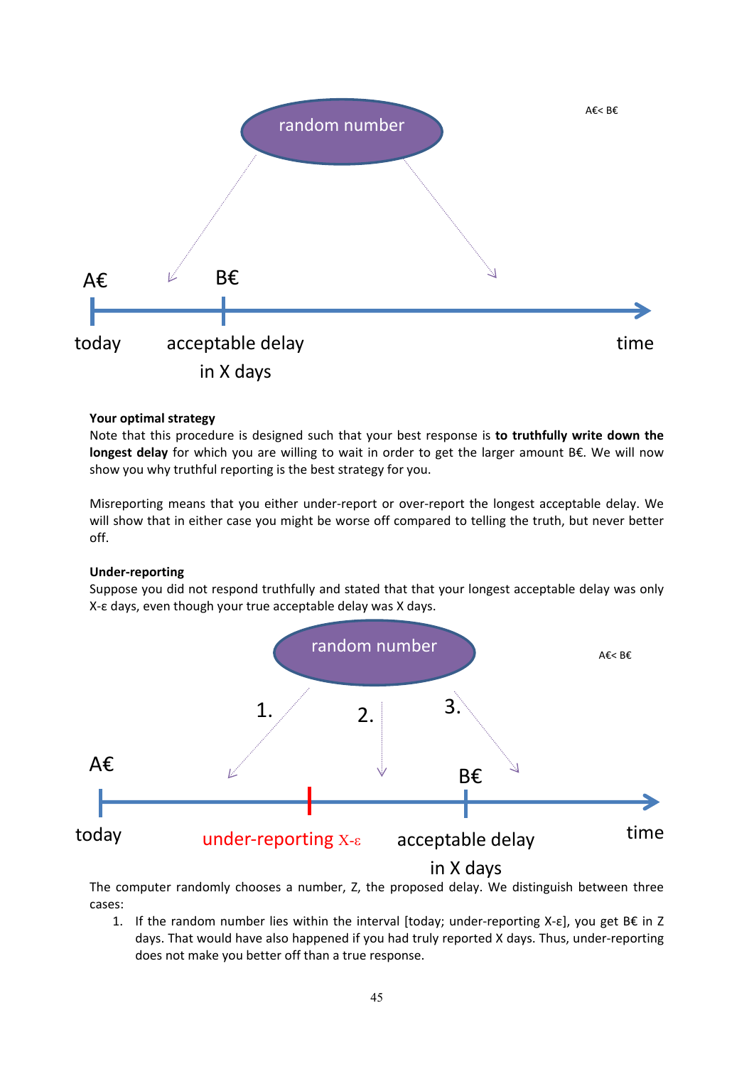**Your optimal strategy**

Note that this procedure is designed such that your best response is **to truthfully write down the longest delay** for which you are willing to wait in order to get the larger amount B€. We will now show you why truthful reporting is the best strategy for you.

Misreporting means that you either under-report or over-report the longest acceptable delay. We will show that in either case you might be worse off compared to telling the truth, but never better off.

**Under-reporting**

Suppose you did not respond truthfully and stated that that your longest acceptable delay was only X-ε days, even though your true acceptable delay was X days.

The computer randomly chooses a number, Z, the proposed delay. We distinguish between three cases:

1. If the random number lies within the interval [today; under-reporting X-ε], you get B€ in Z days. That would have also happened if you had truly reported X days. Thus, under-reporting does not make you better off than a true response.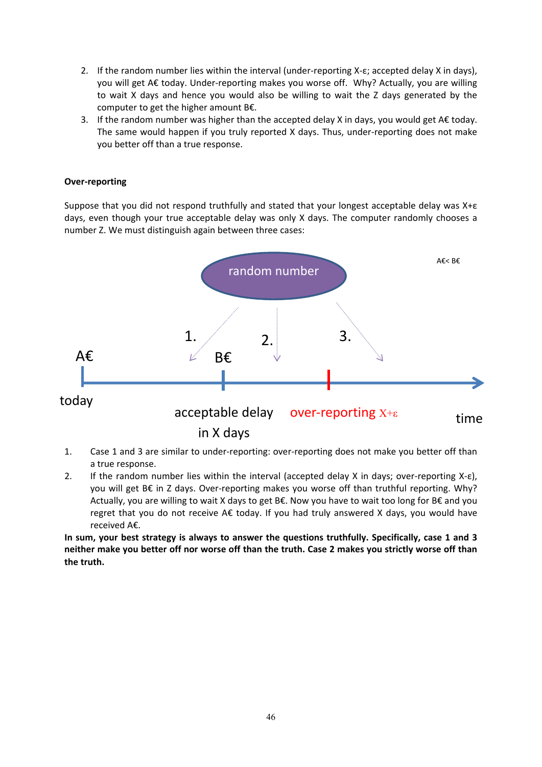2. If the random number lies within the interval (under-reporting X-ε; accepted delay X in days), you will get A€ today. Under-reporting makes you worse off. Why? Actually, you are willing to wait X days and hence you would also be willing to wait the Z days generated by the computer to get the higher amount B€.
3. If the random number was higher than the accepted delay X in days, you would get A€ today. The same would happen if you truly reported X days. Thus, under-reporting does not make you better off than a true response.

**Over-reporting**

Suppose that you did not respond truthfully and stated that your longest acceptable delay was X+ε days, even though your true acceptable delay was only X days. The computer randomly chooses a number Z. We must distinguish again between three cases:

1. Case 1 and 3 are similar to under-reporting: over-reporting does not make you better off than a true response.
2. If the random number lies within the interval (accepted delay X in days; over-reporting X-ε), you will get B€ in Z days. Over-reporting makes you worse off than truthful reporting. Why? Actually, you are willing to wait X days to get B€. Now you have to wait too long for B€ and you regret that you do not receive A€ today. If you had truly answered X days, you would have received A€.

**In sum, your best strategy is always to answer the questions truthfully. Specifically, case 1 and 3 neither make you better off nor worse off than the truth. Case 2 makes you strictly worse off than the truth.**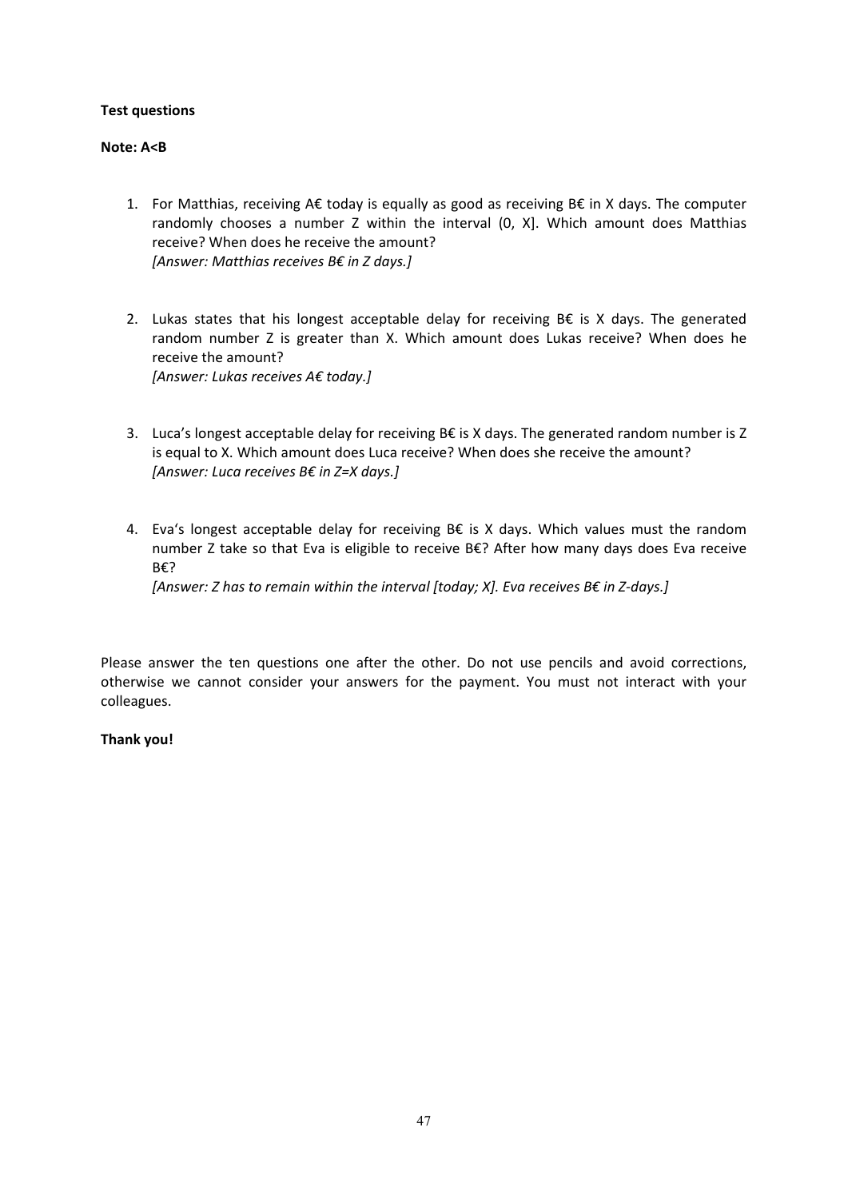**Test questions**

**Note: A<B**

1. For Matthias, receiving A€ today is equally as good as receiving B€ in X days. The computer randomly chooses a number Z within the interval (0, X]. Which amount does Matthias receive? When does he receive the amount?
   *[Answer: Matthias receives B€ in Z days.]*

2. Lukas states that his longest acceptable delay for receiving B€ is X days. The generated random number Z is greater than X. Which amount does Lukas receive? When does he receive the amount?
   *[Answer: Lukas receives A€ today.]*

3. Luca's longest acceptable delay for receiving B€ is X days. The generated random number is Z is equal to X. Which amount does Luca receive? When does she receive the amount?
   *[Answer: Luca receives B€ in Z=X days.]*

4. Eva's longest acceptable delay for receiving B€ is X days. Which values must the random number Z take so that Eva is eligible to receive B€? After how many days does Eva receive B€?
   *[Answer: Z has to remain within the interval [today; X]. Eva receives B€ in Z-days.]*

Please answer the ten questions one after the other. Do not use pencils and avoid corrections, otherwise we cannot consider your answers for the payment. You must not interact with your colleagues.

**Thank you!**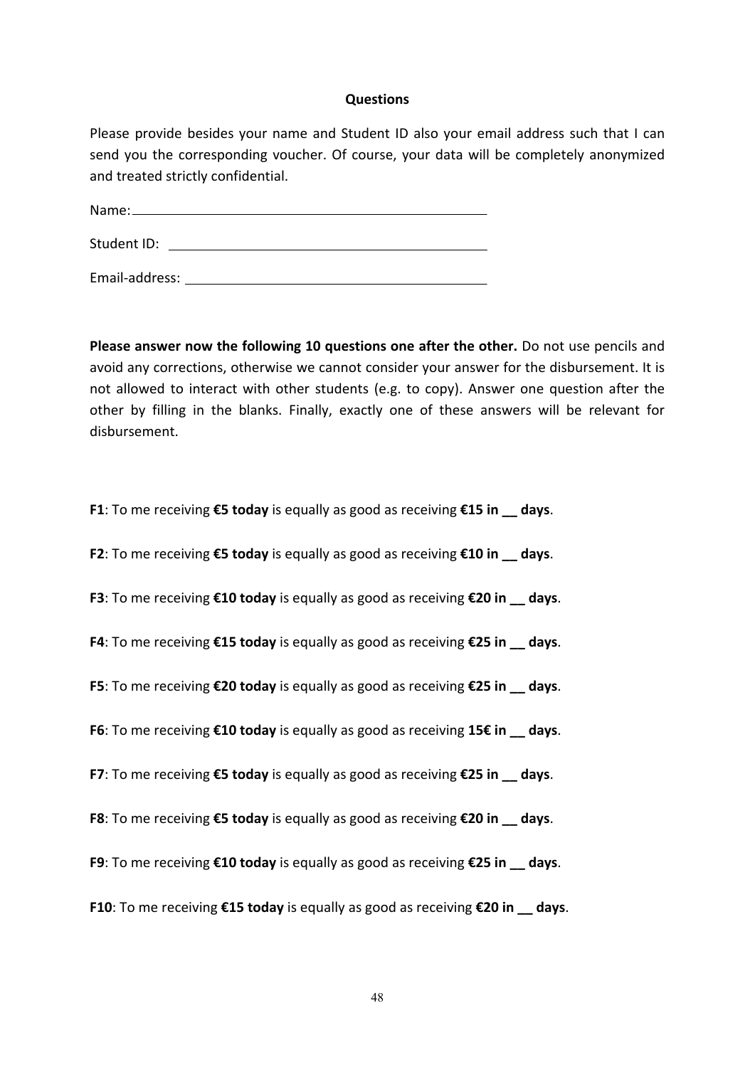**Questions**

Please provide besides your name and Student ID also your email address such that I can send you the corresponding voucher. Of course, your data will be completely anonymized and treated strictly confidential.

Name: ____________________________________________

Student ID: ________________________________________

Email-address: ______________________________________

**Please answer now the following 10 questions one after the other.** Do not use pencils and avoid any corrections, otherwise we cannot consider your answer for the disbursement. It is not allowed to interact with other students (e.g. to copy). Answer one question after the other by filling in the blanks. Finally, exactly one of these answers will be relevant for disbursement.

**F1**: To me receiving **€5 today** is equally as good as receiving **€15 in __ days**.

**F2**: To me receiving **€5 today** is equally as good as receiving **€10 in __ days**.

**F3**: To me receiving **€10 today** is equally as good as receiving **€20 in __ days**.

**F4**: To me receiving **€15 today** is equally as good as receiving **€25 in __ days**.

**F5**: To me receiving **€20 today** is equally as good as receiving **€25 in __ days**.

**F6**: To me receiving **€10 today** is equally as good as receiving **15€ in __ days**.

**F7**: To me receiving **€5 today** is equally as good as receiving **€25 in __ days**.

**F8**: To me receiving **€5 today** is equally as good as receiving **€20 in __ days**.

**F9**: To me receiving **€10 today** is equally as good as receiving **€25 in __ days**.

**F10**: To me receiving **€15 today** is equally as good as receiving **€20 in __ days**.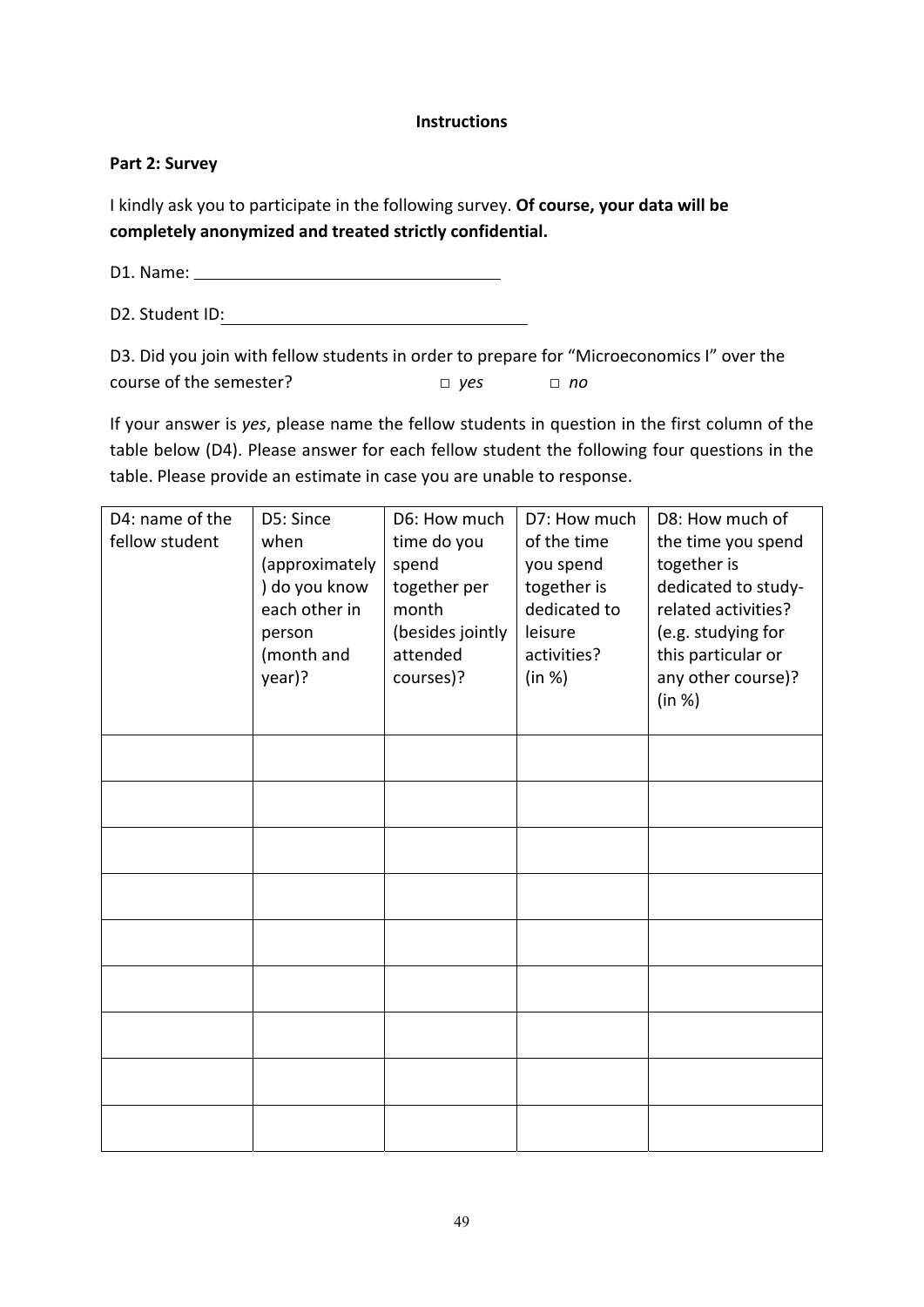**Instructions**

**Part 2: Survey**

I kindly ask you to participate in the following survey. **Of course, your data will be completely anonymized and treated strictly confidential.**

D1. Name: ________________________________

D2. Student ID: ________________________________

D3. Did you join with fellow students in order to prepare for "Microeconomics I" over the course of the semester? □ *yes* □ *no*

If your answer is *yes*, please name the fellow students in question in the first column of the table below (D4). Please answer for each fellow student the following four questions in the table. Please provide an estimate in case you are unable to response.

| D4: name of the fellow student | D5: Since when (approximately) do you know each other in person (month and year)? | D6: How much time do you spend together per month (besides jointly attended courses)? | D7: How much of the time you spend together is dedicated to leisure activities? (in %) | D8: How much of the time you spend together is dedicated to study-related activities? (e.g. studying for this particular or any other course)? (in %) |
|---|---|---|---|---|
| | | | | |
| | | | | |
| | | | | |
| | | | | |
| | | | | |
| | | | | |
| | | | | |
| | | | | |
| | | | | |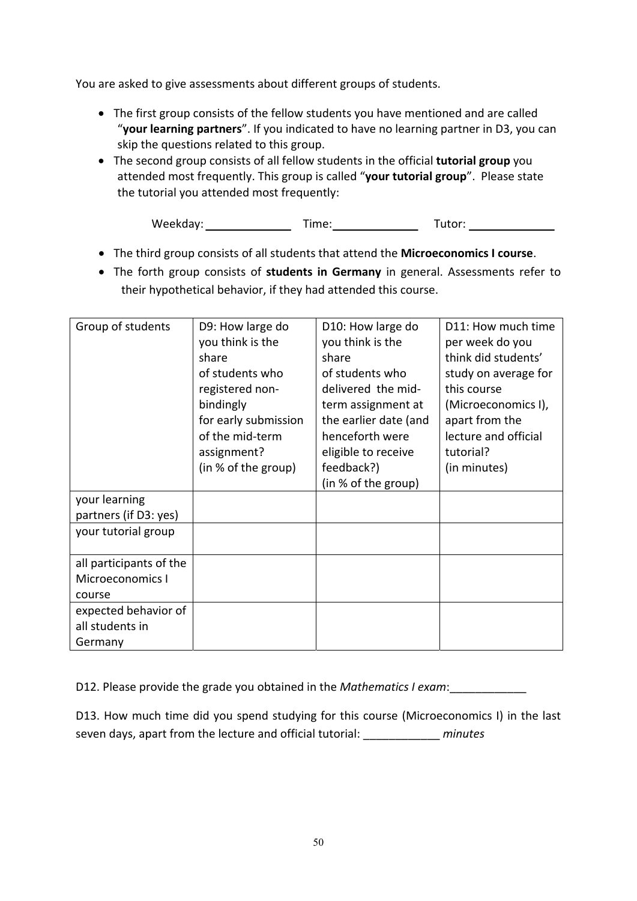You are asked to give assessments about different groups of students.

- The first group consists of the fellow students you have mentioned and are called "**your learning partners**". If you indicated to have no learning partner in D3, you can skip the questions related to this group.
- The second group consists of all fellow students in the official **tutorial group** you attended most frequently. This group is called "**your tutorial group**". Please state the tutorial you attended most frequently:

  Weekday: ______________ Time: ______________ Tutor: ______________

- The third group consists of all students that attend the **Microeconomics I course**.
- The forth group consists of **students in Germany** in general. Assessments refer to their hypothetical behavior, if they had attended this course.

| Group of students | D9: How large do you think is the share of students who registered non-bindingly for early submission of the mid-term assignment? (in % of the group) | D10: How large do you think is the share of students who delivered the mid-term assignment at the earlier date (and henceforth were eligible to receive feedback?) (in % of the group) | D11: How much time per week do you think did students' study on average for this course (Microeconomics I), apart from the lecture and official tutorial? (in minutes) |
|---|---|---|---|
| your learning partners (if D3: yes) | | | |
| your tutorial group | | | |
| all participants of the Microeconomics I course | | | |
| expected behavior of all students in Germany | | | |

D12. Please provide the grade you obtained in the *Mathematics I exam*:____________

D13. How much time did you spend studying for this course (Microeconomics I) in the last seven days, apart from the lecture and official tutorial: ____________ *minutes*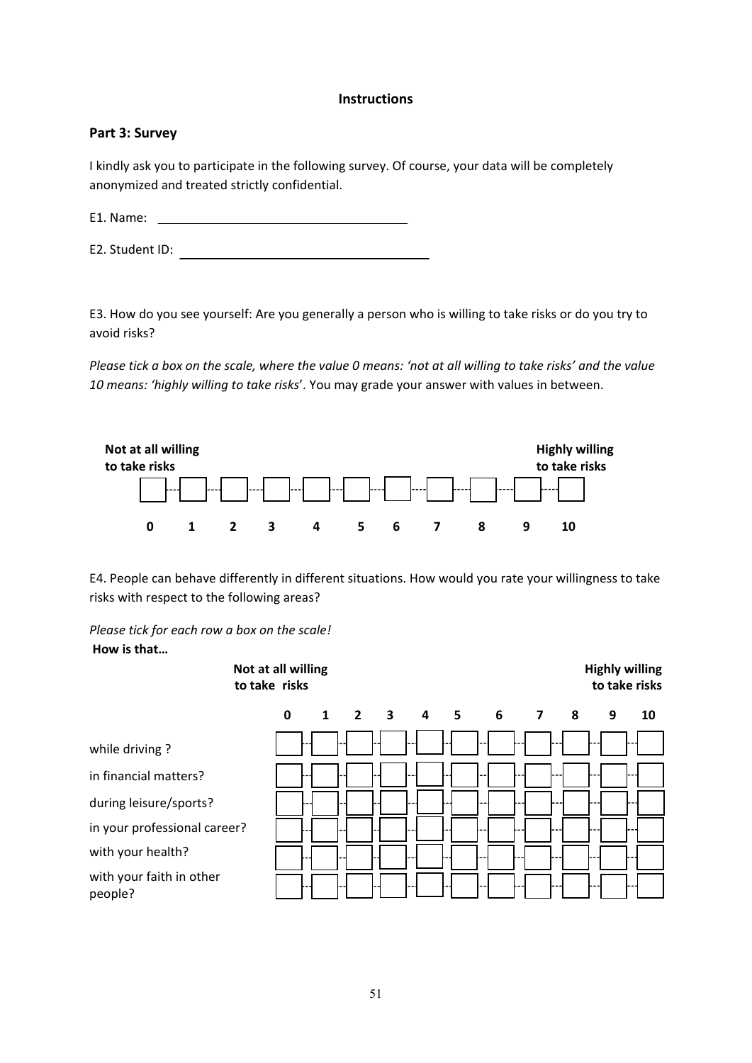**Instructions**

## Part 3: Survey

I kindly ask you to participate in the following survey. Of course, your data will be completely anonymized and treated strictly confidential.

E1. Name: ___________________________________

E2. Student ID: ___________________________________

E3. How do you see yourself: Are you generally a person who is willing to take risks or do you try to avoid risks?

*Please tick a box on the scale, where the value 0 means: 'not at all willing to take risks' and the value 10 means: 'highly willing to take risks*'. You may grade your answer with values in between.

| **Not at all willing to take risks** | | | | | | | | | | **Highly willing to take risks** |
|---|---|---|---|---|---|---|---|---|---|---|
| ☐ | ☐ | ☐ | ☐ | ☐ | ☐ | ☐ | ☐ | ☐ | ☐ | ☐ |
| **0** | **1** | **2** | **3** | **4** | **5** | **6** | **7** | **8** | **9** | **10** |

E4. People can behave differently in different situations. How would you rate your willingness to take risks with respect to the following areas?

*Please tick for each row a box on the scale!*

**How is that…**

| | **Not at all willing to take risks** | | | | | | | | | | **Highly willing to take risks** |
|---|---|---|---|---|---|---|---|---|---|---|---|
| | **0** | **1** | **2** | **3** | **4** | **5** | **6** | **7** | **8** | **9** | **10** |
| while driving ? | ☐ | ☐ | ☐ | ☐ | ☐ | ☐ | ☐ | ☐ | ☐ | ☐ | ☐ |
| in financial matters? | ☐ | ☐ | ☐ | ☐ | ☐ | ☐ | ☐ | ☐ | ☐ | ☐ | ☐ |
| during leisure/sports? | ☐ | ☐ | ☐ | ☐ | ☐ | ☐ | ☐ | ☐ | ☐ | ☐ | ☐ |
| in your professional career? | ☐ | ☐ | ☐ | ☐ | ☐ | ☐ | ☐ | ☐ | ☐ | ☐ | ☐ |
| with your health? | ☐ | ☐ | ☐ | ☐ | ☐ | ☐ | ☐ | ☐ | ☐ | ☐ | ☐ |
| with your faith in other people? | ☐ | ☐ | ☐ | ☐ | ☐ | ☐ | ☐ | ☐ | ☐ | ☐ | ☐ |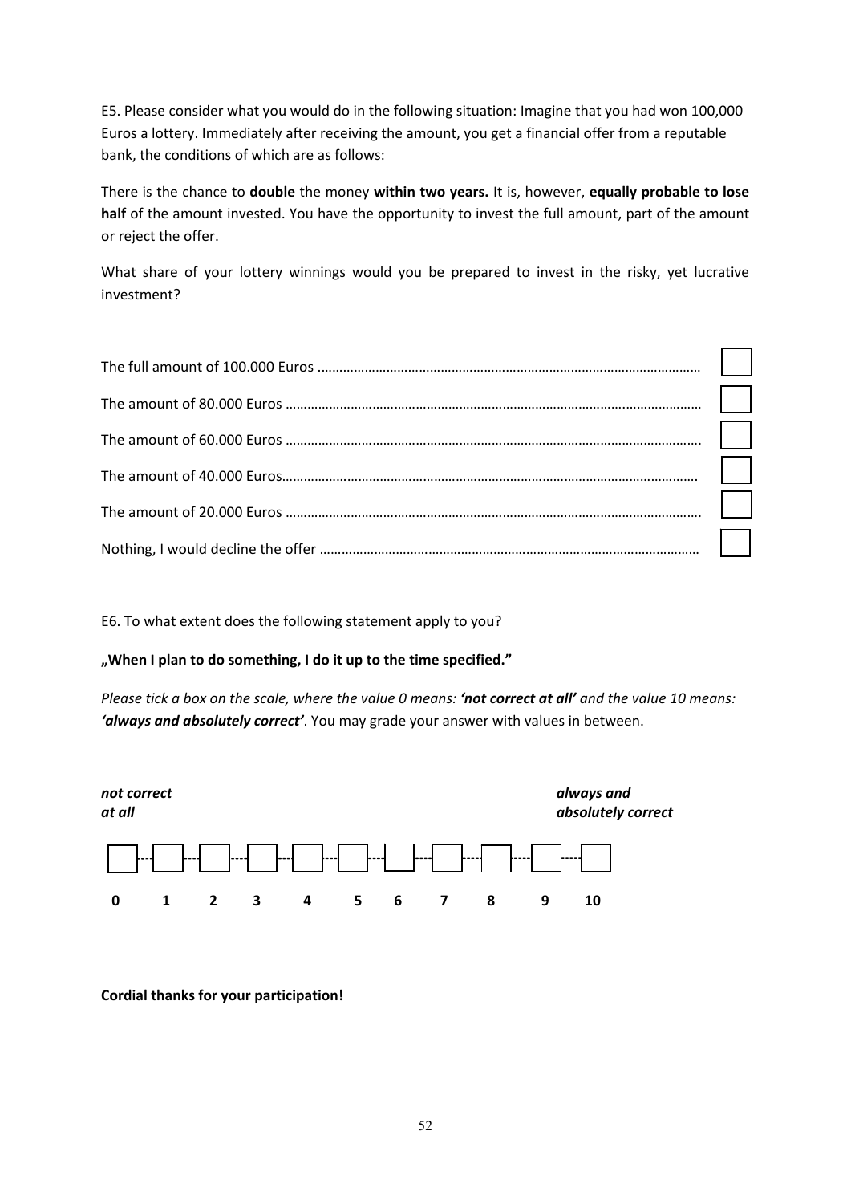E5. Please consider what you would do in the following situation: Imagine that you had won 100,000 Euros a lottery. Immediately after receiving the amount, you get a financial offer from a reputable bank, the conditions of which are as follows:

There is the chance to **double** the money **within two years.** It is, however, **equally probable to lose half** of the amount invested. You have the opportunity to invest the full amount, part of the amount or reject the offer.

What share of your lottery winnings would you be prepared to invest in the risky, yet lucrative investment?

- The full amount of 100.000 Euros ………………………………………………………………………………………… ☐
- The amount of 80.000 Euros …………………………………………………………………………………………………… ☐
- The amount of 60.000 Euros …………………………………………………………………………………………………… ☐
- The amount of 40.000 Euros…………………………………………………………………………………………………… ☐
- The amount of 20.000 Euros …………………………………………………………………………………………………… ☐
- Nothing, I would decline the offer ………………………………………………………………………………………… ☐

E6. To what extent does the following statement apply to you?

**„When I plan to do something, I do it up to the time specified."**

*Please tick a box on the scale, where the value 0 means:* ***'not correct at all'*** *and the value 10 means:* ***'always and absolutely correct'***. You may grade your answer with values in between.

| ***not correct at all*** | | | | | | | | | | ***always and absolutely correct*** |
|---|---|---|---|---|---|---|---|---|---|---|
| ☐ | ☐ | ☐ | ☐ | ☐ | ☐ | ☐ | ☐ | ☐ | ☐ | ☐ |
| **0** | **1** | **2** | **3** | **4** | **5** | **6** | **7** | **8** | **9** | **10** |

**Cordial thanks for your participation!**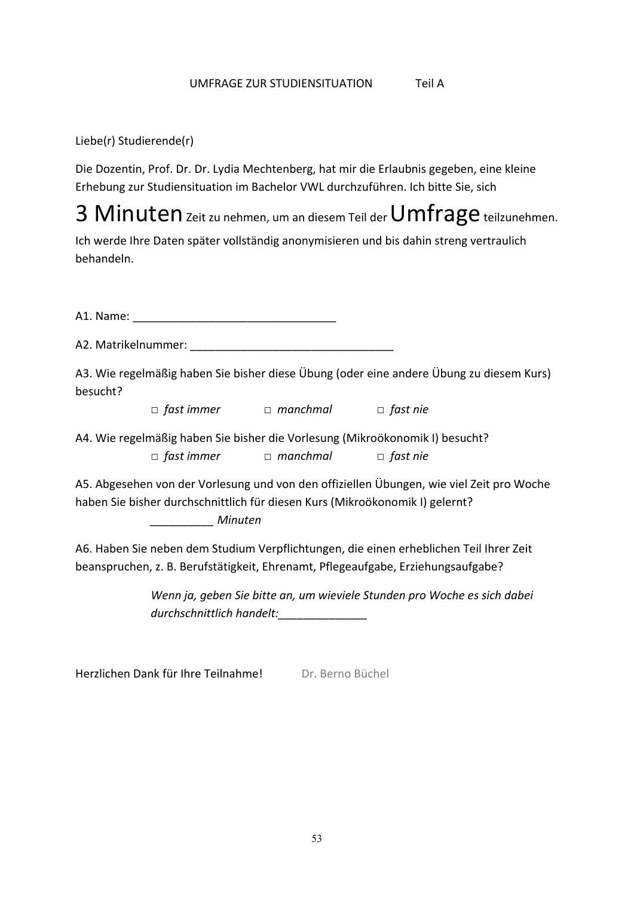UMFRAGE ZUR STUDIENSITUATION Teil A

Liebe(r) Studierende(r)

Die Dozentin, Prof. Dr. Dr. Lydia Mechtenberg, hat mir die Erlaubnis gegeben, eine kleine Erhebung zur Studiensituation im Bachelor VWL durchzuführen. Ich bitte Sie, sich

**3 Minuten** Zeit zu nehmen, um an diesem Teil der **Umfrage** teilzunehmen.

Ich werde Ihre Daten später vollständig anonymisieren und bis dahin streng vertraulich behandeln.

A1. Name: ________________________________

A2. Matrikelnummer: ________________________________

A3. Wie regelmäßig haben Sie bisher diese Übung (oder eine andere Übung zu diesem Kurs) besucht?

□ *fast immer* □ *manchmal* □ *fast nie*

A4. Wie regelmäßig haben Sie bisher die Vorlesung (Mikroökonomik I) besucht?

□ *fast immer* □ *manchmal* □ *fast nie*

A5. Abgesehen von der Vorlesung und von den offiziellen Übungen, wie viel Zeit pro Woche haben Sie bisher durchschnittlich für diesen Kurs (Mikroökonomik I) gelernt?

__________ *Minuten*

A6. Haben Sie neben dem Studium Verpflichtungen, die einen erheblichen Teil Ihrer Zeit beanspruchen, z. B. Berufstätigkeit, Ehrenamt, Pflegeaufgabe, Erziehungsaufgabe?

*Wenn ja, geben Sie bitte an, um wieviele Stunden pro Woche es sich dabei durchschnittlich handelt:*______________

Herzlichen Dank für Ihre Teilnahme! Dr. Berno Büchel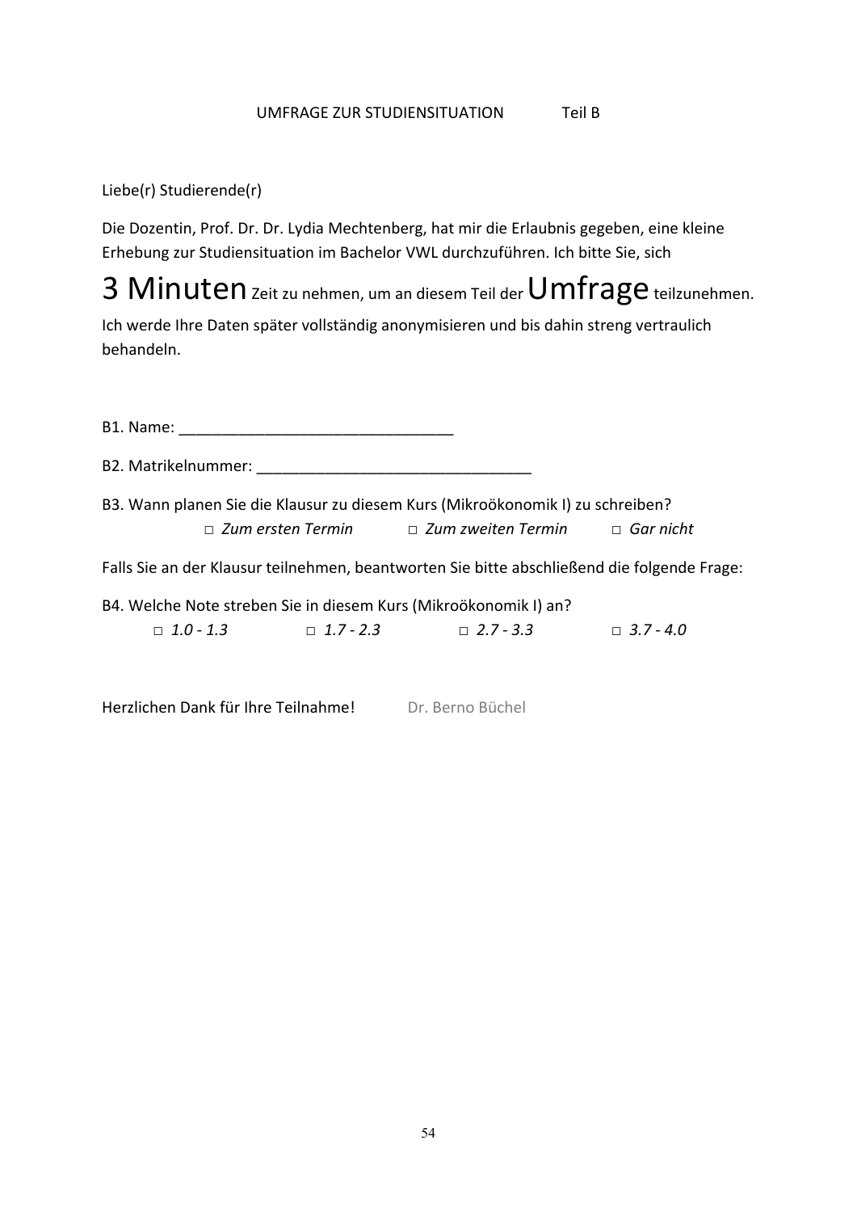UMFRAGE ZUR STUDIENSITUATION Teil B

Liebe(r) Studierende(r)

Die Dozentin, Prof. Dr. Dr. Lydia Mechtenberg, hat mir die Erlaubnis gegeben, eine kleine Erhebung zur Studiensituation im Bachelor VWL durchzuführen. Ich bitte Sie, sich **3 Minuten** Zeit zu nehmen, um an diesem Teil der **Umfrage** teilzunehmen. Ich werde Ihre Daten später vollständig anonymisieren und bis dahin streng vertraulich behandeln.

B1. Name: ________________________________

B2. Matrikelnummer: ________________________________

B3. Wann planen Sie die Klausur zu diesem Kurs (Mikroökonomik I) zu schreiben?

□ *Zum ersten Termin* □ *Zum zweiten Termin* □ *Gar nicht*

Falls Sie an der Klausur teilnehmen, beantworten Sie bitte abschließend die folgende Frage:

B4. Welche Note streben Sie in diesem Kurs (Mikroökonomik I) an?

□ *1.0 - 1.3* □ *1.7 - 2.3* □ *2.7 - 3.3* □ *3.7 - 4.0*

Herzlichen Dank für Ihre Teilnahme! Dr. Berno Büchel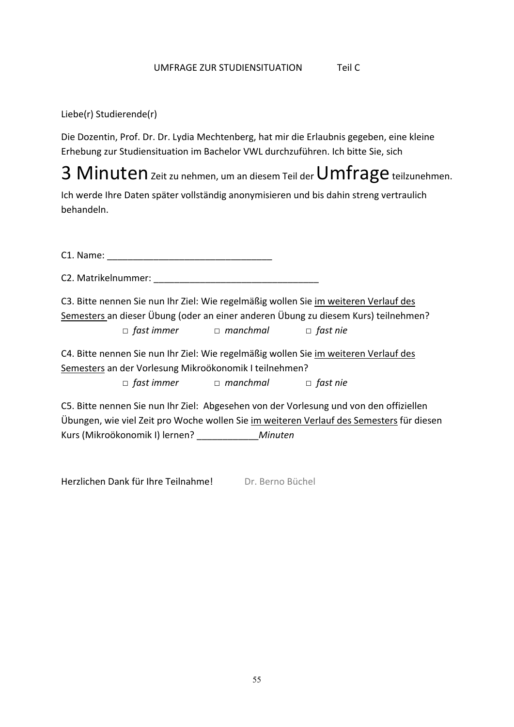UMFRAGE ZUR STUDIENSITUATION Teil C

Liebe(r) Studierende(r)

Die Dozentin, Prof. Dr. Dr. Lydia Mechtenberg, hat mir die Erlaubnis gegeben, eine kleine Erhebung zur Studiensituation im Bachelor VWL durchzuführen. Ich bitte Sie, sich

**3 Minuten** Zeit zu nehmen, um an diesem Teil der **Umfrage** teilzunehmen.

Ich werde Ihre Daten später vollständig anonymisieren und bis dahin streng vertraulich behandeln.

C1. Name: ________________________________

C2. Matrikelnummer: ________________________________

C3. Bitte nennen Sie nun Ihr Ziel: Wie regelmäßig wollen Sie im weiteren Verlauf des Semesters an dieser Übung (oder an einer anderen Übung zu diesem Kurs) teilnehmen?

□ *fast immer* □ *manchmal* □ *fast nie*

C4. Bitte nennen Sie nun Ihr Ziel: Wie regelmäßig wollen Sie im weiteren Verlauf des Semesters an der Vorlesung Mikroökonomik I teilnehmen?

□ *fast immer* □ *manchmal* □ *fast nie*

C5. Bitte nennen Sie nun Ihr Ziel: Abgesehen von der Vorlesung und von den offiziellen Übungen, wie viel Zeit pro Woche wollen Sie im weiteren Verlauf des Semesters für diesen Kurs (Mikroökonomik I) lernen? ____________*Minuten*

Herzlichen Dank für Ihre Teilnahme! Dr. Berno Büchel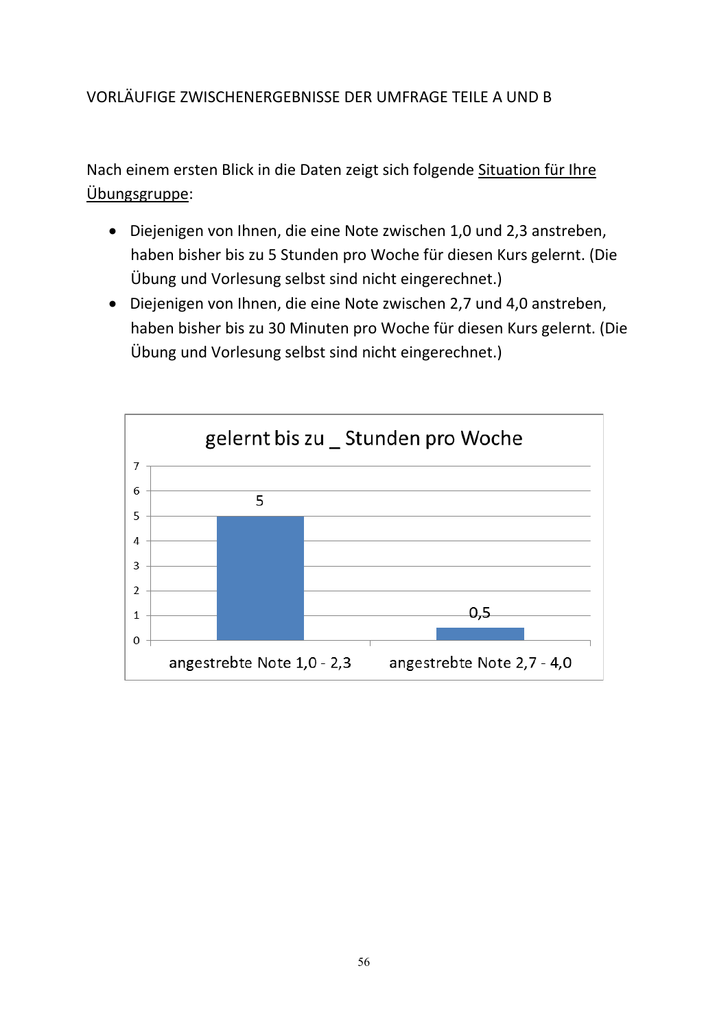VORLÄUFIGE ZWISCHENERGEBNISSE DER UMFRAGE TEILE A UND B

Nach einem ersten Blick in die Daten zeigt sich folgende <u>Situation für Ihre Übungsgruppe</u>:

- Diejenigen von Ihnen, die eine Note zwischen 1,0 und 2,3 anstreben, haben bisher bis zu 5 Stunden pro Woche für diesen Kurs gelernt. (Die Übung und Vorlesung selbst sind nicht eingerechnet.)
- Diejenigen von Ihnen, die eine Note zwischen 2,7 und 4,0 anstreben, haben bisher bis zu 30 Minuten pro Woche für diesen Kurs gelernt. (Die Übung und Vorlesung selbst sind nicht eingerechnet.)

**gelernt bis zu _ Stunden pro Woche**

| | gelernt bis zu _ Stunden pro Woche |
|---|---|
| angestrebte Note 1,0 - 2,3 | 5 |
| angestrebte Note 2,7 - 4,0 | 0,5 |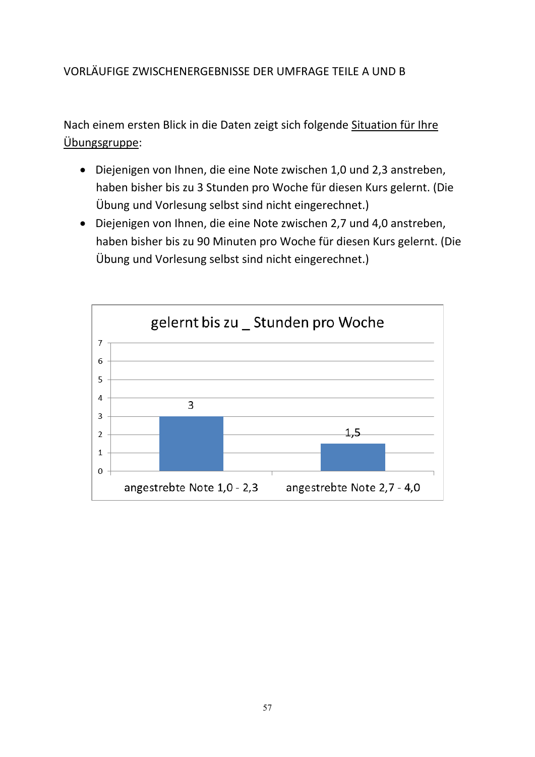VORLÄUFIGE ZWISCHENERGEBNISSE DER UMFRAGE TEILE A UND B

Nach einem ersten Blick in die Daten zeigt sich folgende <u>Situation für Ihre Übungsgruppe</u>:

- Diejenigen von Ihnen, die eine Note zwischen 1,0 und 2,3 anstreben, haben bisher bis zu 3 Stunden pro Woche für diesen Kurs gelernt. (Die Übung und Vorlesung selbst sind nicht eingerechnet.)
- Diejenigen von Ihnen, die eine Note zwischen 2,7 und 4,0 anstreben, haben bisher bis zu 90 Minuten pro Woche für diesen Kurs gelernt. (Die Übung und Vorlesung selbst sind nicht eingerechnet.)

**gelernt bis zu _ Stunden pro Woche**

| angestrebte Note 1,0 - 2,3 | angestrebte Note 2,7 - 4,0 |
|---|---|
| 3 | 1,5 |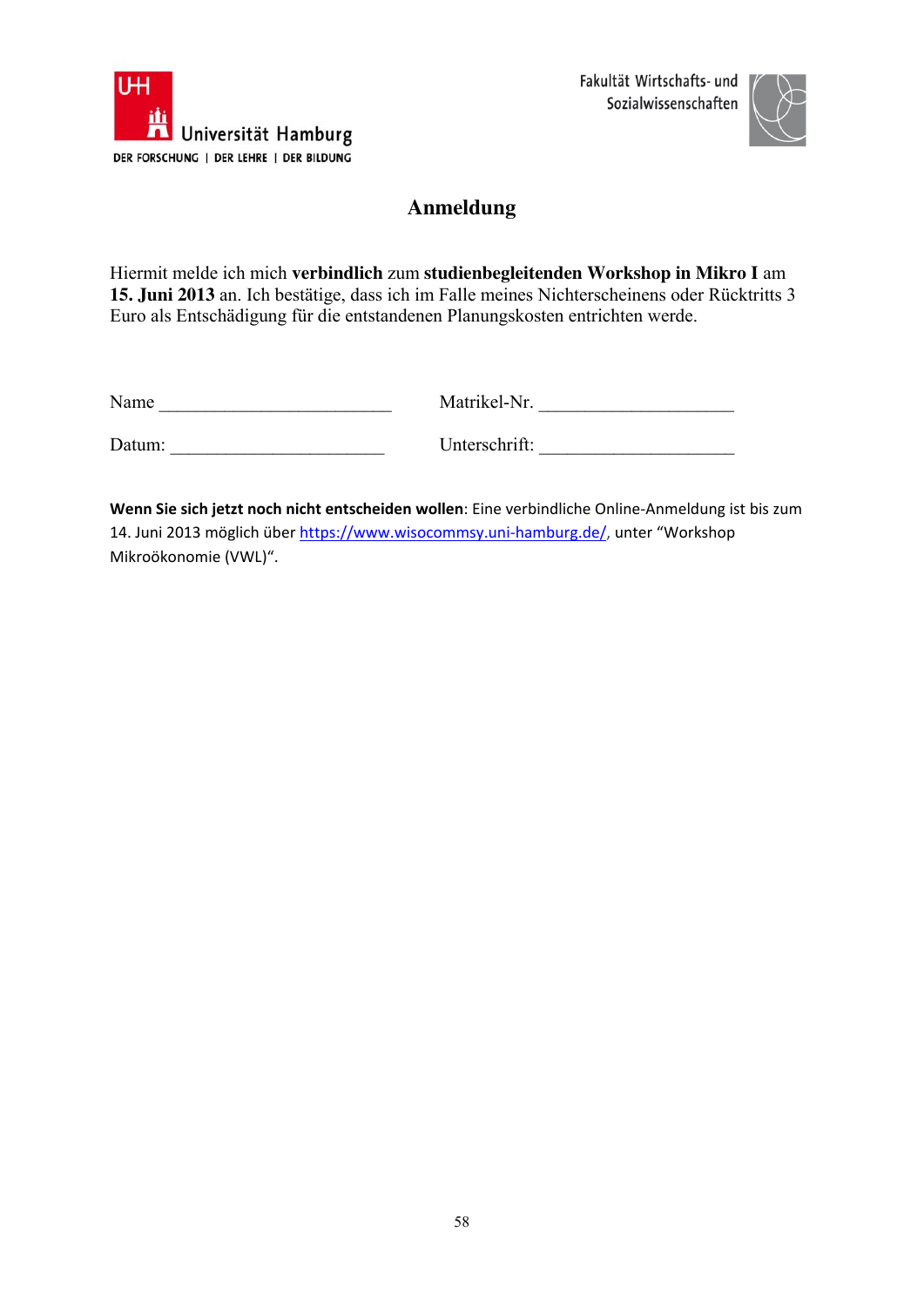Universität Hamburg
DER FORSCHUNG | DER LEHRE | DER BILDUNG

Fakultät Wirtschafts- und Sozialwissenschaften

# Anmeldung

Hiermit melde ich mich **verbindlich** zum **studienbegleitenden Workshop in Mikro I** am **15. Juni 2013** an. Ich bestätige, dass ich im Falle meines Nichterscheinens oder Rücktritts 3 Euro als Entschädigung für die entstandenen Planungskosten entrichten werde.

Name _________________________ Matrikel-Nr. ____________________

Datum: ______________________ Unterschrift: ____________________

**Wenn Sie sich jetzt noch nicht entscheiden wollen**: Eine verbindliche Online-Anmeldung ist bis zum 14. Juni 2013 möglich über [https://www.wisocommsy.uni-hamburg.de/](https://www.wisocommsy.uni-hamburg.de/), unter "Workshop Mikroökonomie (VWL)".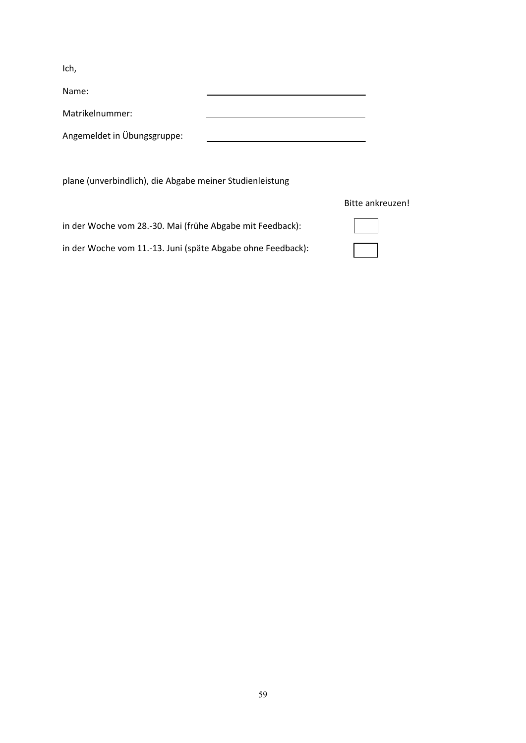Ich,

| | |
|---|---|
| Name: | ______________________________ |
| Matrikelnummer: | ______________________________ |
| Angemeldet in Übungsgruppe: | ______________________________ |

plane (unverbindlich), die Abgabe meiner Studienleistung

| | Bitte ankreuzen! |
|---|---|
| in der Woche vom 28.-30. Mai (frühe Abgabe mit Feedback): | ☐ |
| in der Woche vom 11.-13. Juni (späte Abgabe ohne Feedback): | ☐ |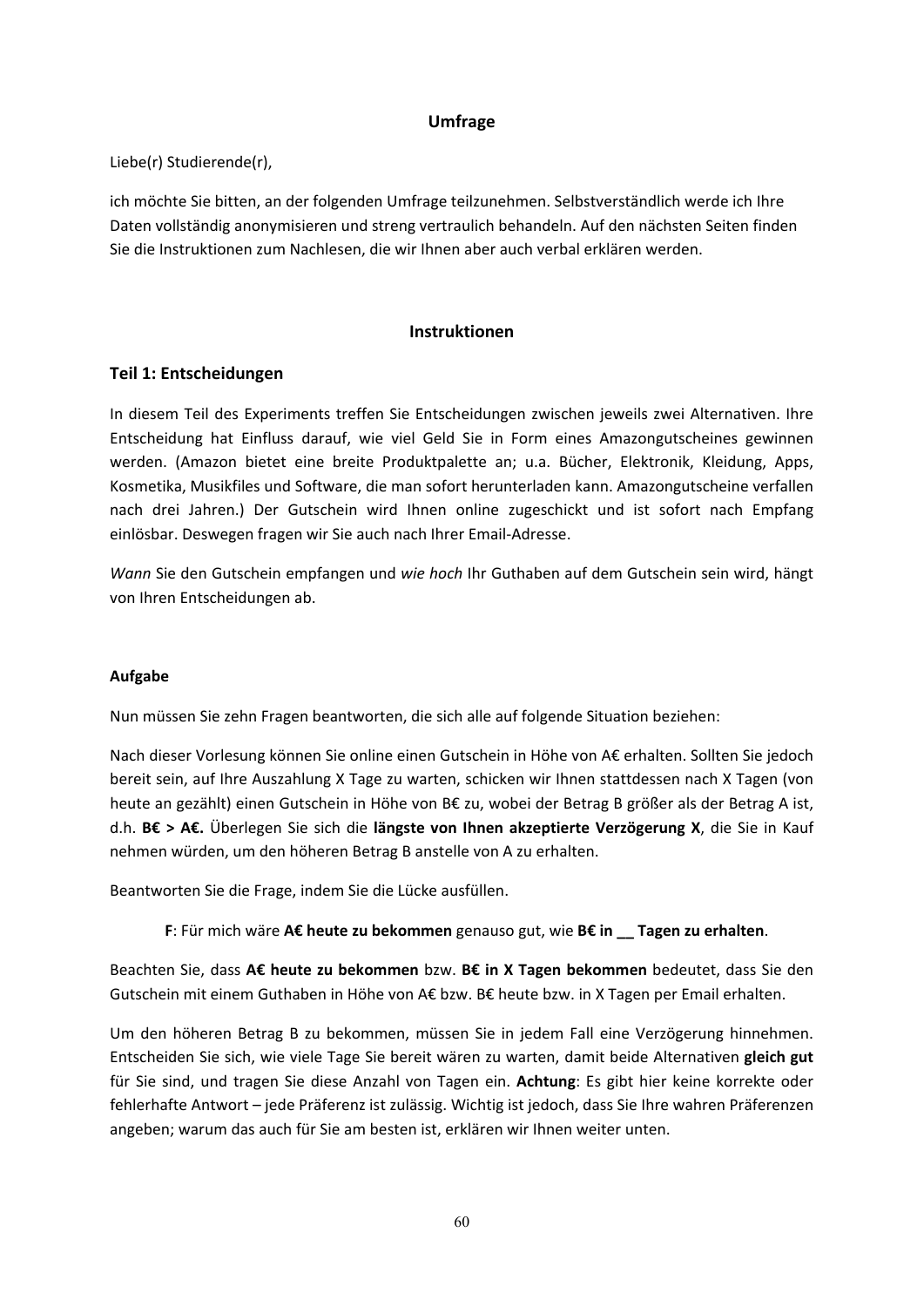## Umfrage

Liebe(r) Studierende(r),

ich möchte Sie bitten, an der folgenden Umfrage teilzunehmen. Selbstverständlich werde ich Ihre Daten vollständig anonymisieren und streng vertraulich behandeln. Auf den nächsten Seiten finden Sie die Instruktionen zum Nachlesen, die wir Ihnen aber auch verbal erklären werden.

## Instruktionen

### Teil 1: Entscheidungen

In diesem Teil des Experiments treffen Sie Entscheidungen zwischen jeweils zwei Alternativen. Ihre Entscheidung hat Einfluss darauf, wie viel Geld Sie in Form eines Amazongutscheines gewinnen werden. (Amazon bietet eine breite Produktpalette an; u.a. Bücher, Elektronik, Kleidung, Apps, Kosmetika, Musikfiles und Software, die man sofort herunterladen kann. Amazongutscheine verfallen nach drei Jahren.) Der Gutschein wird Ihnen online zugeschickt und ist sofort nach Empfang einlösbar. Deswegen fragen wir Sie auch nach Ihrer Email-Adresse.

*Wann* Sie den Gutschein empfangen und *wie hoch* Ihr Guthaben auf dem Gutschein sein wird, hängt von Ihren Entscheidungen ab.

**Aufgabe**

Nun müssen Sie zehn Fragen beantworten, die sich alle auf folgende Situation beziehen:

Nach dieser Vorlesung können Sie online einen Gutschein in Höhe von A€ erhalten. Sollten Sie jedoch bereit sein, auf Ihre Auszahlung X Tage zu warten, schicken wir Ihnen stattdessen nach X Tagen (von heute an gezählt) einen Gutschein in Höhe von B€ zu, wobei der Betrag B größer als der Betrag A ist, d.h. **B€ > A€.** Überlegen Sie sich die **längste von Ihnen akzeptierte Verzögerung X**, die Sie in Kauf nehmen würden, um den höheren Betrag B anstelle von A zu erhalten.

Beantworten Sie die Frage, indem Sie die Lücke ausfüllen.

> **F**: Für mich wäre **A€ heute zu bekommen** genauso gut, wie **B€ in __ Tagen zu erhalten**.

Beachten Sie, dass **A€ heute zu bekommen** bzw. **B€ in X Tagen bekommen** bedeutet, dass Sie den Gutschein mit einem Guthaben in Höhe von A€ bzw. B€ heute bzw. in X Tagen per Email erhalten.

Um den höheren Betrag B zu bekommen, müssen Sie in jedem Fall eine Verzögerung hinnehmen. Entscheiden Sie sich, wie viele Tage Sie bereit wären zu warten, damit beide Alternativen **gleich gut** für Sie sind, und tragen Sie diese Anzahl von Tagen ein. **Achtung**: Es gibt hier keine korrekte oder fehlerhafte Antwort – jede Präferenz ist zulässig. Wichtig ist jedoch, dass Sie Ihre wahren Präferenzen angeben; warum das auch für Sie am besten ist, erklären wir Ihnen weiter unten.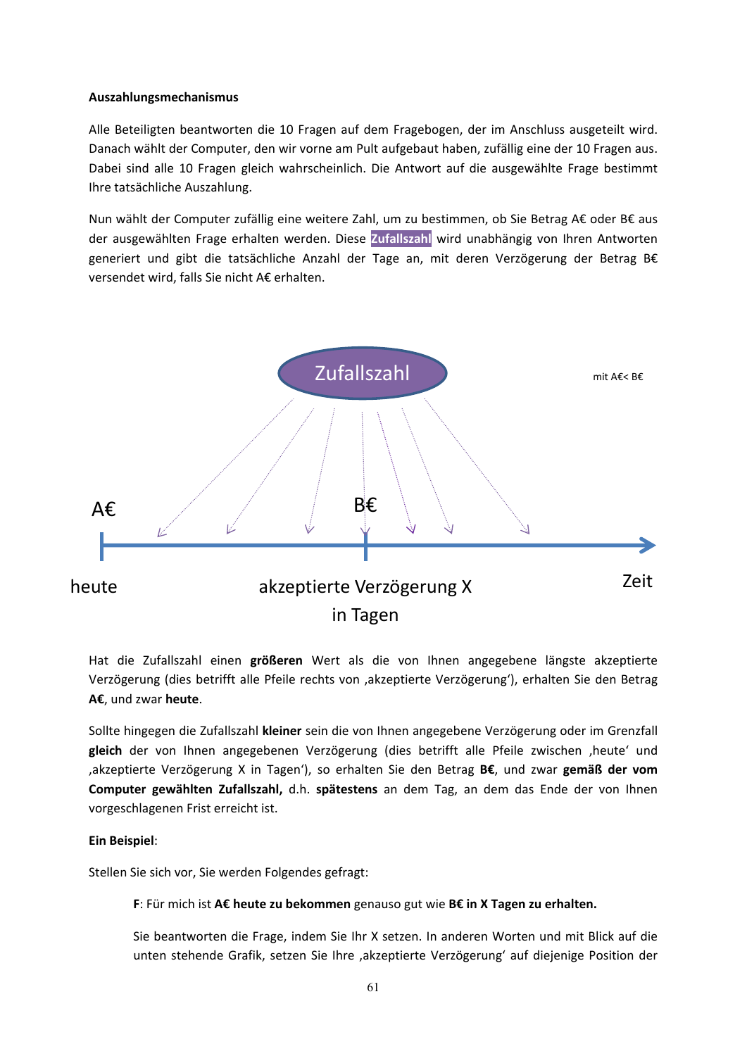**Auszahlungsmechanismus**

Alle Beteiligten beantworten die 10 Fragen auf dem Fragebogen, der im Anschluss ausgeteilt wird. Danach wählt der Computer, den wir vorne am Pult aufgebaut haben, zufällig eine der 10 Fragen aus. Dabei sind alle 10 Fragen gleich wahrscheinlich. Die Antwort auf die ausgewählte Frage bestimmt Ihre tatsächliche Auszahlung.

Nun wählt der Computer zufällig eine weitere Zahl, um zu bestimmen, ob Sie Betrag A€ oder B€ aus der ausgewählten Frage erhalten werden. Diese **Zufallszahl** wird unabhängig von Ihren Antworten generiert und gibt die tatsächliche Anzahl der Tage an, mit deren Verzögerung der Betrag B€ versendet wird, falls Sie nicht A€ erhalten.

Zufallszahl

mit A€< B€

A€ B€

heute akzeptierte Verzögerung X in Tagen Zeit

Hat die Zufallszahl einen **größeren** Wert als die von Ihnen angegebene längste akzeptierte Verzögerung (dies betrifft alle Pfeile rechts von ‚akzeptierte Verzögerung'), erhalten Sie den Betrag **A€**, und zwar **heute**.

Sollte hingegen die Zufallszahl **kleiner** sein die von Ihnen angegebene Verzögerung oder im Grenzfall **gleich** der von Ihnen angegebenen Verzögerung (dies betrifft alle Pfeile zwischen ‚heute' und ‚akzeptierte Verzögerung X in Tagen'), so erhalten Sie den Betrag **B€**, und zwar **gemäß der vom Computer gewählten Zufallszahl,** d.h. **spätestens** an dem Tag, an dem das Ende der von Ihnen vorgeschlagenen Frist erreicht ist.

**Ein Beispiel**:

Stellen Sie sich vor, Sie werden Folgendes gefragt:

> **F**: Für mich ist **A€ heute zu bekommen** genauso gut wie **B€ in X Tagen zu erhalten.**
>
> Sie beantworten die Frage, indem Sie Ihr X setzen. In anderen Worten und mit Blick auf die unten stehende Grafik, setzen Sie Ihre ‚akzeptierte Verzögerung' auf diejenige Position der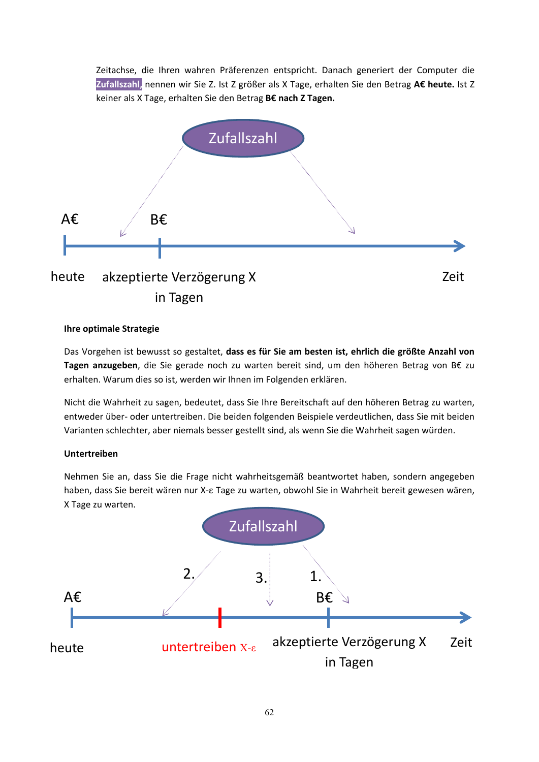Zeitachse, die Ihren wahren Präferenzen entspricht. Danach generiert der Computer die **Zufallszahl,** nennen wir Sie Z. Ist Z größer als X Tage, erhalten Sie den Betrag **A€ heute.** Ist Z keiner als X Tage, erhalten Sie den Betrag **B€ nach Z Tagen.**

Zufallszahl

A€ B€

heute akzeptierte Verzögerung X in Tagen Zeit

**Ihre optimale Strategie**

Das Vorgehen ist bewusst so gestaltet, **dass es für Sie am besten ist, ehrlich die größte Anzahl von Tagen anzugeben**, die Sie gerade noch zu warten bereit sind, um den höheren Betrag von B€ zu erhalten. Warum dies so ist, werden wir Ihnen im Folgenden erklären.

Nicht die Wahrheit zu sagen, bedeutet, dass Sie Ihre Bereitschaft auf den höheren Betrag zu warten, entweder über- oder untertreiben. Die beiden folgenden Beispiele verdeutlichen, dass Sie mit beiden Varianten schlechter, aber niemals besser gestellt sind, als wenn Sie die Wahrheit sagen würden.

**Untertreiben**

Nehmen Sie an, dass Sie die Frage nicht wahrheitsgemäß beantwortet haben, sondern angegeben haben, dass Sie bereit wären nur X-ε Tage zu warten, obwohl Sie in Wahrheit bereit gewesen wären, X Tage zu warten.

Zufallszahl

2. 3. 1.

A€ B€

heute untertreiben X-ε akzeptierte Verzögerung X in Tagen Zeit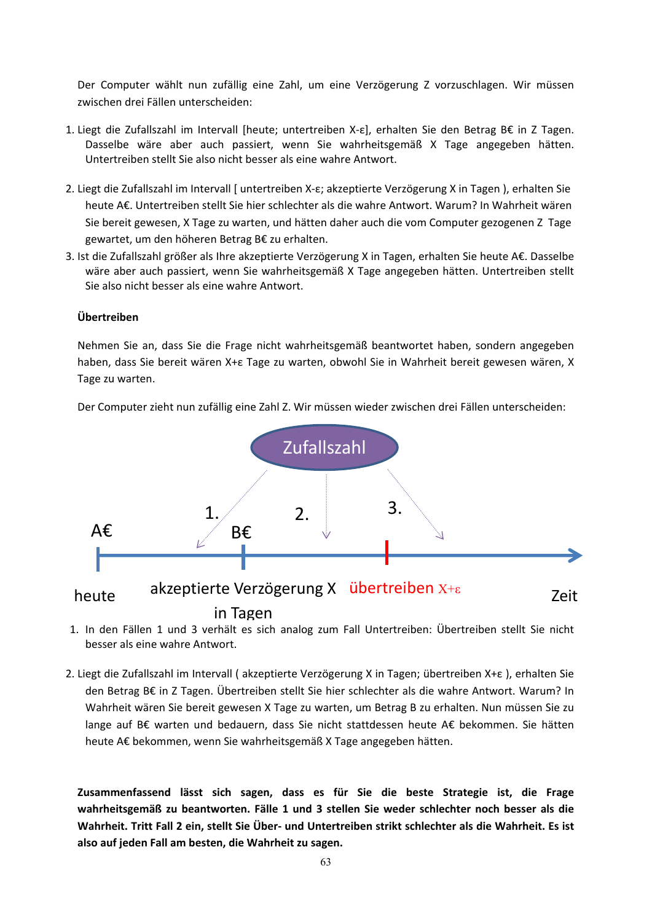Der Computer wählt nun zufällig eine Zahl, um eine Verzögerung Z vorzuschlagen. Wir müssen zwischen drei Fällen unterscheiden:

1. Liegt die Zufallszahl im Intervall [heute; untertreiben X-ε], erhalten Sie den Betrag B€ in Z Tagen. Dasselbe wäre aber auch passiert, wenn Sie wahrheitsgemäß X Tage angegeben hätten. Untertreiben stellt Sie also nicht besser als eine wahre Antwort.

2. Liegt die Zufallszahl im Intervall [ untertreiben X-ε; akzeptierte Verzögerung X in Tagen ), erhalten Sie heute A€. Untertreiben stellt Sie hier schlechter als die wahre Antwort. Warum? In Wahrheit wären Sie bereit gewesen, X Tage zu warten, und hätten daher auch die vom Computer gezogenen Z Tage gewartet, um den höheren Betrag B€ zu erhalten.
3. Ist die Zufallszahl größer als Ihre akzeptierte Verzögerung X in Tagen, erhalten Sie heute A€. Dasselbe wäre aber auch passiert, wenn Sie wahrheitsgemäß X Tage angegeben hätten. Untertreiben stellt Sie also nicht besser als eine wahre Antwort.

**Übertreiben**

Nehmen Sie an, dass Sie die Frage nicht wahrheitsgemäß beantwortet haben, sondern angegeben haben, dass Sie bereit wären X+ε Tage zu warten, obwohl Sie in Wahrheit bereit gewesen wären, X Tage zu warten.

Der Computer zieht nun zufällig eine Zahl Z. Wir müssen wieder zwischen drei Fällen unterscheiden:

Zufallszahl

1. 2. 3.

A€ B€

heute | akzeptierte Verzögerung X in Tagen | übertreiben X+ε | Zeit

1. In den Fällen 1 und 3 verhält es sich analog zum Fall Untertreiben: Übertreiben stellt Sie nicht besser als eine wahre Antwort.

2. Liegt die Zufallszahl im Intervall ( akzeptierte Verzögerung X in Tagen; übertreiben X+ε ), erhalten Sie den Betrag B€ in Z Tagen. Übertreiben stellt Sie hier schlechter als die wahre Antwort. Warum? In Wahrheit wären Sie bereit gewesen X Tage zu warten, um Betrag B zu erhalten. Nun müssen Sie zu lange auf B€ warten und bedauern, dass Sie nicht stattdessen heute A€ bekommen. Sie hätten heute A€ bekommen, wenn Sie wahrheitsgemäß X Tage angegeben hätten.

**Zusammenfassend lässt sich sagen, dass es für Sie die beste Strategie ist, die Frage wahrheitsgemäß zu beantworten. Fälle 1 und 3 stellen Sie weder schlechter noch besser als die Wahrheit. Tritt Fall 2 ein, stellt Sie Über- und Untertreiben strikt schlechter als die Wahrheit. Es ist also auf jeden Fall am besten, die Wahrheit zu sagen.**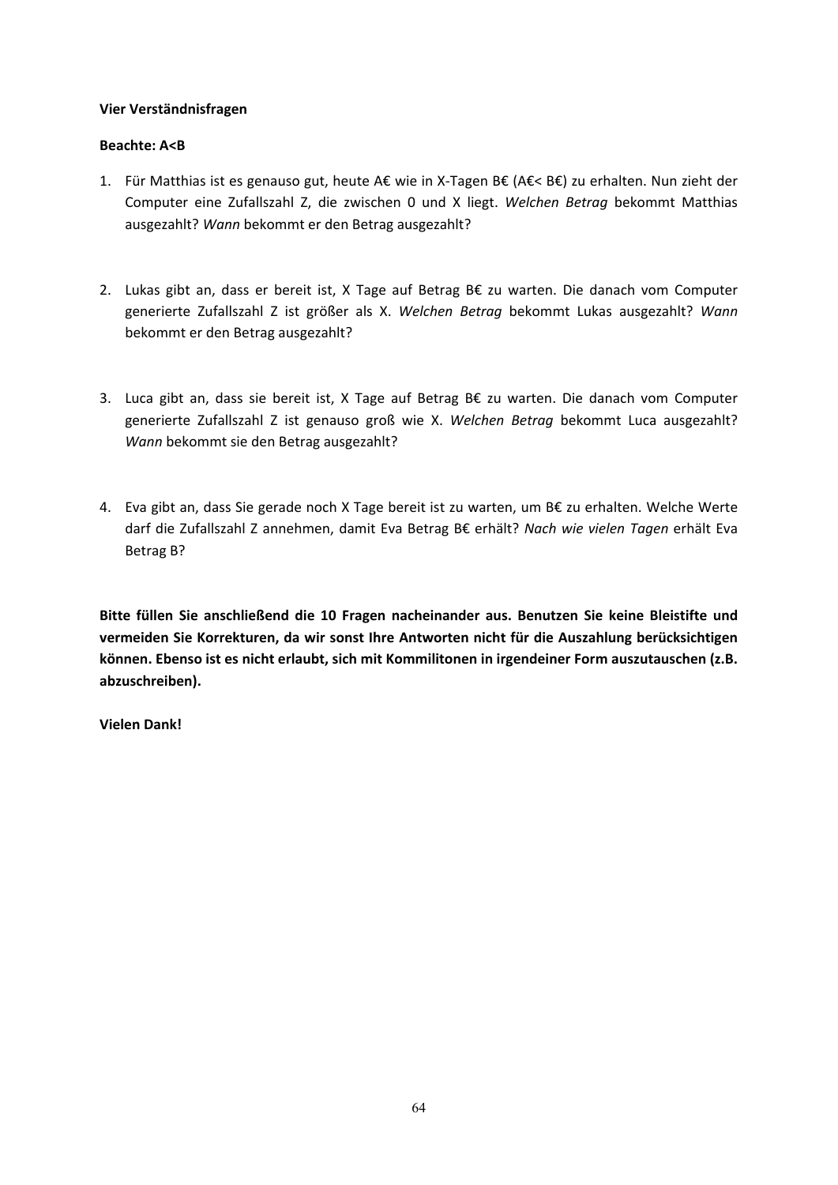**Vier Verständnisfragen**

**Beachte: A<B**

1. Für Matthias ist es genauso gut, heute A€ wie in X-Tagen B€ (A€< B€) zu erhalten. Nun zieht der Computer eine Zufallszahl Z, die zwischen 0 und X liegt. *Welchen Betrag* bekommt Matthias ausgezahlt? *Wann* bekommt er den Betrag ausgezahlt?

2. Lukas gibt an, dass er bereit ist, X Tage auf Betrag B€ zu warten. Die danach vom Computer generierte Zufallszahl Z ist größer als X. *Welchen Betrag* bekommt Lukas ausgezahlt? *Wann* bekommt er den Betrag ausgezahlt?

3. Luca gibt an, dass sie bereit ist, X Tage auf Betrag B€ zu warten. Die danach vom Computer generierte Zufallszahl Z ist genauso groß wie X. *Welchen Betrag* bekommt Luca ausgezahlt? *Wann* bekommt sie den Betrag ausgezahlt?

4. Eva gibt an, dass Sie gerade noch X Tage bereit ist zu warten, um B€ zu erhalten. Welche Werte darf die Zufallszahl Z annehmen, damit Eva Betrag B€ erhält? *Nach wie vielen Tagen* erhält Eva Betrag B?

**Bitte füllen Sie anschließend die 10 Fragen nacheinander aus. Benutzen Sie keine Bleistifte und vermeiden Sie Korrekturen, da wir sonst Ihre Antworten nicht für die Auszahlung berücksichtigen können. Ebenso ist es nicht erlaubt, sich mit Kommilitonen in irgendeiner Form auszutauschen (z.B. abzuschreiben).**

**Vielen Dank!**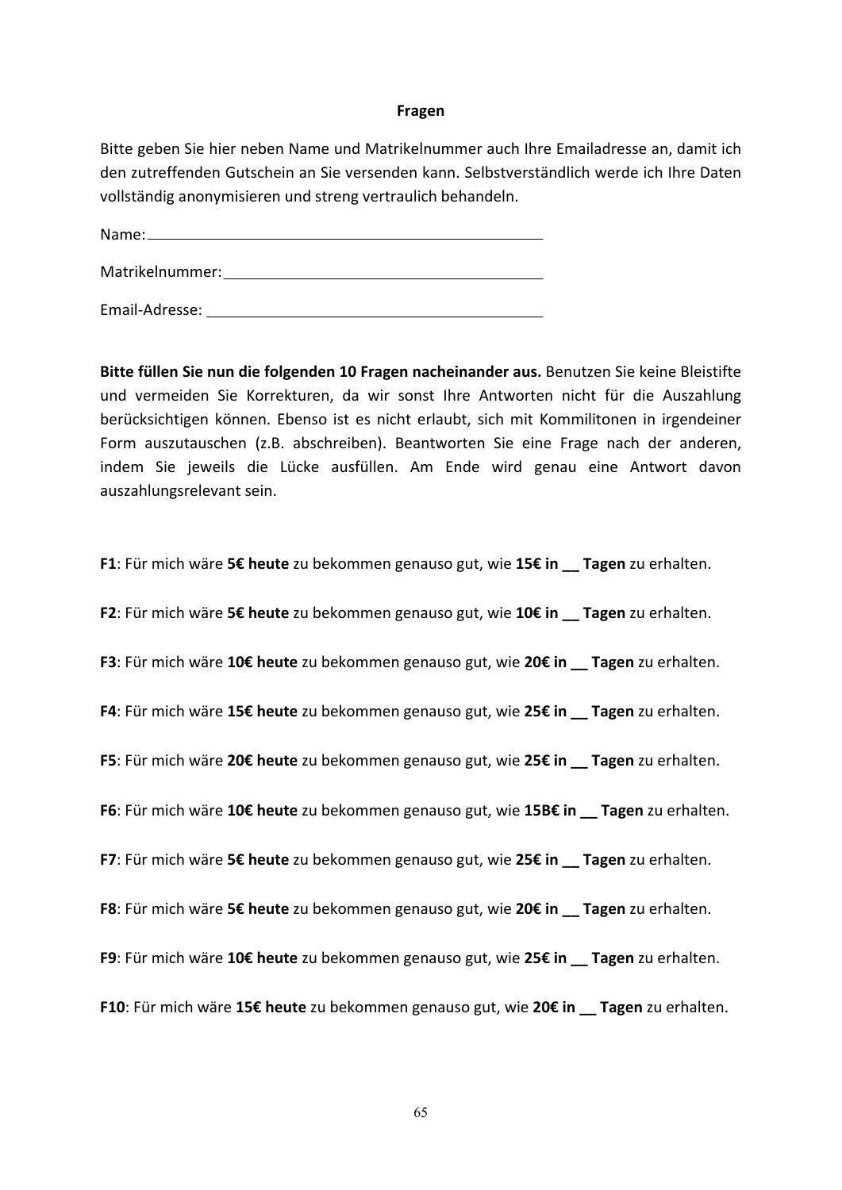**Fragen**

Bitte geben Sie hier neben Name und Matrikelnummer auch Ihre Emailadresse an, damit ich den zutreffenden Gutschein an Sie versenden kann. Selbstverständlich werde ich Ihre Daten vollständig anonymisieren und streng vertraulich behandeln.

Name: ______________________________________________

Matrikelnummer: ______________________________________

Email-Adresse: _______________________________________

**Bitte füllen Sie nun die folgenden 10 Fragen nacheinander aus.** Benutzen Sie keine Bleistifte und vermeiden Sie Korrekturen, da wir sonst Ihre Antworten nicht für die Auszahlung berücksichtigen können. Ebenso ist es nicht erlaubt, sich mit Kommilitonen in irgendeiner Form auszutauschen (z.B. abschreiben). Beantworten Sie eine Frage nach der anderen, indem Sie jeweils die Lücke ausfüllen. Am Ende wird genau eine Antwort davon auszahlungsrelevant sein.

**F1**: Für mich wäre **5€ heute** zu bekommen genauso gut, wie **15€ in __ Tagen** zu erhalten.

**F2**: Für mich wäre **5€ heute** zu bekommen genauso gut, wie **10€ in __ Tagen** zu erhalten.

**F3**: Für mich wäre **10€ heute** zu bekommen genauso gut, wie **20€ in __ Tagen** zu erhalten.

**F4**: Für mich wäre **15€ heute** zu bekommen genauso gut, wie **25€ in __ Tagen** zu erhalten.

**F5**: Für mich wäre **20€ heute** zu bekommen genauso gut, wie **25€ in __ Tagen** zu erhalten.

**F6**: Für mich wäre **10€ heute** zu bekommen genauso gut, wie **15B€ in __ Tagen** zu erhalten.

**F7**: Für mich wäre **5€ heute** zu bekommen genauso gut, wie **25€ in __ Tagen** zu erhalten.

**F8**: Für mich wäre **5€ heute** zu bekommen genauso gut, wie **20€ in __ Tagen** zu erhalten.

**F9**: Für mich wäre **10€ heute** zu bekommen genauso gut, wie **25€ in __ Tagen** zu erhalten.

**F10**: Für mich wäre **15€ heute** zu bekommen genauso gut, wie **20€ in __ Tagen** zu erhalten.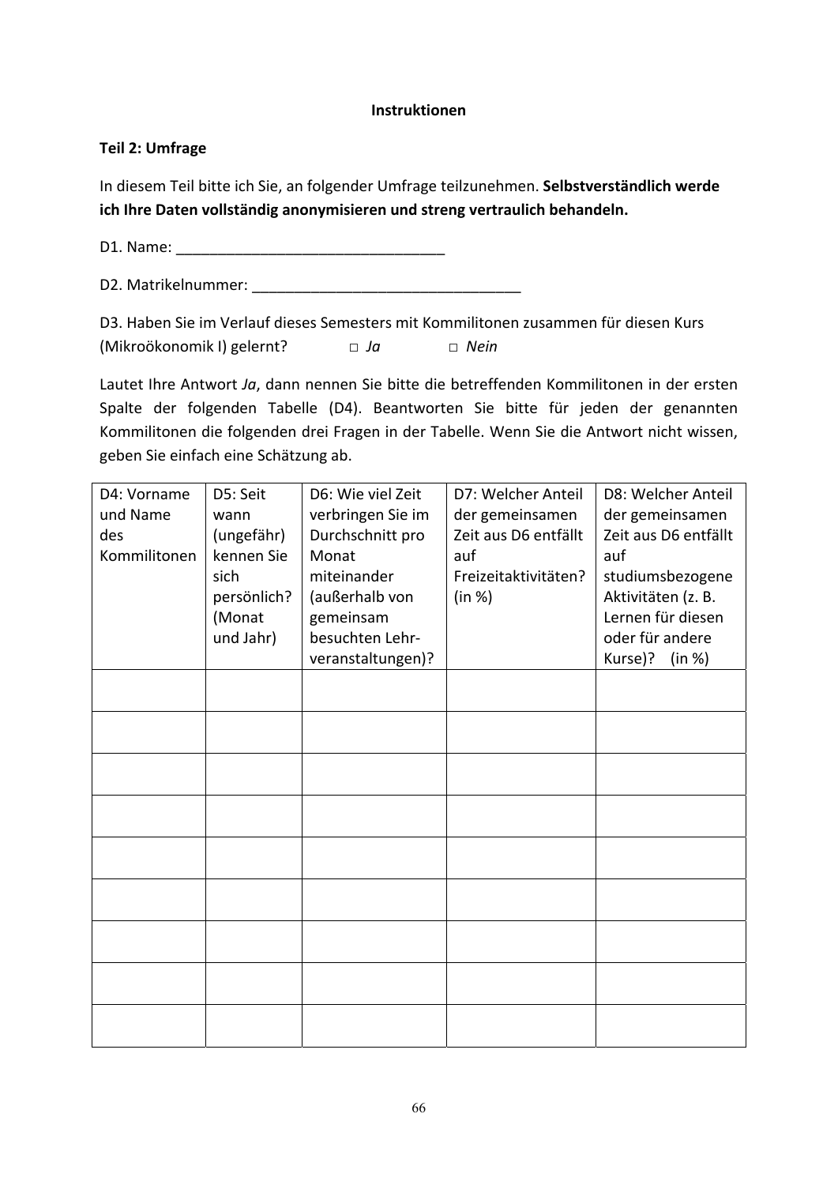**Instruktionen**

**Teil 2: Umfrage**

In diesem Teil bitte ich Sie, an folgender Umfrage teilzunehmen. **Selbstverständlich werde ich Ihre Daten vollständig anonymisieren und streng vertraulich behandeln.**

D1. Name: ________________________________

D2. Matrikelnummer: ________________________________

D3. Haben Sie im Verlauf dieses Semesters mit Kommilitonen zusammen für diesen Kurs (Mikroökonomik I) gelernt? □ *Ja* □ *Nein*

Lautet Ihre Antwort *Ja*, dann nennen Sie bitte die betreffenden Kommilitonen in der ersten Spalte der folgenden Tabelle (D4). Beantworten Sie bitte für jeden der genannten Kommilitonen die folgenden drei Fragen in der Tabelle. Wenn Sie die Antwort nicht wissen, geben Sie einfach eine Schätzung ab.

| D4: Vorname und Name des Kommilitonen | D5: Seit wann (ungefähr) kennen Sie sich persönlich? (Monat und Jahr) | D6: Wie viel Zeit verbringen Sie im Durchschnitt pro Monat miteinander (außerhalb von gemeinsam besuchten Lehr-veranstaltungen)? | D7: Welcher Anteil der gemeinsamen Zeit aus D6 entfällt auf Freizeitaktivitäten? (in %) | D8: Welcher Anteil der gemeinsamen Zeit aus D6 entfällt auf studiumsbezogene Aktivitäten (z. B. Lernen für diesen oder für andere Kurse)? (in %) |
|---|---|---|---|---|
| | | | | |
| | | | | |
| | | | | |
| | | | | |
| | | | | |
| | | | | |
| | | | | |
| | | | | |
| | | | | |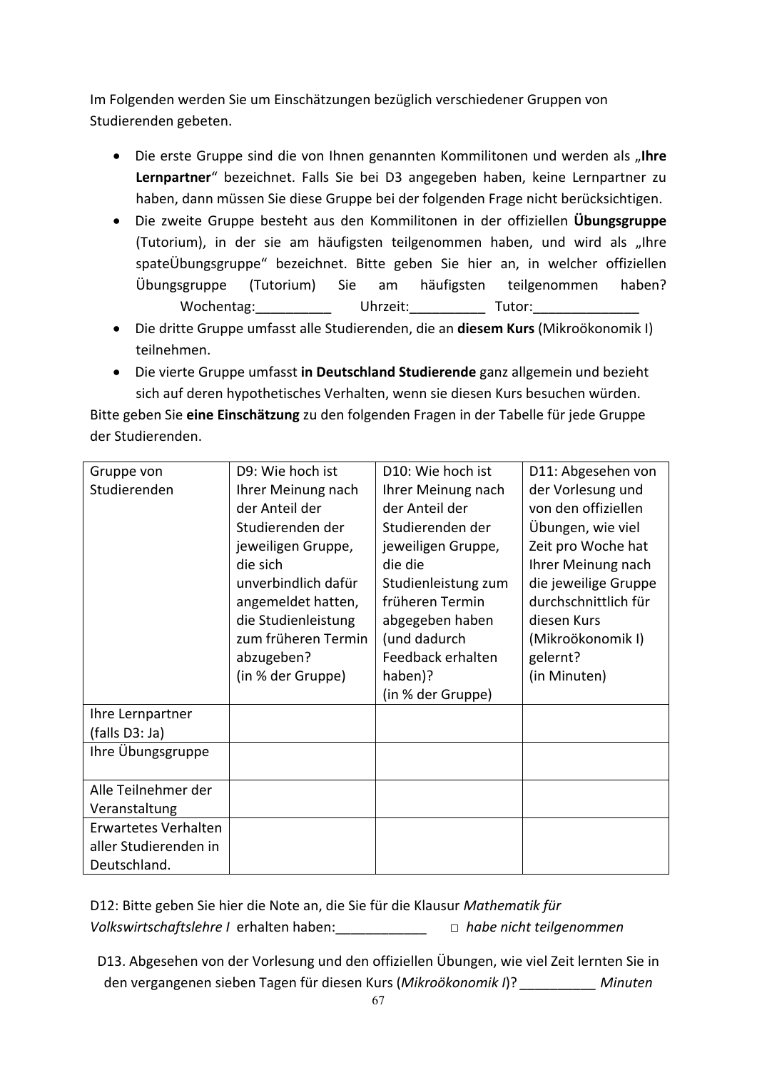Im Folgenden werden Sie um Einschätzungen bezüglich verschiedener Gruppen von Studierenden gebeten.

- Die erste Gruppe sind die von Ihnen genannten Kommilitonen und werden als „**Ihre Lernpartner**" bezeichnet. Falls Sie bei D3 angegeben haben, keine Lernpartner zu haben, dann müssen Sie diese Gruppe bei der folgenden Frage nicht berücksichtigen.
- Die zweite Gruppe besteht aus den Kommilitonen in der offiziellen **Übungsgruppe** (Tutorium), in der sie am häufigsten teilgenommen haben, und wird als „Ihre spateÜbungsgruppe" bezeichnet. Bitte geben Sie hier an, in welcher offiziellen Übungsgruppe (Tutorium) Sie am häufigsten teilgenommen haben?
  Wochentag:__________ Uhrzeit:__________ Tutor:______________
- Die dritte Gruppe umfasst alle Studierenden, die an **diesem Kurs** (Mikroökonomik I) teilnehmen.
- Die vierte Gruppe umfasst **in Deutschland Studierende** ganz allgemein und bezieht sich auf deren hypothetisches Verhalten, wenn sie diesen Kurs besuchen würden.

Bitte geben Sie **eine Einschätzung** zu den folgenden Fragen in der Tabelle für jede Gruppe der Studierenden.

| Gruppe von Studierenden | D9: Wie hoch ist Ihrer Meinung nach der Anteil der Studierenden der jeweiligen Gruppe, die sich unverbindlich dafür angemeldet hatten, die Studienleistung zum früheren Termin abzugeben? (in % der Gruppe) | D10: Wie hoch ist Ihrer Meinung nach der Anteil der Studierenden der jeweiligen Gruppe, die die Studienleistung zum früheren Termin abgegeben haben (und dadurch Feedback erhalten haben)? (in % der Gruppe) | D11: Abgesehen von der Vorlesung und von den offiziellen Übungen, wie viel Zeit pro Woche hat Ihrer Meinung nach die jeweilige Gruppe durchschnittlich für diesen Kurs (Mikroökonomik I) gelernt? (in Minuten) |
|---|---|---|---|
| Ihre Lernpartner (falls D3: Ja) | | | |
| Ihre Übungsgruppe | | | |
| Alle Teilnehmer der Veranstaltung | | | |
| Erwartetes Verhalten aller Studierenden in Deutschland. | | | |

D12: Bitte geben Sie hier die Note an, die Sie für die Klausur *Mathematik für Volkswirtschaftslehre I* erhalten haben:____________ □ *habe nicht teilgenommen*

D13. Abgesehen von der Vorlesung und den offiziellen Übungen, wie viel Zeit lernten Sie in den vergangenen sieben Tagen für diesen Kurs (*Mikroökonomik I*)? __________ *Minuten*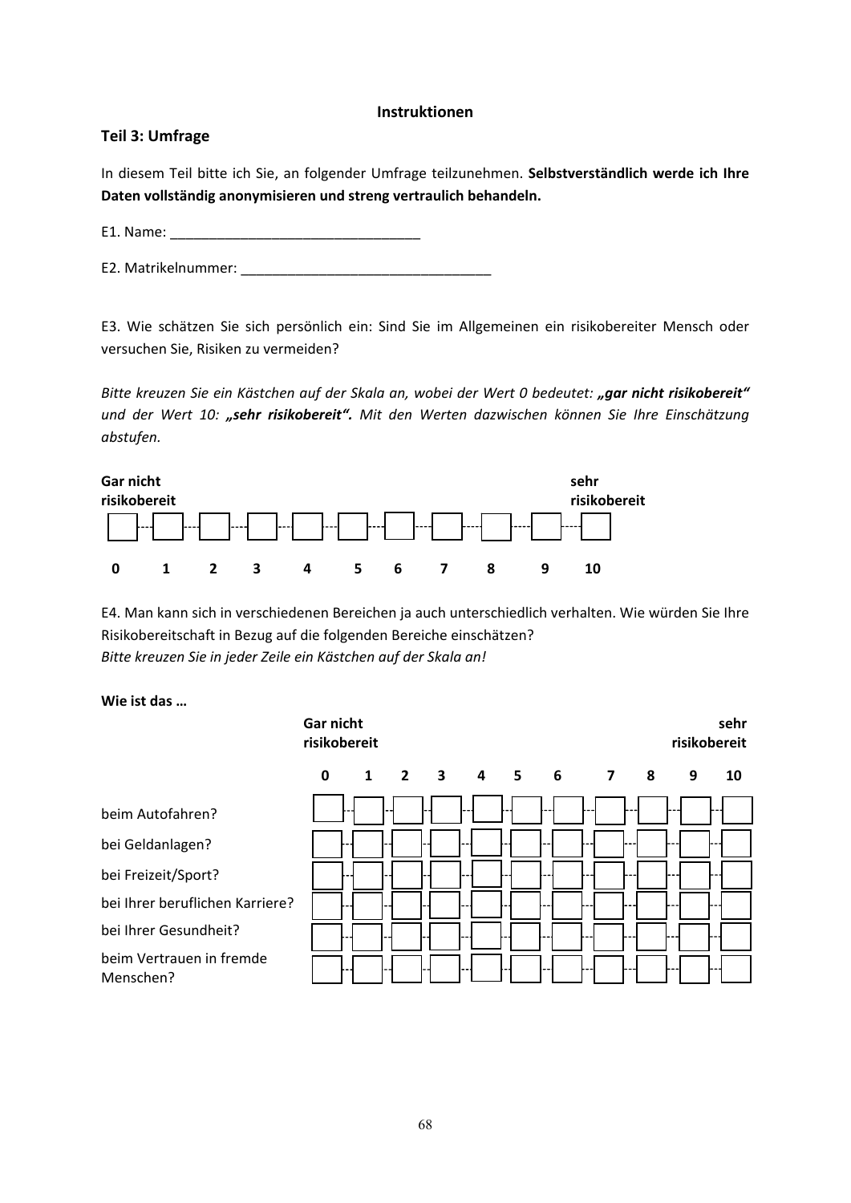**Instruktionen**

## Teil 3: Umfrage

In diesem Teil bitte ich Sie, an folgender Umfrage teilzunehmen. **Selbstverständlich werde ich Ihre Daten vollständig anonymisieren und streng vertraulich behandeln.**

E1. Name: ________________________________

E2. Matrikelnummer: ________________________________

E3. Wie schätzen Sie sich persönlich ein: Sind Sie im Allgemeinen ein risikobereiter Mensch oder versuchen Sie, Risiken zu vermeiden?

*Bitte kreuzen Sie ein Kästchen auf der Skala an, wobei der Wert 0 bedeutet: **„gar nicht risikobereit“** und der Wert 10: **„sehr risikobereit“**. Mit den Werten dazwischen können Sie Ihre Einschätzung abstufen.*

| **Gar nicht risikobereit** | | | | | | | | | | **sehr risikobereit** |
|---|---|---|---|---|---|---|---|---|---|---|
| ☐ | ☐ | ☐ | ☐ | ☐ | ☐ | ☐ | ☐ | ☐ | ☐ | ☐ |
| **0** | **1** | **2** | **3** | **4** | **5** | **6** | **7** | **8** | **9** | **10** |

E4. Man kann sich in verschiedenen Bereichen ja auch unterschiedlich verhalten. Wie würden Sie Ihre Risikobereitschaft in Bezug auf die folgenden Bereiche einschätzen?
*Bitte kreuzen Sie in jeder Zeile ein Kästchen auf der Skala an!*

**Wie ist das …**

| | **Gar nicht risikobereit** | | | | | | | | | | **sehr risikobereit** |
|---|---|---|---|---|---|---|---|---|---|---|---|
| | **0** | **1** | **2** | **3** | **4** | **5** | **6** | **7** | **8** | **9** | **10** |
| beim Autofahren? | ☐ | ☐ | ☐ | ☐ | ☐ | ☐ | ☐ | ☐ | ☐ | ☐ | ☐ |
| bei Geldanlagen? | ☐ | ☐ | ☐ | ☐ | ☐ | ☐ | ☐ | ☐ | ☐ | ☐ | ☐ |
| bei Freizeit/Sport? | ☐ | ☐ | ☐ | ☐ | ☐ | ☐ | ☐ | ☐ | ☐ | ☐ | ☐ |
| bei Ihrer beruflichen Karriere? | ☐ | ☐ | ☐ | ☐ | ☐ | ☐ | ☐ | ☐ | ☐ | ☐ | ☐ |
| bei Ihrer Gesundheit? | ☐ | ☐ | ☐ | ☐ | ☐ | ☐ | ☐ | ☐ | ☐ | ☐ | ☐ |
| beim Vertrauen in fremde Menschen? | ☐ | ☐ | ☐ | ☐ | ☐ | ☐ | ☐ | ☐ | ☐ | ☐ | ☐ |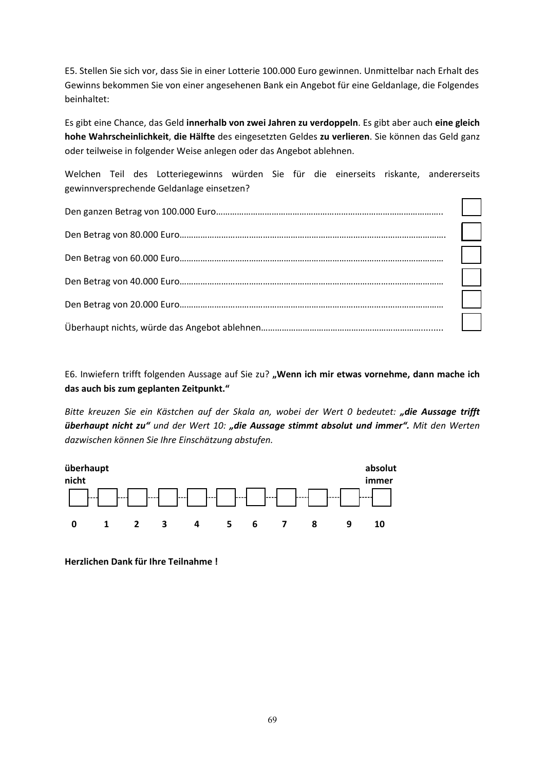E5. Stellen Sie sich vor, dass Sie in einer Lotterie 100.000 Euro gewinnen. Unmittelbar nach Erhalt des Gewinns bekommen Sie von einer angesehenen Bank ein Angebot für eine Geldanlage, die Folgendes beinhaltet:

Es gibt eine Chance, das Geld **innerhalb von zwei Jahren zu verdoppeln**. Es gibt aber auch **eine gleich hohe Wahrscheinlichkeit**, **die Hälfte** des eingesetzten Geldes **zu verlieren**. Sie können das Geld ganz oder teilweise in folgender Weise anlegen oder das Angebot ablehnen.

Welchen Teil des Lotteriegewinns würden Sie für die einerseits riskante, andererseits gewinnversprechende Geldanlage einsetzen?

- Den ganzen Betrag von 100.000 Euro………………………………………………………………………………… ☐
- Den Betrag von 80.000 Euro…………………………………………………………………………………………… ☐
- Den Betrag von 60.000 Euro…………………………………………………………………………………………… ☐
- Den Betrag von 40.000 Euro…………………………………………………………………………………………… ☐
- Den Betrag von 20.000 Euro…………………………………………………………………………………………… ☐
- Überhaupt nichts, würde das Angebot ablehnen……………………………………………………………...... ☐

E6. Inwiefern trifft folgenden Aussage auf Sie zu? **„Wenn ich mir etwas vornehme, dann mache ich das auch bis zum geplanten Zeitpunkt."**

*Bitte kreuzen Sie ein Kästchen auf der Skala an, wobei der Wert 0 bedeutet: **„die Aussage trifft überhaupt nicht zu"** und der Wert 10: **„die Aussage stimmt absolut und immer".** Mit den Werten dazwischen können Sie Ihre Einschätzung abstufen.*

| überhaupt nicht | | | | | | | | | | absolut immer |
|---|---|---|---|---|---|---|---|---|---|---|
| ☐ | ☐ | ☐ | ☐ | ☐ | ☐ | ☐ | ☐ | ☐ | ☐ | ☐ |
| **0** | **1** | **2** | **3** | **4** | **5** | **6** | **7** | **8** | **9** | **10** |

**Herzlichen Dank für Ihre Teilnahme !**